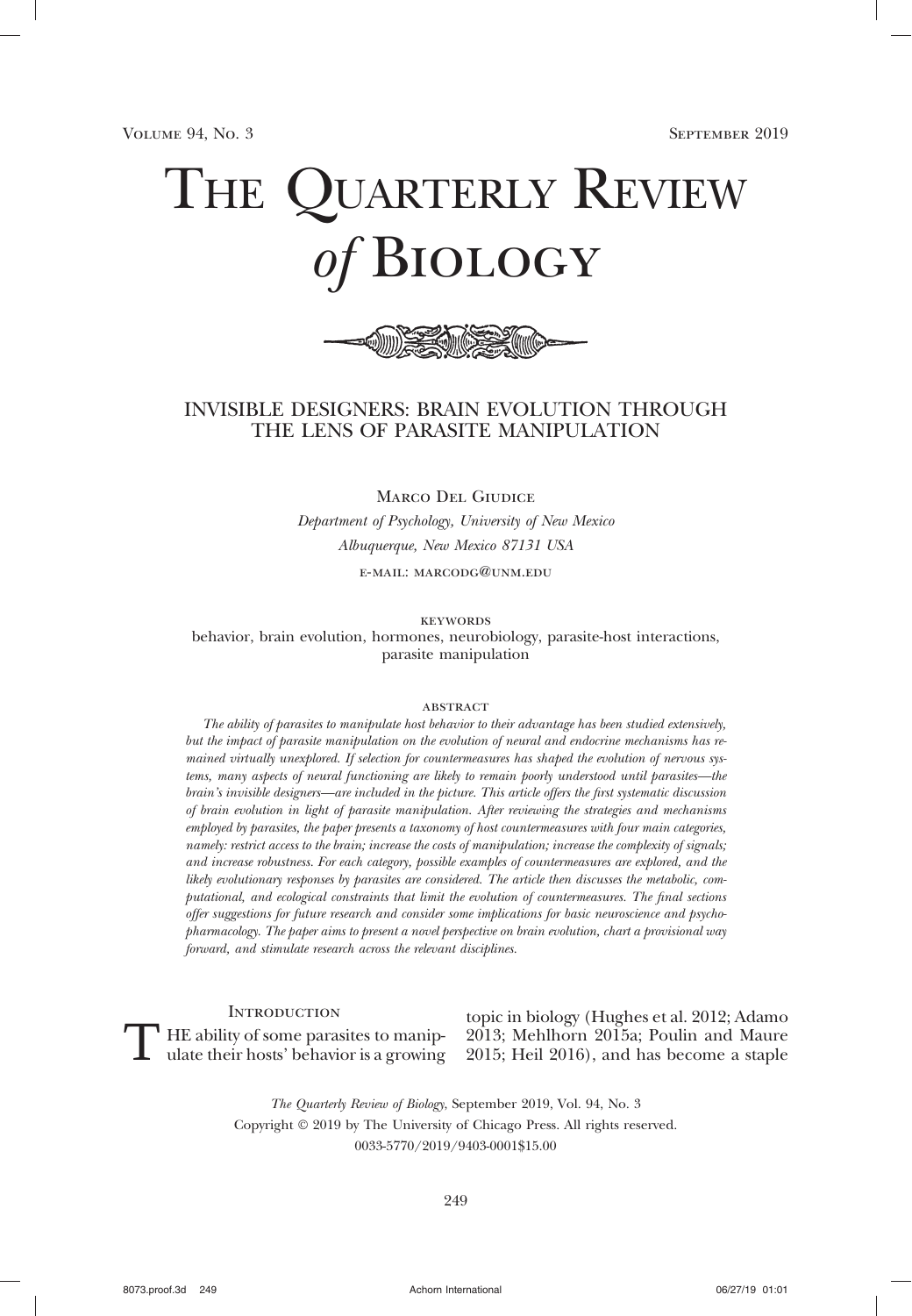# THE QUARTERLY REVIEW *of* BIOLOGY

## INVISIBLE DESIGNERS: BRAIN EVOLUTION THROUGH THE LENS OF PARASITE MANIPULATION

Marco Del Giudice

*Department of Psychology, University of New Mexico*
*Albuquerque, New Mexico 87131 USA*

e-mail: marcodg@unm.edu

KEYWORDS

behavior, brain evolution, hormones, neurobiology, parasite-host interactions, parasite manipulation

ABSTRACT

*The ability of parasites to manipulate host behavior to their advantage has been studied extensively, but the impact of parasite manipulation on the evolution of neural and endocrine mechanisms has remained virtually unexplored. If selection for countermeasures has shaped the evolution of nervous systems, many aspects of neural functioning are likely to remain poorly understood until parasites—the brain's invisible designers—are included in the picture. This article offers the first systematic discussion of brain evolution in light of parasite manipulation. After reviewing the strategies and mechanisms employed by parasites, the paper presents a taxonomy of host countermeasures with four main categories, namely: restrict access to the brain; increase the costs of manipulation; increase the complexity of signals; and increase robustness. For each category, possible examples of countermeasures are explored, and the likely evolutionary responses by parasites are considered. The article then discusses the metabolic, computational, and ecological constraints that limit the evolution of countermeasures. The final sections offer suggestions for future research and consider some implications for basic neuroscience and psychopharmacology. The paper aims to present a novel perspective on brain evolution, chart a provisional way forward, and stimulate research across the relevant disciplines.*

### Introduction

THE ability of some parasites to manipulate their hosts' behavior is a growing topic in biology (Hughes et al. 2012; Adamo 2013; Mehlhorn 2015a; Poulin and Maure 2015; Heil 2016), and has become a staple

*The Quarterly Review of Biology*, September 2019, Vol. 94, No. 3
Copyright © 2019 by The University of Chicago Press. All rights reserved.
0033-5770/2019/9403-0001$15.00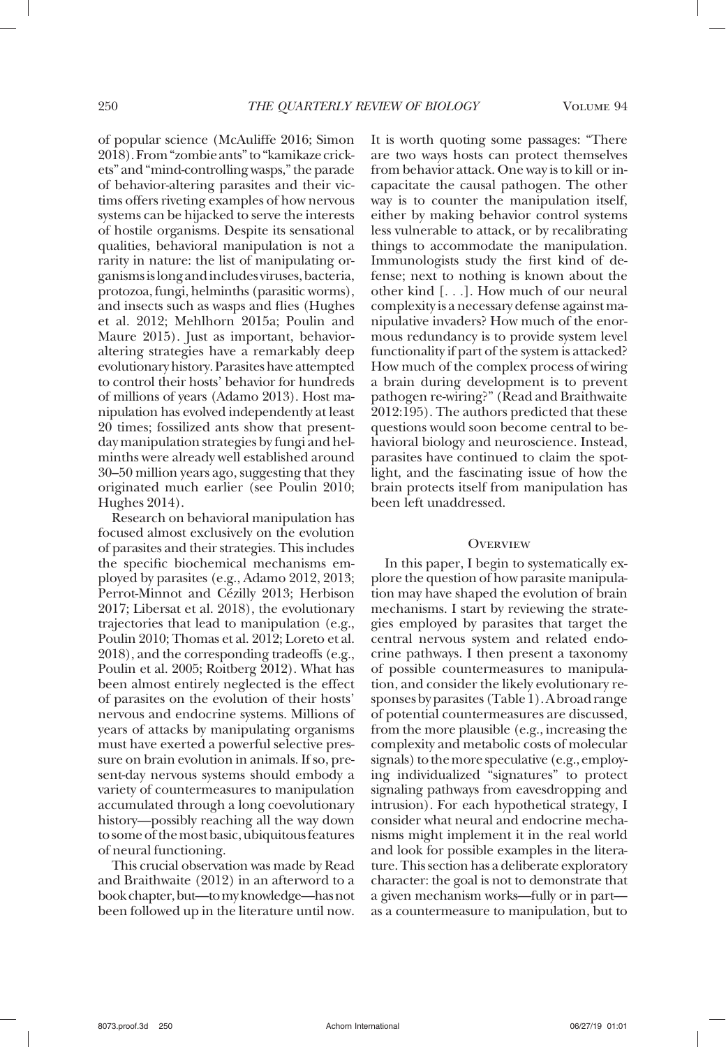of popular science (McAuliffe 2016; Simon 2018). From "zombie ants" to "kamikaze crickets" and "mind-controlling wasps," the parade of behavior-altering parasites and their victims offers riveting examples of how nervous systems can be hijacked to serve the interests of hostile organisms. Despite its sensational qualities, behavioral manipulation is not a rarity in nature: the list of manipulating organisms is long and includes viruses, bacteria, protozoa, fungi, helminths (parasitic worms), and insects such as wasps and flies (Hughes et al. 2012; Mehlhorn 2015a; Poulin and Maure 2015). Just as important, behavior-altering strategies have a remarkably deep evolutionary history. Parasites have attempted to control their hosts' behavior for hundreds of millions of years (Adamo 2013). Host manipulation has evolved independently at least 20 times; fossilized ants show that present-day manipulation strategies by fungi and helminths were already well established around 30–50 million years ago, suggesting that they originated much earlier (see Poulin 2010; Hughes 2014).

Research on behavioral manipulation has focused almost exclusively on the evolution of parasites and their strategies. This includes the specific biochemical mechanisms employed by parasites (e.g., Adamo 2012, 2013; Perrot-Minnot and Cézilly 2013; Herbison 2017; Libersat et al. 2018), the evolutionary trajectories that lead to manipulation (e.g., Poulin 2010; Thomas et al. 2012; Loreto et al. 2018), and the corresponding tradeoffs (e.g., Poulin et al. 2005; Roitberg 2012). What has been almost entirely neglected is the effect of parasites on the evolution of their hosts' nervous and endocrine systems. Millions of years of attacks by manipulating organisms must have exerted a powerful selective pressure on brain evolution in animals. If so, present-day nervous systems should embody a variety of countermeasures to manipulation accumulated through a long coevolutionary history—possibly reaching all the way down to some of the most basic, ubiquitous features of neural functioning.

This crucial observation was made by Read and Braithwaite (2012) in an afterword to a book chapter, but—to my knowledge—has not been followed up in the literature until now. It is worth quoting some passages: "There are two ways hosts can protect themselves from behavior attack. One way is to kill or incapacitate the causal pathogen. The other way is to counter the manipulation itself, either by making behavior control systems less vulnerable to attack, or by recalibrating things to accommodate the manipulation. Immunologists study the first kind of defense; next to nothing is known about the other kind [. . .]. How much of our neural complexity is a necessary defense against manipulative invaders? How much of the enormous redundancy is to provide system level functionality if part of the system is attacked? How much of the complex process of wiring a brain during development is to prevent pathogen re-wiring?" (Read and Braithwaite 2012:195). The authors predicted that these questions would soon become central to behavioral biology and neuroscience. Instead, parasites have continued to claim the spotlight, and the fascinating issue of how the brain protects itself from manipulation has been left unaddressed.

## Overview

In this paper, I begin to systematically explore the question of how parasite manipulation may have shaped the evolution of brain mechanisms. I start by reviewing the strategies employed by parasites that target the central nervous system and related endocrine pathways. I then present a taxonomy of possible countermeasures to manipulation, and consider the likely evolutionary responses by parasites (Table 1). A broad range of potential countermeasures are discussed, from the more plausible (e.g., increasing the complexity and metabolic costs of molecular signals) to the more speculative (e.g., employing individualized "signatures" to protect signaling pathways from eavesdropping and intrusion). For each hypothetical strategy, I consider what neural and endocrine mechanisms might implement it in the real world and look for possible examples in the literature. This section has a deliberate exploratory character: the goal is not to demonstrate that a given mechanism works—fully or in part—as a countermeasure to manipulation, but to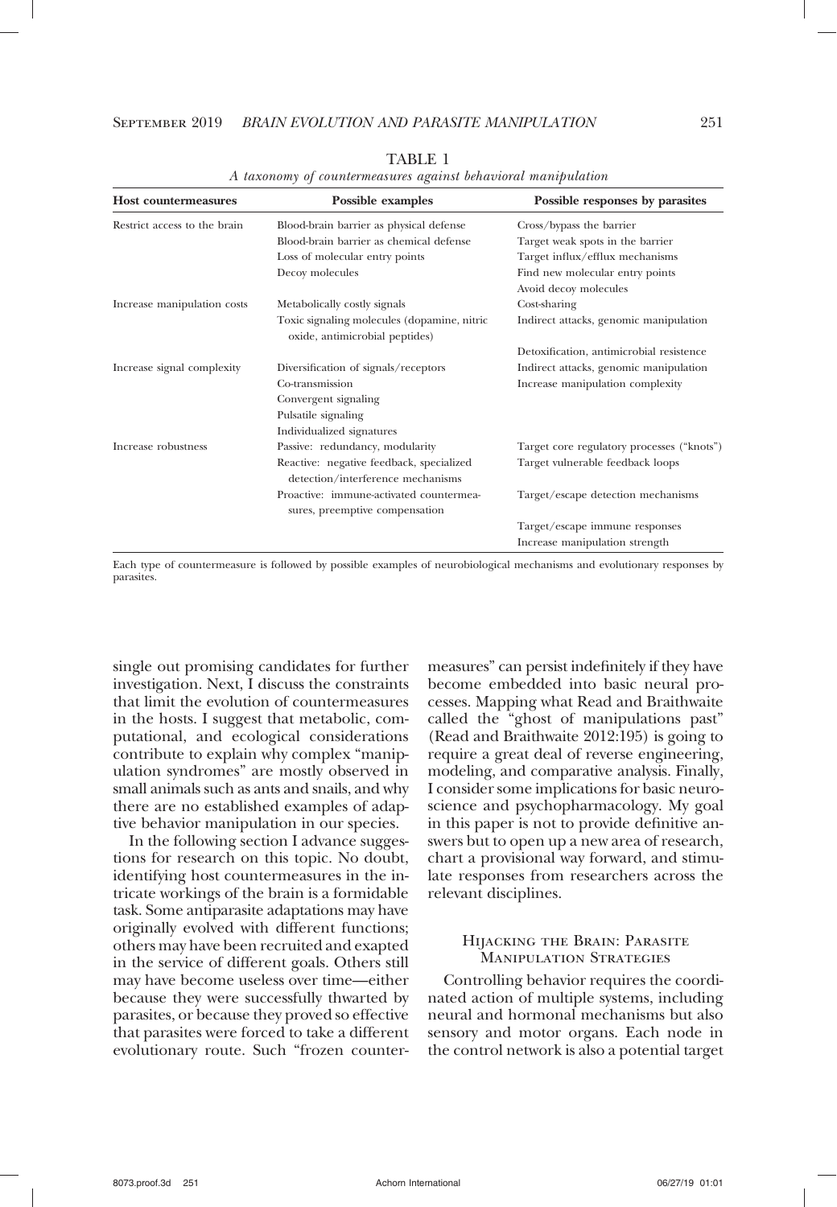TABLE 1

*A taxonomy of countermeasures against behavioral manipulation*

| Host countermeasures | Possible examples | Possible responses by parasites |
|---|---|---|
| Restrict access to the brain | Blood-brain barrier as physical defense | Cross/bypass the barrier |
| | Blood-brain barrier as chemical defense | Target weak spots in the barrier |
| | Loss of molecular entry points | Target influx/efflux mechanisms |
| | Decoy molecules | Find new molecular entry points |
| | | Avoid decoy molecules |
| Increase manipulation costs | Metabolically costly signals | Cost-sharing |
| | Toxic signaling molecules (dopamine, nitric oxide, antimicrobial peptides) | Indirect attacks, genomic manipulation |
| | | Detoxification, antimicrobial resistence |
| Increase signal complexity | Diversification of signals/receptors | Indirect attacks, genomic manipulation |
| | Co-transmission | Increase manipulation complexity |
| | Convergent signaling | |
| | Pulsatile signaling | |
| | Individualized signatures | |
| Increase robustness | Passive: redundancy, modularity | Target core regulatory processes ("knots") |
| | Reactive: negative feedback, specialized detection/interference mechanisms | Target vulnerable feedback loops |
| | Proactive: immune-activated countermeasures, preemptive compensation | Target/escape detection mechanisms |
| | | Target/escape immune responses |
| | | Increase manipulation strength |

Each type of countermeasure is followed by possible examples of neurobiological mechanisms and evolutionary responses by parasites.

single out promising candidates for further investigation. Next, I discuss the constraints that limit the evolution of countermeasures in the hosts. I suggest that metabolic, computational, and ecological considerations contribute to explain why complex "manipulation syndromes" are mostly observed in small animals such as ants and snails, and why there are no established examples of adaptive behavior manipulation in our species.

In the following section I advance suggestions for research on this topic. No doubt, identifying host countermeasures in the intricate workings of the brain is a formidable task. Some antiparasite adaptations may have originally evolved with different functions; others may have been recruited and exapted in the service of different goals. Others still may have become useless over time—either because they were successfully thwarted by parasites, or because they proved so effective that parasites were forced to take a different evolutionary route. Such "frozen countermeasures" can persist indefinitely if they have become embedded into basic neural processes. Mapping what Read and Braithwaite called the "ghost of manipulations past" (Read and Braithwaite 2012:195) is going to require a great deal of reverse engineering, modeling, and comparative analysis. Finally, I consider some implications for basic neuroscience and psychopharmacology. My goal in this paper is not to provide definitive answers but to open up a new area of research, chart a provisional way forward, and stimulate responses from researchers across the relevant disciplines.

## Hijacking the Brain: Parasite Manipulation Strategies

Controlling behavior requires the coordinated action of multiple systems, including neural and hormonal mechanisms but also sensory and motor organs. Each node in the control network is also a potential target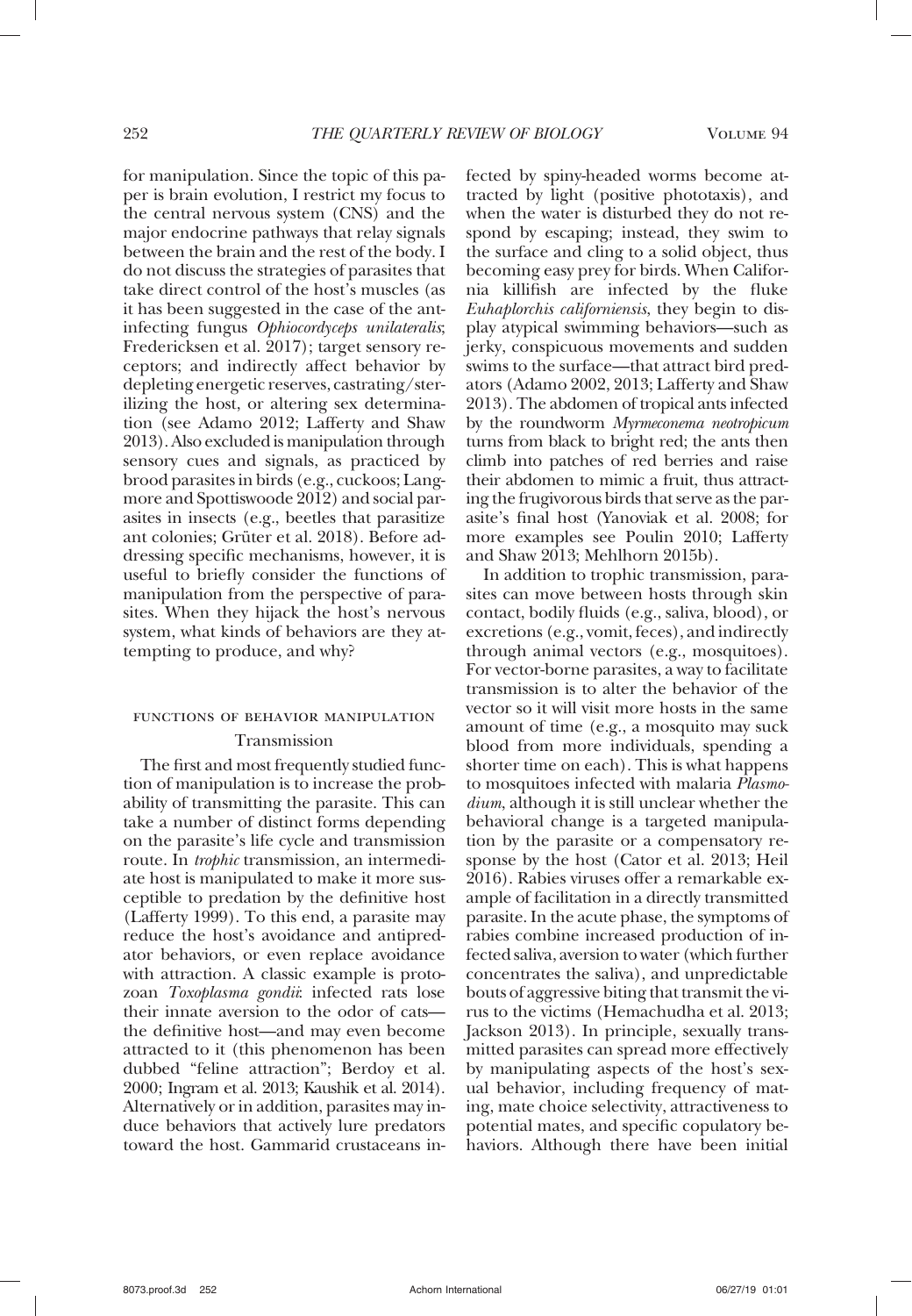for manipulation. Since the topic of this paper is brain evolution, I restrict my focus to the central nervous system (CNS) and the major endocrine pathways that relay signals between the brain and the rest of the body. I do not discuss the strategies of parasites that take direct control of the host's muscles (as it has been suggested in the case of the ant-infecting fungus *Ophiocordyceps unilateralis*; Fredericksen et al. 2017); target sensory receptors; and indirectly affect behavior by depleting energetic reserves, castrating/sterilizing the host, or altering sex determination (see Adamo 2012; Lafferty and Shaw 2013). Also excluded is manipulation through sensory cues and signals, as practiced by brood parasites in birds (e.g., cuckoos; Langmore and Spottiswoode 2012) and social parasites in insects (e.g., beetles that parasitize ant colonies; Grüter et al. 2018). Before addressing specific mechanisms, however, it is useful to briefly consider the functions of manipulation from the perspective of parasites. When they hijack the host's nervous system, what kinds of behaviors are they attempting to produce, and why?

## Functions of Behavior Manipulation

### Transmission

The first and most frequently studied function of manipulation is to increase the probability of transmitting the parasite. This can take a number of distinct forms depending on the parasite's life cycle and transmission route. In *trophic* transmission, an intermediate host is manipulated to make it more susceptible to predation by the definitive host (Lafferty 1999). To this end, a parasite may reduce the host's avoidance and antipredator behaviors, or even replace avoidance with attraction. A classic example is protozoan *Toxoplasma gondii*: infected rats lose their innate aversion to the odor of cats—the definitive host—and may even become attracted to it (this phenomenon has been dubbed "feline attraction"; Berdoy et al. 2000; Ingram et al. 2013; Kaushik et al. 2014). Alternatively or in addition, parasites may induce behaviors that actively lure predators toward the host. Gammarid crustaceans infected by spiny-headed worms become attracted by light (positive phototaxis), and when the water is disturbed they do not respond by escaping; instead, they swim to the surface and cling to a solid object, thus becoming easy prey for birds. When California killifish are infected by the fluke *Euhaplorchis californiensis*, they begin to display atypical swimming behaviors—such as jerky, conspicuous movements and sudden swims to the surface—that attract bird predators (Adamo 2002, 2013; Lafferty and Shaw 2013). The abdomen of tropical ants infected by the roundworm *Myrmeconema neotropicum* turns from black to bright red; the ants then climb into patches of red berries and raise their abdomen to mimic a fruit, thus attracting the frugivorous birds that serve as the parasite's final host (Yanoviak et al. 2008; for more examples see Poulin 2010; Lafferty and Shaw 2013; Mehlhorn 2015b).

In addition to trophic transmission, parasites can move between hosts through skin contact, bodily fluids (e.g., saliva, blood), or excretions (e.g., vomit, feces), and indirectly through animal vectors (e.g., mosquitoes). For vector-borne parasites, a way to facilitate transmission is to alter the behavior of the vector so it will visit more hosts in the same amount of time (e.g., a mosquito may suck blood from more individuals, spending a shorter time on each). This is what happens to mosquitoes infected with malaria *Plasmodium*, although it is still unclear whether the behavioral change is a targeted manipulation by the parasite or a compensatory response by the host (Cator et al. 2013; Heil 2016). Rabies viruses offer a remarkable example of facilitation in a directly transmitted parasite. In the acute phase, the symptoms of rabies combine increased production of infected saliva, aversion to water (which further concentrates the saliva), and unpredictable bouts of aggressive biting that transmit the virus to the victims (Hemachudha et al. 2013; Jackson 2013). In principle, sexually transmitted parasites can spread more effectively by manipulating aspects of the host's sexual behavior, including frequency of mating, mate choice selectivity, attractiveness to potential mates, and specific copulatory behaviors. Although there have been initial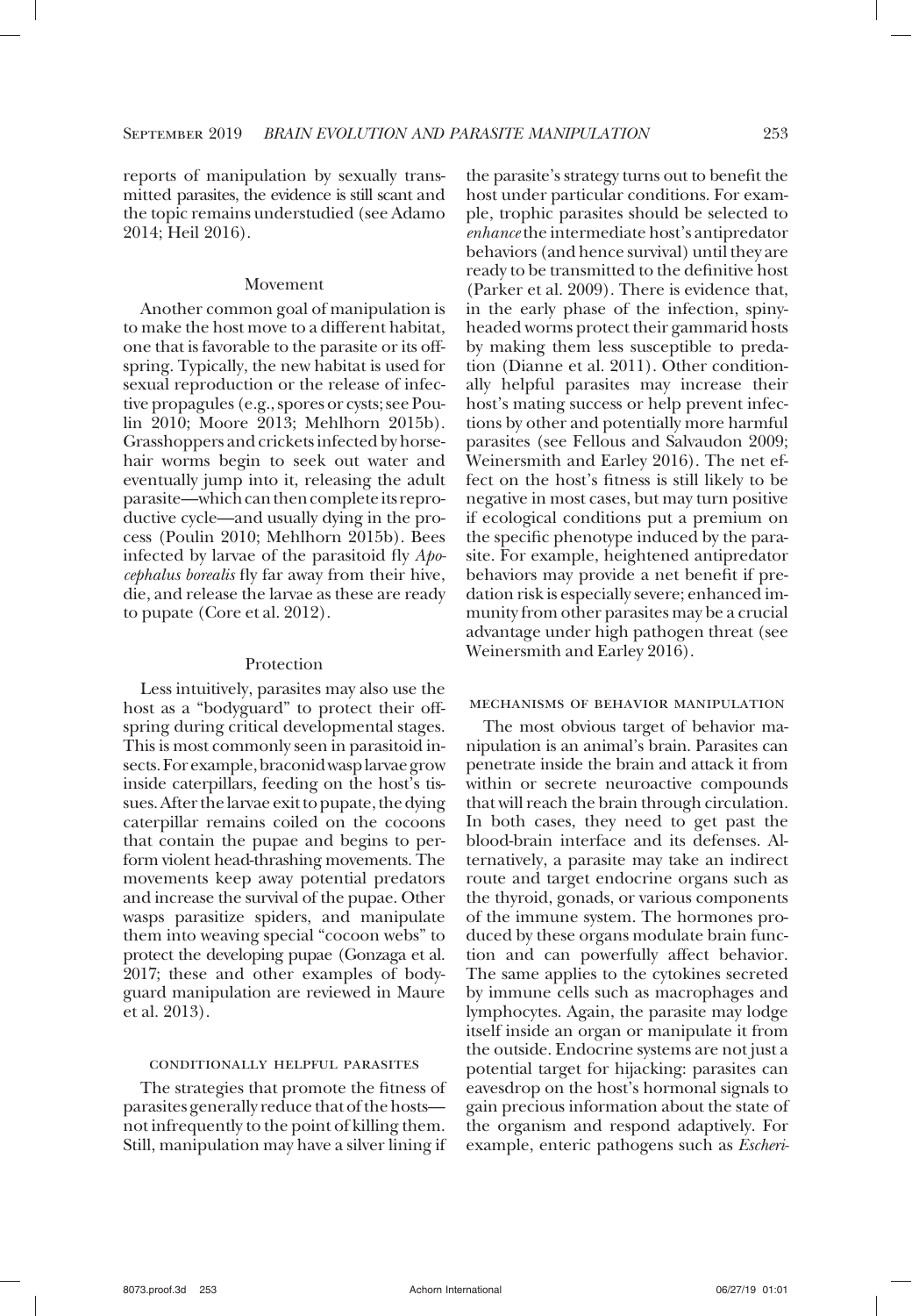reports of manipulation by sexually transmitted parasites, the evidence is still scant and the topic remains understudied (see Adamo 2014; Heil 2016).

### Movement

Another common goal of manipulation is to make the host move to a different habitat, one that is favorable to the parasite or its offspring. Typically, the new habitat is used for sexual reproduction or the release of infective propagules (e.g., spores or cysts; see Poulin 2010; Moore 2013; Mehlhorn 2015b). Grasshoppers and crickets infected by horsehair worms begin to seek out water and eventually jump into it, releasing the adult parasite—which can then complete its reproductive cycle—and usually dying in the process (Poulin 2010; Mehlhorn 2015b). Bees infected by larvae of the parasitoid fly *Apocephalus borealis* fly far away from their hive, die, and release the larvae as these are ready to pupate (Core et al. 2012).

### Protection

Less intuitively, parasites may also use the host as a "bodyguard" to protect their offspring during critical developmental stages. This is most commonly seen in parasitoid insects. For example, braconid wasp larvae grow inside caterpillars, feeding on the host's tissues. After the larvae exit to pupate, the dying caterpillar remains coiled on the cocoons that contain the pupae and begins to perform violent head-thrashing movements. The movements keep away potential predators and increase the survival of the pupae. Other wasps parasitize spiders, and manipulate them into weaving special "cocoon webs" to protect the developing pupae (Gonzaga et al. 2017; these and other examples of bodyguard manipulation are reviewed in Maure et al. 2013).

## Conditionally Helpful Parasites

The strategies that promote the fitness of parasites generally reduce that of the hosts—not infrequently to the point of killing them. Still, manipulation may have a silver lining if the parasite's strategy turns out to benefit the host under particular conditions. For example, trophic parasites should be selected to *enhance* the intermediate host's antipredator behaviors (and hence survival) until they are ready to be transmitted to the definitive host (Parker et al. 2009). There is evidence that, in the early phase of the infection, spiny-headed worms protect their gammarid hosts by making them less susceptible to predation (Dianne et al. 2011). Other conditionally helpful parasites may increase their host's mating success or help prevent infections by other and potentially more harmful parasites (see Fellous and Salvaudon 2009; Weinersmith and Earley 2016). The net effect on the host's fitness is still likely to be negative in most cases, but may turn positive if ecological conditions put a premium on the specific phenotype induced by the parasite. For example, heightened antipredator behaviors may provide a net benefit if predation risk is especially severe; enhanced immunity from other parasites may be a crucial advantage under high pathogen threat (see Weinersmith and Earley 2016).

## Mechanisms of Behavior Manipulation

The most obvious target of behavior manipulation is an animal's brain. Parasites can penetrate inside the brain and attack it from within or secrete neuroactive compounds that will reach the brain through circulation. In both cases, they need to get past the blood-brain interface and its defenses. Alternatively, a parasite may take an indirect route and target endocrine organs such as the thyroid, gonads, or various components of the immune system. The hormones produced by these organs modulate brain function and can powerfully affect behavior. The same applies to the cytokines secreted by immune cells such as macrophages and lymphocytes. Again, the parasite may lodge itself inside an organ or manipulate it from the outside. Endocrine systems are not just a potential target for hijacking: parasites can eavesdrop on the host's hormonal signals to gain precious information about the state of the organism and respond adaptively. For example, enteric pathogens such as *Escheri-*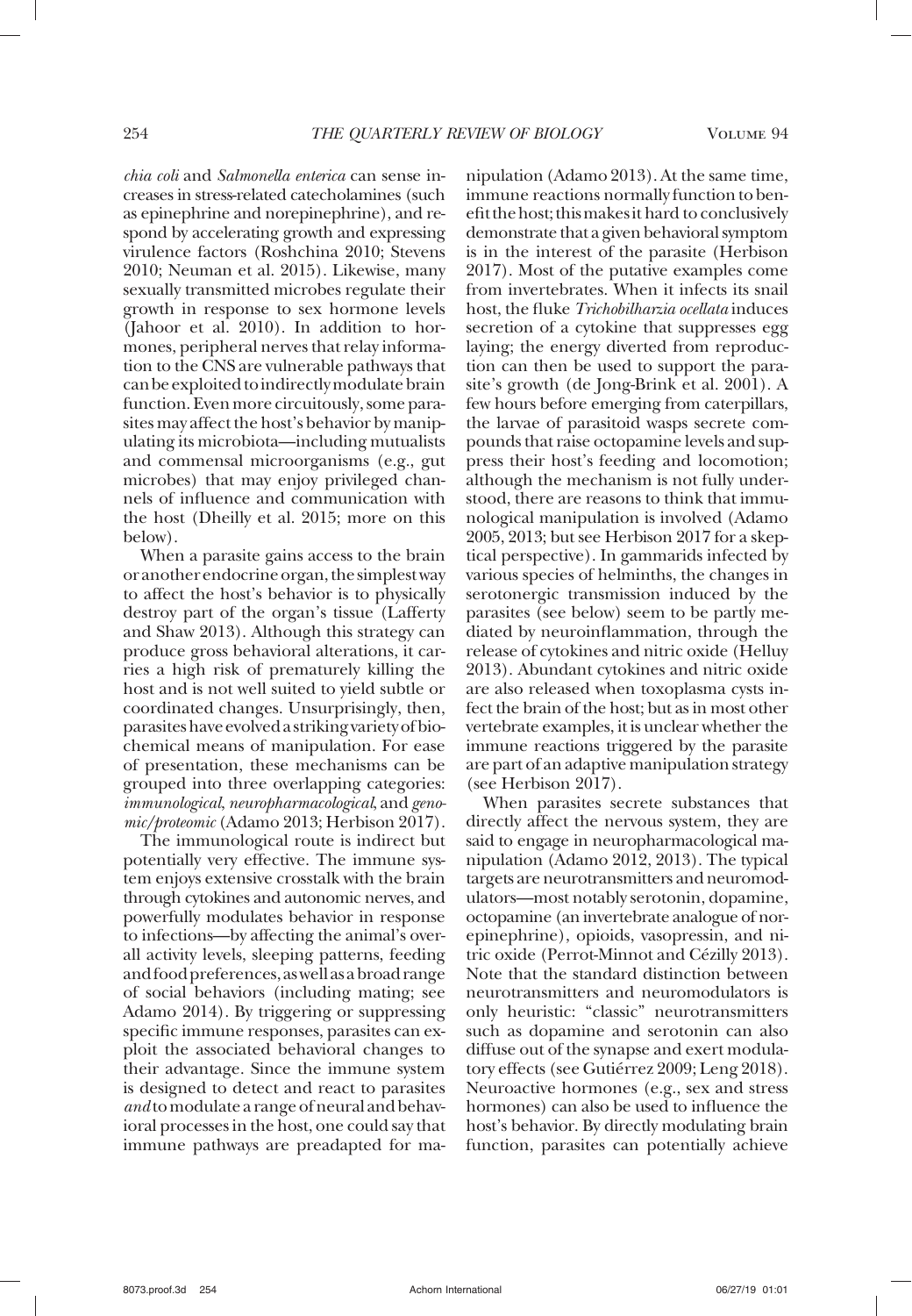*chia coli* and *Salmonella enterica* can sense increases in stress-related catecholamines (such as epinephrine and norepinephrine), and respond by accelerating growth and expressing virulence factors (Roshchina 2010; Stevens 2010; Neuman et al. 2015). Likewise, many sexually transmitted microbes regulate their growth in response to sex hormone levels (Jahoor et al. 2010). In addition to hormones, peripheral nerves that relay information to the CNS are vulnerable pathways that can be exploited to indirectly modulate brain function. Even more circuitously, some parasites may affect the host's behavior by manipulating its microbiota—including mutualists and commensal microorganisms (e.g., gut microbes) that may enjoy privileged channels of influence and communication with the host (Dheilly et al. 2015; more on this below).

When a parasite gains access to the brain or another endocrine organ, the simplest way to affect the host's behavior is to physically destroy part of the organ's tissue (Lafferty and Shaw 2013). Although this strategy can produce gross behavioral alterations, it carries a high risk of prematurely killing the host and is not well suited to yield subtle or coordinated changes. Unsurprisingly, then, parasites have evolved a striking variety of biochemical means of manipulation. For ease of presentation, these mechanisms can be grouped into three overlapping categories: *immunological*, *neuropharmacological*, and *genomic/proteomic* (Adamo 2013; Herbison 2017).

The immunological route is indirect but potentially very effective. The immune system enjoys extensive crosstalk with the brain through cytokines and autonomic nerves, and powerfully modulates behavior in response to infections—by affecting the animal's overall activity levels, sleeping patterns, feeding and food preferences, as well as a broad range of social behaviors (including mating; see Adamo 2014). By triggering or suppressing specific immune responses, parasites can exploit the associated behavioral changes to their advantage. Since the immune system is designed to detect and react to parasites *and* to modulate a range of neural and behavioral processes in the host, one could say that immune pathways are preadapted for manipulation (Adamo 2013). At the same time, immune reactions normally function to benefit the host; this makes it hard to conclusively demonstrate that a given behavioral symptom is in the interest of the parasite (Herbison 2017). Most of the putative examples come from invertebrates. When it infects its snail host, the fluke *Trichobilharzia ocellata* induces secretion of a cytokine that suppresses egg laying; the energy diverted from reproduction can then be used to support the parasite's growth (de Jong-Brink et al. 2001). A few hours before emerging from caterpillars, the larvae of parasitoid wasps secrete compounds that raise octopamine levels and suppress their host's feeding and locomotion; although the mechanism is not fully understood, there are reasons to think that immunological manipulation is involved (Adamo 2005, 2013; but see Herbison 2017 for a skeptical perspective). In gammarids infected by various species of helminths, the changes in serotonergic transmission induced by the parasites (see below) seem to be partly mediated by neuroinflammation, through the release of cytokines and nitric oxide (Helluy 2013). Abundant cytokines and nitric oxide are also released when toxoplasma cysts infect the brain of the host; but as in most other vertebrate examples, it is unclear whether the immune reactions triggered by the parasite are part of an adaptive manipulation strategy (see Herbison 2017).

When parasites secrete substances that directly affect the nervous system, they are said to engage in neuropharmacological manipulation (Adamo 2012, 2013). The typical targets are neurotransmitters and neuromodulators—most notably serotonin, dopamine, octopamine (an invertebrate analogue of norepinephrine), opioids, vasopressin, and nitric oxide (Perrot-Minnot and Cézilly 2013). Note that the standard distinction between neurotransmitters and neuromodulators is only heuristic: "classic" neurotransmitters such as dopamine and serotonin can also diffuse out of the synapse and exert modulatory effects (see Gutiérrez 2009; Leng 2018). Neuroactive hormones (e.g., sex and stress hormones) can also be used to influence the host's behavior. By directly modulating brain function, parasites can potentially achieve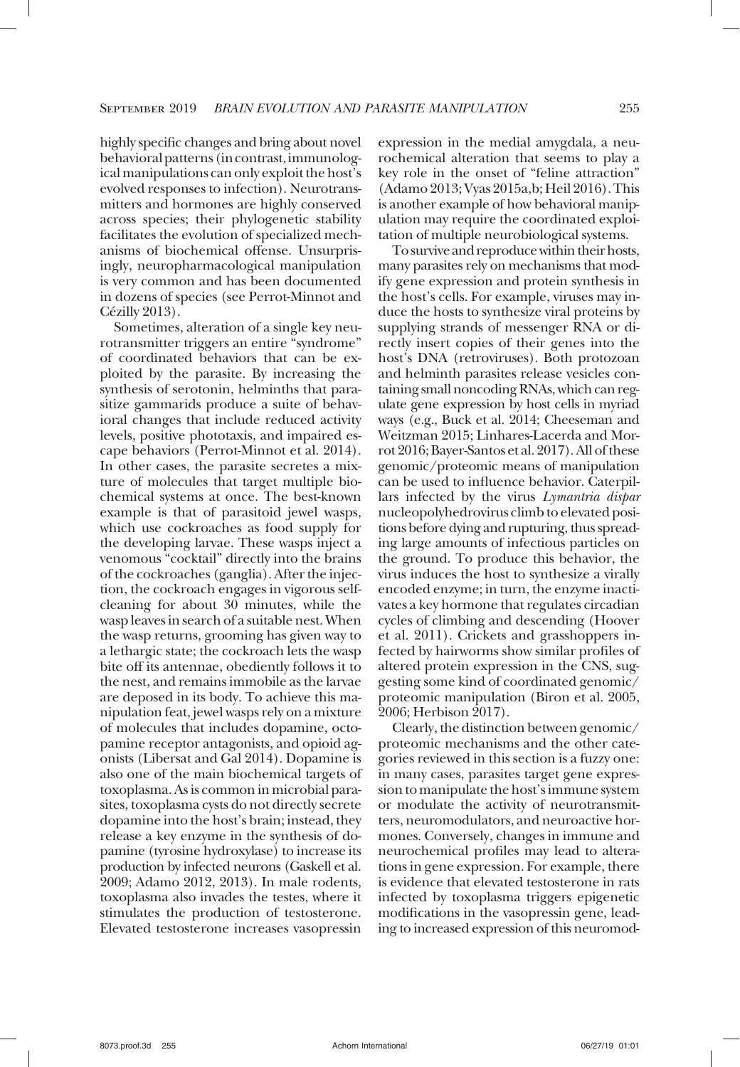highly specific changes and bring about novel behavioral patterns (in contrast, immunological manipulations can only exploit the host's evolved responses to infection). Neurotransmitters and hormones are highly conserved across species; their phylogenetic stability facilitates the evolution of specialized mechanisms of biochemical offense. Unsurprisingly, neuropharmacological manipulation is very common and has been documented in dozens of species (see Perrot-Minnot and Cézilly 2013).

Sometimes, alteration of a single key neurotransmitter triggers an entire "syndrome" of coordinated behaviors that can be exploited by the parasite. By increasing the synthesis of serotonin, helminths that parasitize gammarids produce a suite of behavioral changes that include reduced activity levels, positive phototaxis, and impaired escape behaviors (Perrot-Minnot et al. 2014). In other cases, the parasite secretes a mixture of molecules that target multiple biochemical systems at once. The best-known example is that of parasitoid jewel wasps, which use cockroaches as food supply for the developing larvae. These wasps inject a venomous "cocktail" directly into the brains of the cockroaches (ganglia). After the injection, the cockroach engages in vigorous self-cleaning for about 30 minutes, while the wasp leaves in search of a suitable nest. When the wasp returns, grooming has given way to a lethargic state; the cockroach lets the wasp bite off its antennae, obediently follows it to the nest, and remains immobile as the larvae are deposed in its body. To achieve this manipulation feat, jewel wasps rely on a mixture of molecules that includes dopamine, octopamine receptor antagonists, and opioid agonists (Libersat and Gal 2014). Dopamine is also one of the main biochemical targets of toxoplasma. As is common in microbial parasites, toxoplasma cysts do not directly secrete dopamine into the host's brain; instead, they release a key enzyme in the synthesis of dopamine (tyrosine hydroxylase) to increase its production by infected neurons (Gaskell et al. 2009; Adamo 2012, 2013). In male rodents, toxoplasma also invades the testes, where it stimulates the production of testosterone. Elevated testosterone increases vasopressin expression in the medial amygdala, a neurochemical alteration that seems to play a key role in the onset of "feline attraction" (Adamo 2013; Vyas 2015a,b; Heil 2016). This is another example of how behavioral manipulation may require the coordinated exploitation of multiple neurobiological systems.

To survive and reproduce within their hosts, many parasites rely on mechanisms that modify gene expression and protein synthesis in the host's cells. For example, viruses may induce the hosts to synthesize viral proteins by supplying strands of messenger RNA or directly insert copies of their genes into the host's DNA (retroviruses). Both protozoan and helminth parasites release vesicles containing small noncoding RNAs, which can regulate gene expression by host cells in myriad ways (e.g., Buck et al. 2014; Cheeseman and Weitzman 2015; Linhares-Lacerda and Morrot 2016; Bayer-Santos et al. 2017). All of these genomic/proteomic means of manipulation can be used to influence behavior. Caterpillars infected by the virus *Lymantria dispar* nucleopolyhedrovirus climb to elevated positions before dying and rupturing, thus spreading large amounts of infectious particles on the ground. To produce this behavior, the virus induces the host to synthesize a virally encoded enzyme; in turn, the enzyme inactivates a key hormone that regulates circadian cycles of climbing and descending (Hoover et al. 2011). Crickets and grasshoppers infected by hairworms show similar profiles of altered protein expression in the CNS, suggesting some kind of coordinated genomic/proteomic manipulation (Biron et al. 2005, 2006; Herbison 2017).

Clearly, the distinction between genomic/proteomic mechanisms and the other categories reviewed in this section is a fuzzy one: in many cases, parasites target gene expression to manipulate the host's immune system or modulate the activity of neurotransmitters, neuromodulators, and neuroactive hormones. Conversely, changes in immune and neurochemical profiles may lead to alterations in gene expression. For example, there is evidence that elevated testosterone in rats infected by toxoplasma triggers epigenetic modifications in the vasopressin gene, leading to increased expression of this neuromod-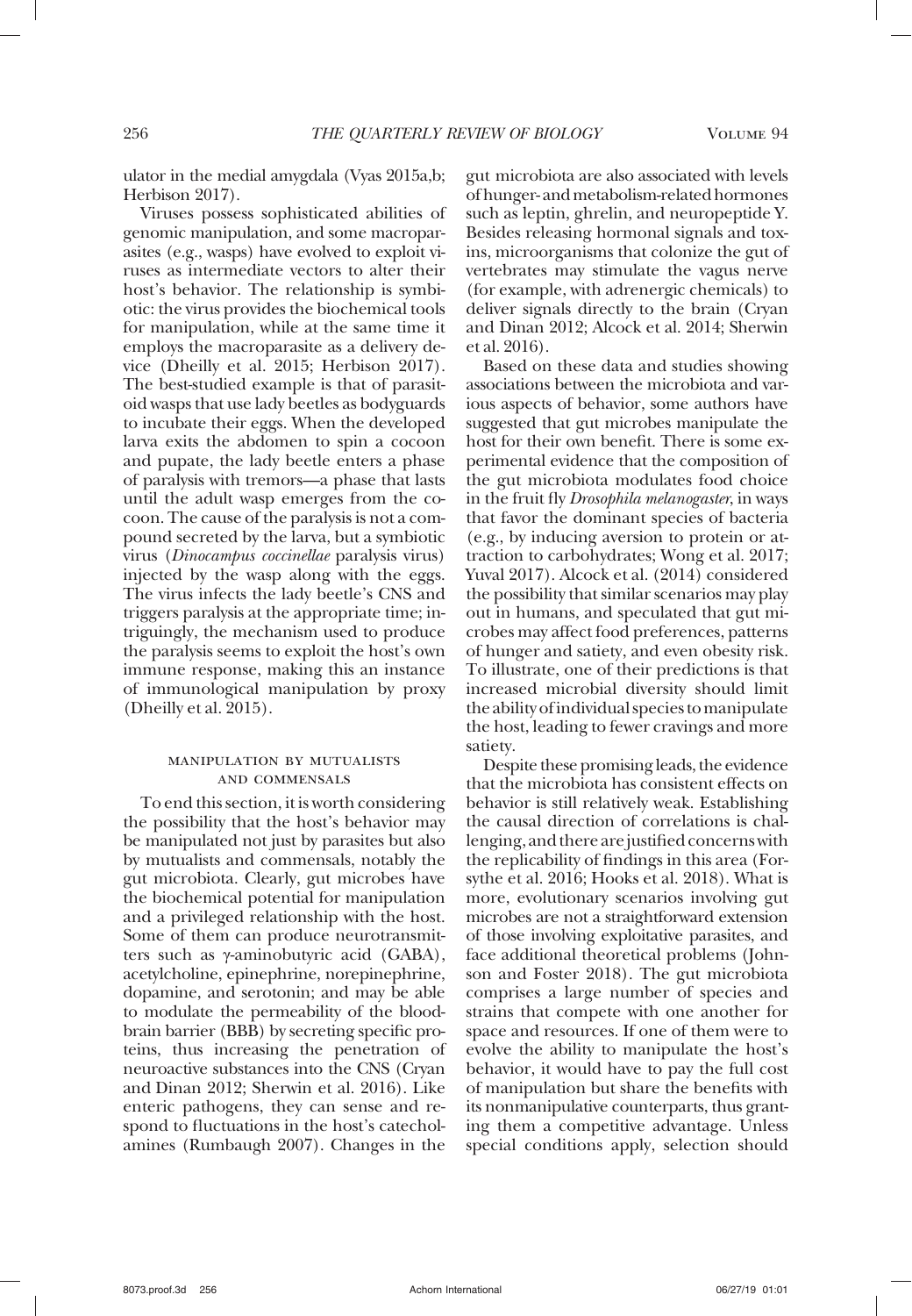ulator in the medial amygdala (Vyas 2015a,b; Herbison 2017).

Viruses possess sophisticated abilities of genomic manipulation, and some macroparasites (e.g., wasps) have evolved to exploit viruses as intermediate vectors to alter their host's behavior. The relationship is symbiotic: the virus provides the biochemical tools for manipulation, while at the same time it employs the macroparasite as a delivery device (Dheilly et al. 2015; Herbison 2017). The best-studied example is that of parasitoid wasps that use lady beetles as bodyguards to incubate their eggs. When the developed larva exits the abdomen to spin a cocoon and pupate, the lady beetle enters a phase of paralysis with tremors—a phase that lasts until the adult wasp emerges from the cocoon. The cause of the paralysis is not a compound secreted by the larva, but a symbiotic virus (*Dinocampus coccinellae* paralysis virus) injected by the wasp along with the eggs. The virus infects the lady beetle's CNS and triggers paralysis at the appropriate time; intriguingly, the mechanism used to produce the paralysis seems to exploit the host's own immune response, making this an instance of immunological manipulation by proxy (Dheilly et al. 2015).

### Manipulation by Mutualists and Commensals

To end this section, it is worth considering the possibility that the host's behavior may be manipulated not just by parasites but also by mutualists and commensals, notably the gut microbiota. Clearly, gut microbes have the biochemical potential for manipulation and a privileged relationship with the host. Some of them can produce neurotransmitters such as γ-aminobutyric acid (GABA), acetylcholine, epinephrine, norepinephrine, dopamine, and serotonin; and may be able to modulate the permeability of the blood-brain barrier (BBB) by secreting specific proteins, thus increasing the penetration of neuroactive substances into the CNS (Cryan and Dinan 2012; Sherwin et al. 2016). Like enteric pathogens, they can sense and respond to fluctuations in the host's catecholamines (Rumbaugh 2007). Changes in the gut microbiota are also associated with levels of hunger- and metabolism-related hormones such as leptin, ghrelin, and neuropeptide Y. Besides releasing hormonal signals and toxins, microorganisms that colonize the gut of vertebrates may stimulate the vagus nerve (for example, with adrenergic chemicals) to deliver signals directly to the brain (Cryan and Dinan 2012; Alcock et al. 2014; Sherwin et al. 2016).

Based on these data and studies showing associations between the microbiota and various aspects of behavior, some authors have suggested that gut microbes manipulate the host for their own benefit. There is some experimental evidence that the composition of the gut microbiota modulates food choice in the fruit fly *Drosophila melanogaster*, in ways that favor the dominant species of bacteria (e.g., by inducing aversion to protein or attraction to carbohydrates; Wong et al. 2017; Yuval 2017). Alcock et al. (2014) considered the possibility that similar scenarios may play out in humans, and speculated that gut microbes may affect food preferences, patterns of hunger and satiety, and even obesity risk. To illustrate, one of their predictions is that increased microbial diversity should limit the ability of individual species to manipulate the host, leading to fewer cravings and more satiety.

Despite these promising leads, the evidence that the microbiota has consistent effects on behavior is still relatively weak. Establishing the causal direction of correlations is challenging, and there are justified concerns with the replicability of findings in this area (Forsythe et al. 2016; Hooks et al. 2018). What is more, evolutionary scenarios involving gut microbes are not a straightforward extension of those involving exploitative parasites, and face additional theoretical problems (Johnson and Foster 2018). The gut microbiota comprises a large number of species and strains that compete with one another for space and resources. If one of them were to evolve the ability to manipulate the host's behavior, it would have to pay the full cost of manipulation but share the benefits with its nonmanipulative counterparts, thus granting them a competitive advantage. Unless special conditions apply, selection should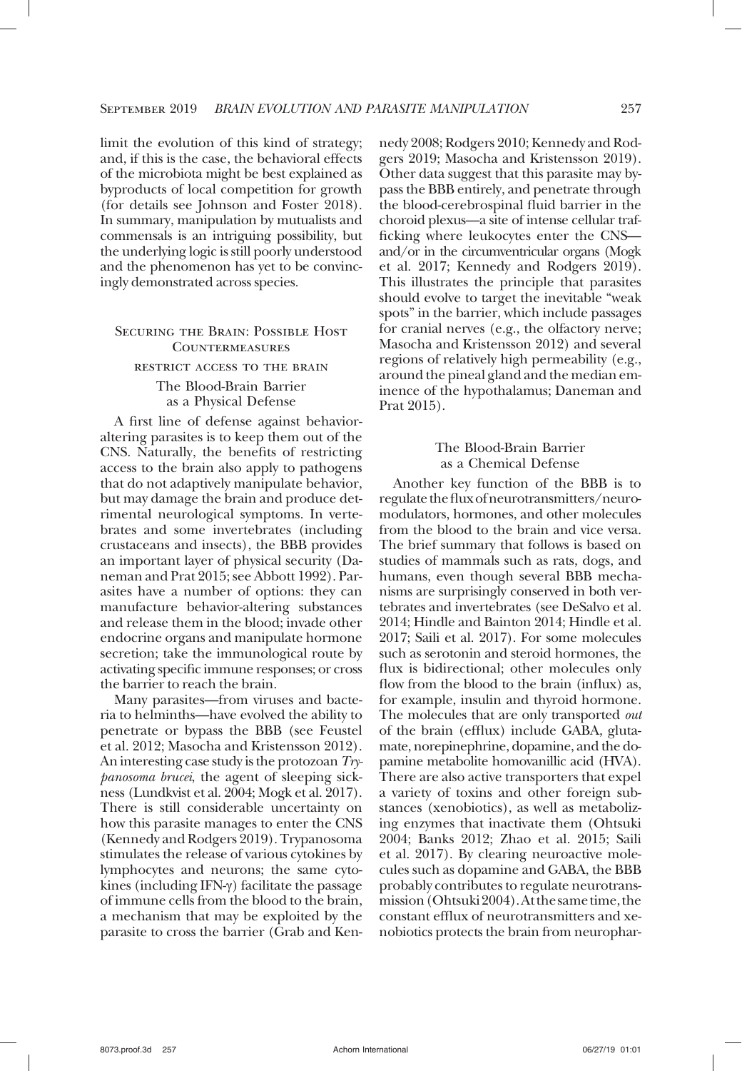limit the evolution of this kind of strategy; and, if this is the case, the behavioral effects of the microbiota might be best explained as byproducts of local competition for growth (for details see Johnson and Foster 2018). In summary, manipulation by mutualists and commensals is an intriguing possibility, but the underlying logic is still poorly understood and the phenomenon has yet to be convincingly demonstrated across species.

## Securing the Brain: Possible Host Countermeasures

### restrict access to the brain

#### The Blood-Brain Barrier as a Physical Defense

A first line of defense against behavior-altering parasites is to keep them out of the CNS. Naturally, the benefits of restricting access to the brain also apply to pathogens that do not adaptively manipulate behavior, but may damage the brain and produce detrimental neurological symptoms. In vertebrates and some invertebrates (including crustaceans and insects), the BBB provides an important layer of physical security (Daneman and Prat 2015; see Abbott 1992). Parasites have a number of options: they can manufacture behavior-altering substances and release them in the blood; invade other endocrine organs and manipulate hormone secretion; take the immunological route by activating specific immune responses; or cross the barrier to reach the brain.

Many parasites—from viruses and bacteria to helminths—have evolved the ability to penetrate or bypass the BBB (see Feustel et al. 2012; Masocha and Kristensson 2012). An interesting case study is the protozoan *Trypanosoma brucei*, the agent of sleeping sickness (Lundkvist et al. 2004; Mogk et al. 2017). There is still considerable uncertainty on how this parasite manages to enter the CNS (Kennedy and Rodgers 2019). Trypanosoma stimulates the release of various cytokines by lymphocytes and neurons; the same cytokines (including IFN-γ) facilitate the passage of immune cells from the blood to the brain, a mechanism that may be exploited by the parasite to cross the barrier (Grab and Kennedy 2008; Rodgers 2010; Kennedy and Rodgers 2019; Masocha and Kristensson 2019). Other data suggest that this parasite may bypass the BBB entirely, and penetrate through the blood-cerebrospinal fluid barrier in the choroid plexus—a site of intense cellular trafficking where leukocytes enter the CNS—and/or in the circumventricular organs (Mogk et al. 2017; Kennedy and Rodgers 2019). This illustrates the principle that parasites should evolve to target the inevitable "weak spots" in the barrier, which include passages for cranial nerves (e.g., the olfactory nerve; Masocha and Kristensson 2012) and several regions of relatively high permeability (e.g., around the pineal gland and the median eminence of the hypothalamus; Daneman and Prat 2015).

#### The Blood-Brain Barrier as a Chemical Defense

Another key function of the BBB is to regulate the flux of neurotransmitters/neuromodulators, hormones, and other molecules from the blood to the brain and vice versa. The brief summary that follows is based on studies of mammals such as rats, dogs, and humans, even though several BBB mechanisms are surprisingly conserved in both vertebrates and invertebrates (see DeSalvo et al. 2014; Hindle and Bainton 2014; Hindle et al. 2017; Saili et al. 2017). For some molecules such as serotonin and steroid hormones, the flux is bidirectional; other molecules only flow from the blood to the brain (influx) as, for example, insulin and thyroid hormone. The molecules that are only transported *out* of the brain (efflux) include GABA, glutamate, norepinephrine, dopamine, and the dopamine metabolite homovanillic acid (HVA). There are also active transporters that expel a variety of toxins and other foreign substances (xenobiotics), as well as metabolizing enzymes that inactivate them (Ohtsuki 2004; Banks 2012; Zhao et al. 2015; Saili et al. 2017). By clearing neuroactive molecules such as dopamine and GABA, the BBB probably contributes to regulate neurotransmission (Ohtsuki 2004). At the same time, the constant efflux of neurotransmitters and xenobiotics protects the brain from neurophar-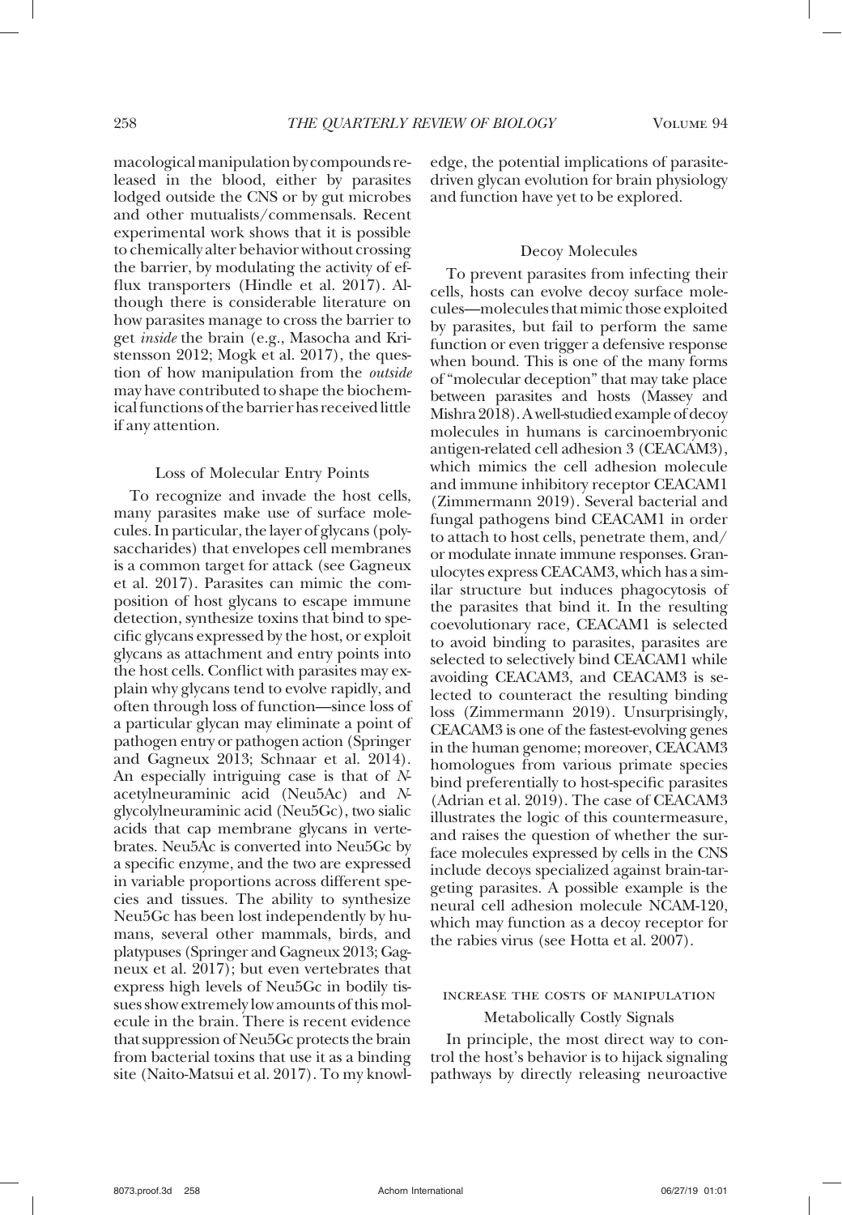macological manipulation by compounds released in the blood, either by parasites lodged outside the CNS or by gut microbes and other mutualists/commensals. Recent experimental work shows that it is possible to chemically alter behavior without crossing the barrier, by modulating the activity of efflux transporters (Hindle et al. 2017). Although there is considerable literature on how parasites manage to cross the barrier to get *inside* the brain (e.g., Masocha and Kristensson 2012; Mogk et al. 2017), the question of how manipulation from the *outside* may have contributed to shape the biochemical functions of the barrier has received little if any attention.

### Loss of Molecular Entry Points

To recognize and invade the host cells, many parasites make use of surface molecules. In particular, the layer of glycans (polysaccharides) that envelopes cell membranes is a common target for attack (see Gagneux et al. 2017). Parasites can mimic the composition of host glycans to escape immune detection, synthesize toxins that bind to specific glycans expressed by the host, or exploit glycans as attachment and entry points into the host cells. Conflict with parasites may explain why glycans tend to evolve rapidly, and often through loss of function—since loss of a particular glycan may eliminate a point of pathogen entry or pathogen action (Springer and Gagneux 2013; Schnaar et al. 2014). An especially intriguing case is that of *N*-acetylneuraminic acid (Neu5Ac) and *N*-glycolylneuraminic acid (Neu5Gc), two sialic acids that cap membrane glycans in vertebrates. Neu5Ac is converted into Neu5Gc by a specific enzyme, and the two are expressed in variable proportions across different species and tissues. The ability to synthesize Neu5Gc has been lost independently by humans, several other mammals, birds, and platypuses (Springer and Gagneux 2013; Gagneux et al. 2017); but even vertebrates that express high levels of Neu5Gc in bodily tissues show extremely low amounts of this molecule in the brain. There is recent evidence that suppression of Neu5Gc protects the brain from bacterial toxins that use it as a binding site (Naito-Matsui et al. 2017). To my knowledge, the potential implications of parasite-driven glycan evolution for brain physiology and function have yet to be explored.

### Decoy Molecules

To prevent parasites from infecting their cells, hosts can evolve decoy surface molecules—molecules that mimic those exploited by parasites, but fail to perform the same function or even trigger a defensive response when bound. This is one of the many forms of "molecular deception" that may take place between parasites and hosts (Massey and Mishra 2018). A well-studied example of decoy molecules in humans is carcinoembryonic antigen-related cell adhesion 3 (CEACAM3), which mimics the cell adhesion molecule and immune inhibitory receptor CEACAM1 (Zimmermann 2019). Several bacterial and fungal pathogens bind CEACAM1 in order to attach to host cells, penetrate them, and/or modulate innate immune responses. Granulocytes express CEACAM3, which has a similar structure but induces phagocytosis of the parasites that bind it. In the resulting coevolutionary race, CEACAM1 is selected to avoid binding to parasites, parasites are selected to selectively bind CEACAM1 while avoiding CEACAM3, and CEACAM3 is selected to counteract the resulting binding loss (Zimmermann 2019). Unsurprisingly, CEACAM3 is one of the fastest-evolving genes in the human genome; moreover, CEACAM3 homologues from various primate species bind preferentially to host-specific parasites (Adrian et al. 2019). The case of CEACAM3 illustrates the logic of this countermeasure, and raises the question of whether the surface molecules expressed by cells in the CNS include decoys specialized against brain-targeting parasites. A possible example is the neural cell adhesion molecule NCAM-120, which may function as a decoy receptor for the rabies virus (see Hotta et al. 2007).

## Increase the Costs of Manipulation

### Metabolically Costly Signals

In principle, the most direct way to control the host's behavior is to hijack signaling pathways by directly releasing neuroactive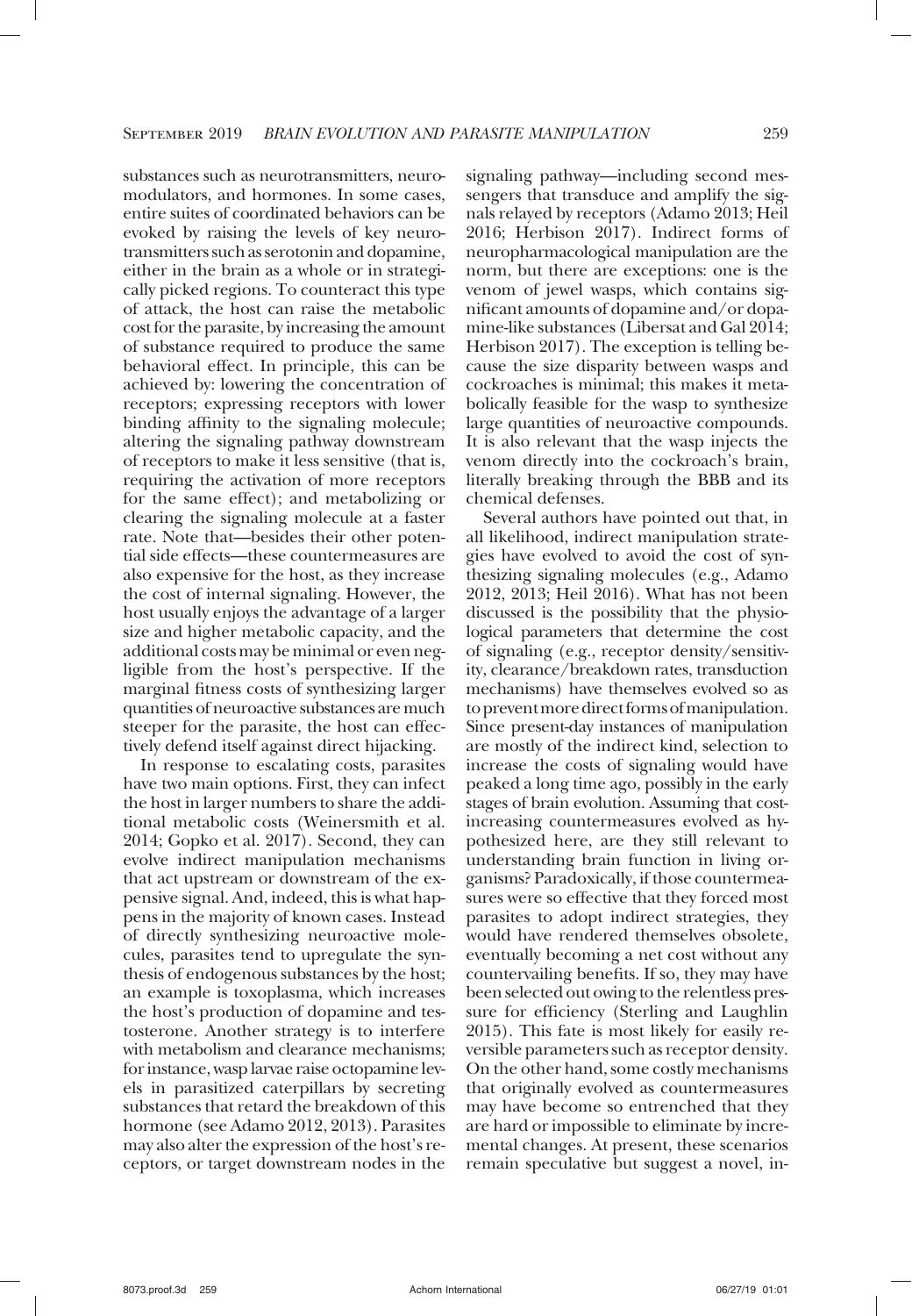substances such as neurotransmitters, neuromodulators, and hormones. In some cases, entire suites of coordinated behaviors can be evoked by raising the levels of key neurotransmitters such as serotonin and dopamine, either in the brain as a whole or in strategically picked regions. To counteract this type of attack, the host can raise the metabolic cost for the parasite, by increasing the amount of substance required to produce the same behavioral effect. In principle, this can be achieved by: lowering the concentration of receptors; expressing receptors with lower binding affinity to the signaling molecule; altering the signaling pathway downstream of receptors to make it less sensitive (that is, requiring the activation of more receptors for the same effect); and metabolizing or clearing the signaling molecule at a faster rate. Note that—besides their other potential side effects—these countermeasures are also expensive for the host, as they increase the cost of internal signaling. However, the host usually enjoys the advantage of a larger size and higher metabolic capacity, and the additional costs may be minimal or even negligible from the host's perspective. If the marginal fitness costs of synthesizing larger quantities of neuroactive substances are much steeper for the parasite, the host can effectively defend itself against direct hijacking.

In response to escalating costs, parasites have two main options. First, they can infect the host in larger numbers to share the additional metabolic costs (Weinersmith et al. 2014; Gopko et al. 2017). Second, they can evolve indirect manipulation mechanisms that act upstream or downstream of the expensive signal. And, indeed, this is what happens in the majority of known cases. Instead of directly synthesizing neuroactive molecules, parasites tend to upregulate the synthesis of endogenous substances by the host; an example is toxoplasma, which increases the host's production of dopamine and testosterone. Another strategy is to interfere with metabolism and clearance mechanisms; for instance, wasp larvae raise octopamine levels in parasitized caterpillars by secreting substances that retard the breakdown of this hormone (see Adamo 2012, 2013). Parasites may also alter the expression of the host's receptors, or target downstream nodes in the signaling pathway—including second messengers that transduce and amplify the signals relayed by receptors (Adamo 2013; Heil 2016; Herbison 2017). Indirect forms of neuropharmacological manipulation are the norm, but there are exceptions: one is the venom of jewel wasps, which contains significant amounts of dopamine and/or dopamine-like substances (Libersat and Gal 2014; Herbison 2017). The exception is telling because the size disparity between wasps and cockroaches is minimal; this makes it metabolically feasible for the wasp to synthesize large quantities of neuroactive compounds. It is also relevant that the wasp injects the venom directly into the cockroach's brain, literally breaking through the BBB and its chemical defenses.

Several authors have pointed out that, in all likelihood, indirect manipulation strategies have evolved to avoid the cost of synthesizing signaling molecules (e.g., Adamo 2012, 2013; Heil 2016). What has not been discussed is the possibility that the physiological parameters that determine the cost of signaling (e.g., receptor density/sensitivity, clearance/breakdown rates, transduction mechanisms) have themselves evolved so as to prevent more direct forms of manipulation. Since present-day instances of manipulation are mostly of the indirect kind, selection to increase the costs of signaling would have peaked a long time ago, possibly in the early stages of brain evolution. Assuming that cost-increasing countermeasures evolved as hypothesized here, are they still relevant to understanding brain function in living organisms? Paradoxically, if those countermeasures were so effective that they forced most parasites to adopt indirect strategies, they would have rendered themselves obsolete, eventually becoming a net cost without any countervailing benefits. If so, they may have been selected out owing to the relentless pressure for efficiency (Sterling and Laughlin 2015). This fate is most likely for easily reversible parameters such as receptor density. On the other hand, some costly mechanisms that originally evolved as countermeasures may have become so entrenched that they are hard or impossible to eliminate by incremental changes. At present, these scenarios remain speculative but suggest a novel, in-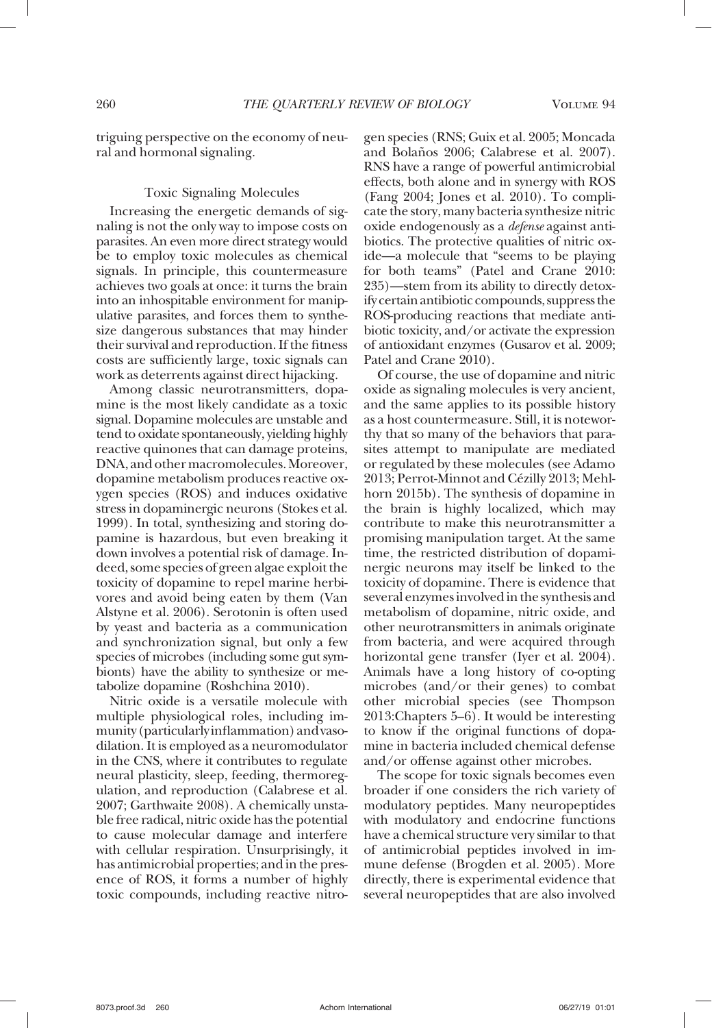triguing perspective on the economy of neural and hormonal signaling.

### Toxic Signaling Molecules

Increasing the energetic demands of signaling is not the only way to impose costs on parasites. An even more direct strategy would be to employ toxic molecules as chemical signals. In principle, this countermeasure achieves two goals at once: it turns the brain into an inhospitable environment for manipulative parasites, and forces them to synthesize dangerous substances that may hinder their survival and reproduction. If the fitness costs are sufficiently large, toxic signals can work as deterrents against direct hijacking.

Among classic neurotransmitters, dopamine is the most likely candidate as a toxic signal. Dopamine molecules are unstable and tend to oxidate spontaneously, yielding highly reactive quinones that can damage proteins, DNA, and other macromolecules. Moreover, dopamine metabolism produces reactive oxygen species (ROS) and induces oxidative stress in dopaminergic neurons (Stokes et al. 1999). In total, synthesizing and storing dopamine is hazardous, but even breaking it down involves a potential risk of damage. Indeed, some species of green algae exploit the toxicity of dopamine to repel marine herbivores and avoid being eaten by them (Van Alstyne et al. 2006). Serotonin is often used by yeast and bacteria as a communication and synchronization signal, but only a few species of microbes (including some gut symbionts) have the ability to synthesize or metabolize dopamine (Roshchina 2010).

Nitric oxide is a versatile molecule with multiple physiological roles, including immunity (particularly inflammation) and vasodilation. It is employed as a neuromodulator in the CNS, where it contributes to regulate neural plasticity, sleep, feeding, thermoregulation, and reproduction (Calabrese et al. 2007; Garthwaite 2008). A chemically unstable free radical, nitric oxide has the potential to cause molecular damage and interfere with cellular respiration. Unsurprisingly, it has antimicrobial properties; and in the presence of ROS, it forms a number of highly toxic compounds, including reactive nitrogen species (RNS; Guix et al. 2005; Moncada and Bolaños 2006; Calabrese et al. 2007). RNS have a range of powerful antimicrobial effects, both alone and in synergy with ROS (Fang 2004; Jones et al. 2010). To complicate the story, many bacteria synthesize nitric oxide endogenously as a *defense* against antibiotics. The protective qualities of nitric oxide—a molecule that "seems to be playing for both teams" (Patel and Crane 2010: 235)—stem from its ability to directly detoxify certain antibiotic compounds, suppress the ROS-producing reactions that mediate antibiotic toxicity, and/or activate the expression of antioxidant enzymes (Gusarov et al. 2009; Patel and Crane 2010).

Of course, the use of dopamine and nitric oxide as signaling molecules is very ancient, and the same applies to its possible history as a host countermeasure. Still, it is noteworthy that so many of the behaviors that parasites attempt to manipulate are mediated or regulated by these molecules (see Adamo 2013; Perrot-Minnot and Cézilly 2013; Mehlhorn 2015b). The synthesis of dopamine in the brain is highly localized, which may contribute to make this neurotransmitter a promising manipulation target. At the same time, the restricted distribution of dopaminergic neurons may itself be linked to the toxicity of dopamine. There is evidence that several enzymes involved in the synthesis and metabolism of dopamine, nitric oxide, and other neurotransmitters in animals originate from bacteria, and were acquired through horizontal gene transfer (Iyer et al. 2004). Animals have a long history of co-opting microbes (and/or their genes) to combat other microbial species (see Thompson 2013:Chapters 5–6). It would be interesting to know if the original functions of dopamine in bacteria included chemical defense and/or offense against other microbes.

The scope for toxic signals becomes even broader if one considers the rich variety of modulatory peptides. Many neuropeptides with modulatory and endocrine functions have a chemical structure very similar to that of antimicrobial peptides involved in immune defense (Brogden et al. 2005). More directly, there is experimental evidence that several neuropeptides that are also involved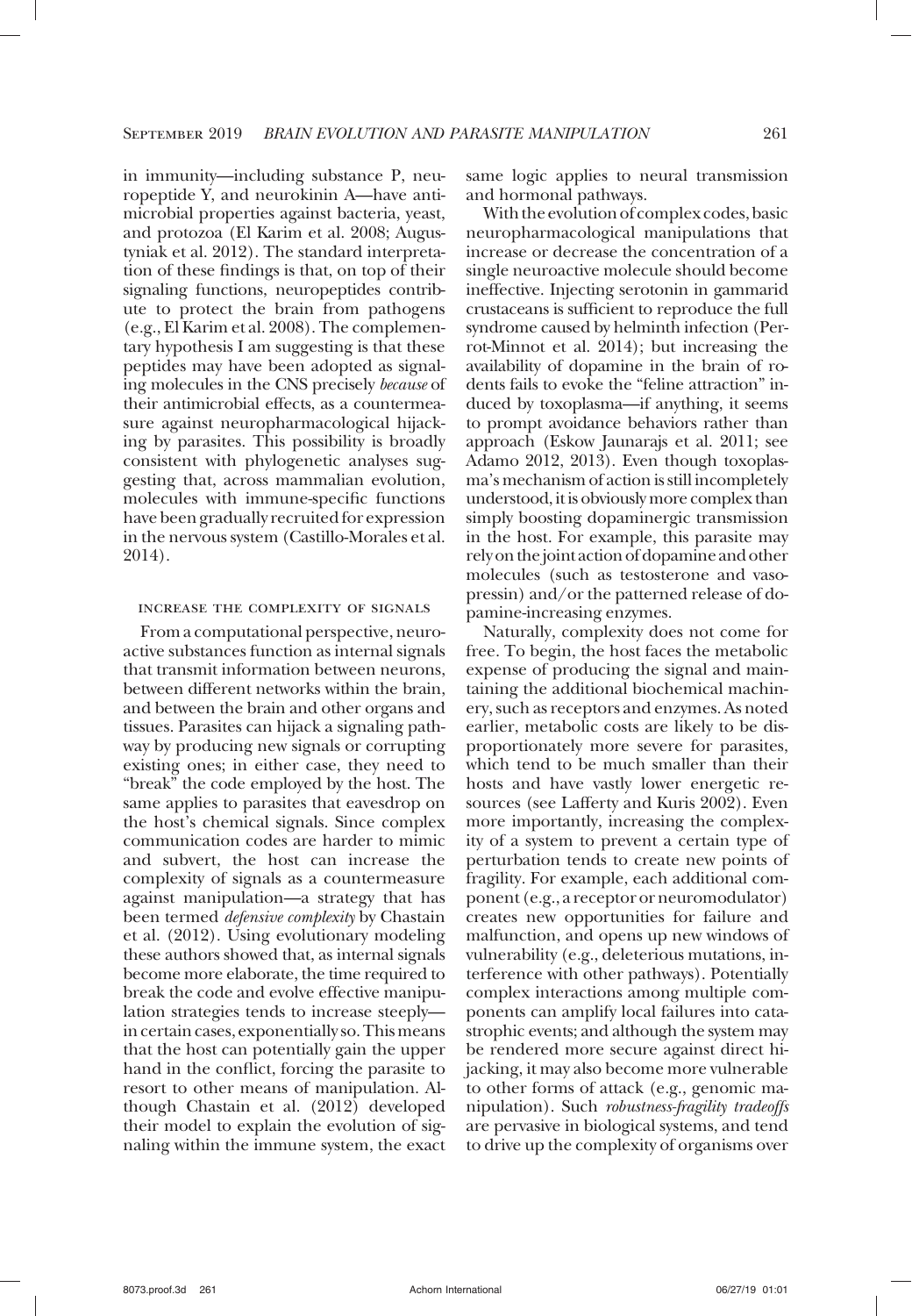in immunity—including substance P, neuropeptide Y, and neurokinin A—have antimicrobial properties against bacteria, yeast, and protozoa (El Karim et al. 2008; Augustyniak et al. 2012). The standard interpretation of these findings is that, on top of their signaling functions, neuropeptides contribute to protect the brain from pathogens (e.g., El Karim et al. 2008). The complementary hypothesis I am suggesting is that these peptides may have been adopted as signaling molecules in the CNS precisely *because* of their antimicrobial effects, as a countermeasure against neuropharmacological hijacking by parasites. This possibility is broadly consistent with phylogenetic analyses suggesting that, across mammalian evolution, molecules with immune-specific functions have been gradually recruited for expression in the nervous system (Castillo-Morales et al. 2014).

### INCREASE THE COMPLEXITY OF SIGNALS

From a computational perspective, neuroactive substances function as internal signals that transmit information between neurons, between different networks within the brain, and between the brain and other organs and tissues. Parasites can hijack a signaling pathway by producing new signals or corrupting existing ones; in either case, they need to "break" the code employed by the host. The same applies to parasites that eavesdrop on the host's chemical signals. Since complex communication codes are harder to mimic and subvert, the host can increase the complexity of signals as a countermeasure against manipulation—a strategy that has been termed *defensive complexity* by Chastain et al. (2012). Using evolutionary modeling these authors showed that, as internal signals become more elaborate, the time required to break the code and evolve effective manipulation strategies tends to increase steeply—in certain cases, exponentially so. This means that the host can potentially gain the upper hand in the conflict, forcing the parasite to resort to other means of manipulation. Although Chastain et al. (2012) developed their model to explain the evolution of signaling within the immune system, the exact same logic applies to neural transmission and hormonal pathways.

With the evolution of complex codes, basic neuropharmacological manipulations that increase or decrease the concentration of a single neuroactive molecule should become ineffective. Injecting serotonin in gammarid crustaceans is sufficient to reproduce the full syndrome caused by helminth infection (Perrot-Minnot et al. 2014); but increasing the availability of dopamine in the brain of rodents fails to evoke the "feline attraction" induced by toxoplasma—if anything, it seems to prompt avoidance behaviors rather than approach (Eskow Jaunarajs et al. 2011; see Adamo 2012, 2013). Even though toxoplasma's mechanism of action is still incompletely understood, it is obviously more complex than simply boosting dopaminergic transmission in the host. For example, this parasite may rely on the joint action of dopamine and other molecules (such as testosterone and vasopressin) and/or the patterned release of dopamine-increasing enzymes.

Naturally, complexity does not come for free. To begin, the host faces the metabolic expense of producing the signal and maintaining the additional biochemical machinery, such as receptors and enzymes. As noted earlier, metabolic costs are likely to be disproportionately more severe for parasites, which tend to be much smaller than their hosts and have vastly lower energetic resources (see Lafferty and Kuris 2002). Even more importantly, increasing the complexity of a system to prevent a certain type of perturbation tends to create new points of fragility. For example, each additional component (e.g., a receptor or neuromodulator) creates new opportunities for failure and malfunction, and opens up new windows of vulnerability (e.g., deleterious mutations, interference with other pathways). Potentially complex interactions among multiple components can amplify local failures into catastrophic events; and although the system may be rendered more secure against direct hijacking, it may also become more vulnerable to other forms of attack (e.g., genomic manipulation). Such *robustness-fragility tradeoffs* are pervasive in biological systems, and tend to drive up the complexity of organisms over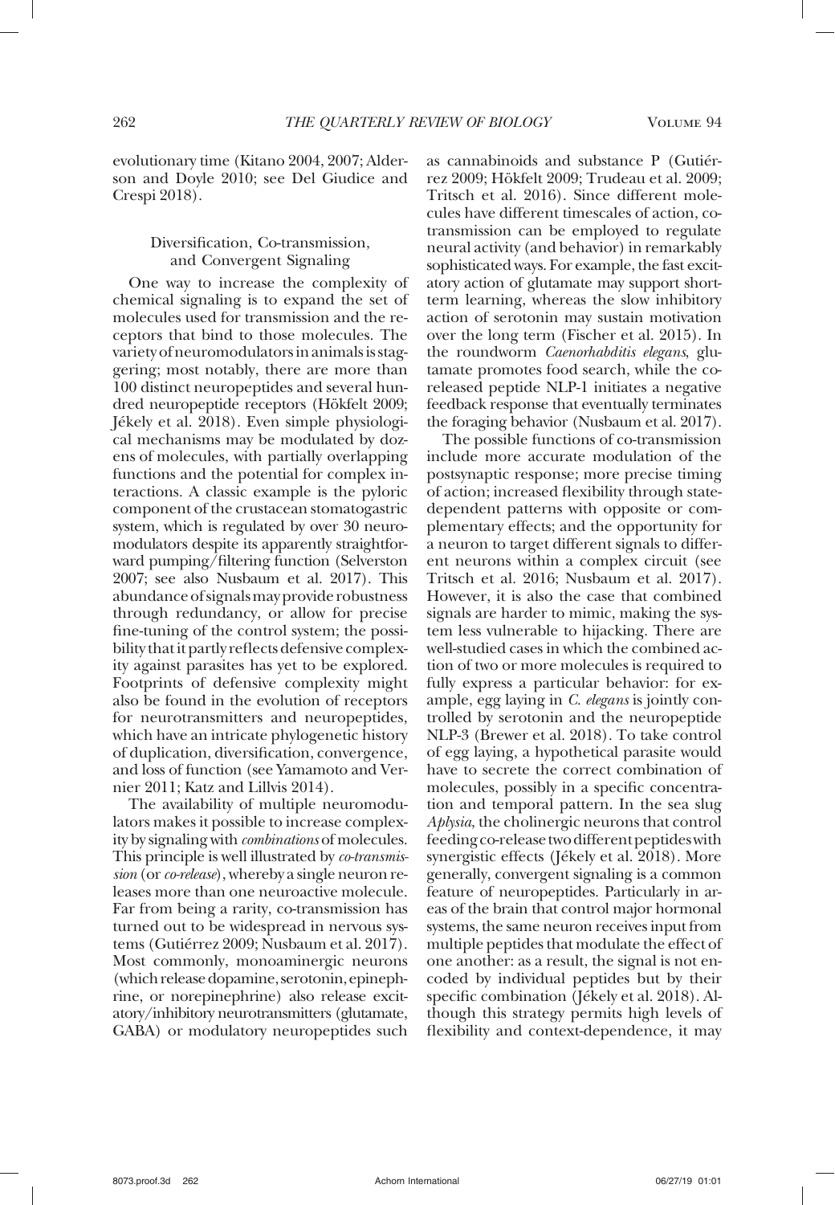evolutionary time (Kitano 2004, 2007; Alderson and Doyle 2010; see Del Giudice and Crespi 2018).

### Diversification, Co-transmission, and Convergent Signaling

One way to increase the complexity of chemical signaling is to expand the set of molecules used for transmission and the receptors that bind to those molecules. The variety of neuromodulators in animals is staggering; most notably, there are more than 100 distinct neuropeptides and several hundred neuropeptide receptors (Hökfelt 2009; Jékely et al. 2018). Even simple physiological mechanisms may be modulated by dozens of molecules, with partially overlapping functions and the potential for complex interactions. A classic example is the pyloric component of the crustacean stomatogastric system, which is regulated by over 30 neuromodulators despite its apparently straightforward pumping/filtering function (Selverston 2007; see also Nusbaum et al. 2017). This abundance of signals may provide robustness through redundancy, or allow for precise fine-tuning of the control system; the possibility that it partly reflects defensive complexity against parasites has yet to be explored. Footprints of defensive complexity might also be found in the evolution of receptors for neurotransmitters and neuropeptides, which have an intricate phylogenetic history of duplication, diversification, convergence, and loss of function (see Yamamoto and Vernier 2011; Katz and Lillvis 2014).

The availability of multiple neuromodulators makes it possible to increase complexity by signaling with *combinations* of molecules. This principle is well illustrated by *co-transmission* (or *co-release*), whereby a single neuron releases more than one neuroactive molecule. Far from being a rarity, co-transmission has turned out to be widespread in nervous systems (Gutiérrez 2009; Nusbaum et al. 2017). Most commonly, monoaminergic neurons (which release dopamine, serotonin, epinephrine, or norepinephrine) also release excitatory/inhibitory neurotransmitters (glutamate, GABA) or modulatory neuropeptides such as cannabinoids and substance P (Gutiérrez 2009; Hökfelt 2009; Trudeau et al. 2009; Tritsch et al. 2016). Since different molecules have different timescales of action, co-transmission can be employed to regulate neural activity (and behavior) in remarkably sophisticated ways. For example, the fast excitatory action of glutamate may support short-term learning, whereas the slow inhibitory action of serotonin may sustain motivation over the long term (Fischer et al. 2015). In the roundworm *Caenorhabditis elegans*, glutamate promotes food search, while the co-released peptide NLP-1 initiates a negative feedback response that eventually terminates the foraging behavior (Nusbaum et al. 2017).

The possible functions of co-transmission include more accurate modulation of the postsynaptic response; more precise timing of action; increased flexibility through state-dependent patterns with opposite or complementary effects; and the opportunity for a neuron to target different signals to different neurons within a complex circuit (see Tritsch et al. 2016; Nusbaum et al. 2017). However, it is also the case that combined signals are harder to mimic, making the system less vulnerable to hijacking. There are well-studied cases in which the combined action of two or more molecules is required to fully express a particular behavior: for example, egg laying in *C. elegans* is jointly controlled by serotonin and the neuropeptide NLP-3 (Brewer et al. 2018). To take control of egg laying, a hypothetical parasite would have to secrete the correct combination of molecules, possibly in a specific concentration and temporal pattern. In the sea slug *Aplysia*, the cholinergic neurons that control feeding co-release two different peptides with synergistic effects (Jékely et al. 2018). More generally, convergent signaling is a common feature of neuropeptides. Particularly in areas of the brain that control major hormonal systems, the same neuron receives input from multiple peptides that modulate the effect of one another: as a result, the signal is not encoded by individual peptides but by their specific combination (Jékely et al. 2018). Although this strategy permits high levels of flexibility and context-dependence, it may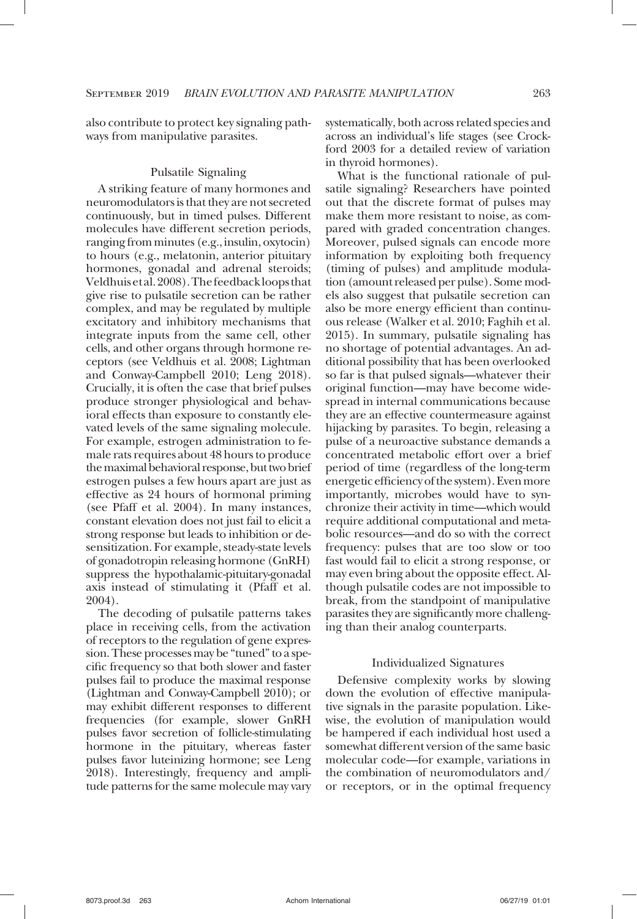also contribute to protect key signaling pathways from manipulative parasites.

## Pulsatile Signaling

A striking feature of many hormones and neuromodulators is that they are not secreted continuously, but in timed pulses. Different molecules have different secretion periods, ranging from minutes (e.g., insulin, oxytocin) to hours (e.g., melatonin, anterior pituitary hormones, gonadal and adrenal steroids; Veldhuis et al. 2008). The feedback loops that give rise to pulsatile secretion can be rather complex, and may be regulated by multiple excitatory and inhibitory mechanisms that integrate inputs from the same cell, other cells, and other organs through hormone receptors (see Veldhuis et al. 2008; Lightman and Conway-Campbell 2010; Leng 2018). Crucially, it is often the case that brief pulses produce stronger physiological and behavioral effects than exposure to constantly elevated levels of the same signaling molecule. For example, estrogen administration to female rats requires about 48 hours to produce the maximal behavioral response, but two brief estrogen pulses a few hours apart are just as effective as 24 hours of hormonal priming (see Pfaff et al. 2004). In many instances, constant elevation does not just fail to elicit a strong response but leads to inhibition or desensitization. For example, steady-state levels of gonadotropin releasing hormone (GnRH) suppress the hypothalamic-pituitary-gonadal axis instead of stimulating it (Pfaff et al. 2004).

The decoding of pulsatile patterns takes place in receiving cells, from the activation of receptors to the regulation of gene expression. These processes may be "tuned" to a specific frequency so that both slower and faster pulses fail to produce the maximal response (Lightman and Conway-Campbell 2010); or may exhibit different responses to different frequencies (for example, slower GnRH pulses favor secretion of follicle-stimulating hormone in the pituitary, whereas faster pulses favor luteinizing hormone; see Leng 2018). Interestingly, frequency and amplitude patterns for the same molecule may vary systematically, both across related species and across an individual's life stages (see Crockford 2003 for a detailed review of variation in thyroid hormones).

What is the functional rationale of pulsatile signaling? Researchers have pointed out that the discrete format of pulses may make them more resistant to noise, as compared with graded concentration changes. Moreover, pulsed signals can encode more information by exploiting both frequency (timing of pulses) and amplitude modulation (amount released per pulse). Some models also suggest that pulsatile secretion can also be more energy efficient than continuous release (Walker et al. 2010; Faghih et al. 2015). In summary, pulsatile signaling has no shortage of potential advantages. An additional possibility that has been overlooked so far is that pulsed signals—whatever their original function—may have become widespread in internal communications because they are an effective countermeasure against hijacking by parasites. To begin, releasing a pulse of a neuroactive substance demands a concentrated metabolic effort over a brief period of time (regardless of the long-term energetic efficiency of the system). Even more importantly, microbes would have to synchronize their activity in time—which would require additional computational and metabolic resources—and do so with the correct frequency: pulses that are too slow or too fast would fail to elicit a strong response, or may even bring about the opposite effect. Although pulsatile codes are not impossible to break, from the standpoint of manipulative parasites they are significantly more challenging than their analog counterparts.

## Individualized Signatures

Defensive complexity works by slowing down the evolution of effective manipulative signals in the parasite population. Likewise, the evolution of manipulation would be hampered if each individual host used a somewhat different version of the same basic molecular code—for example, variations in the combination of neuromodulators and/or receptors, or in the optimal frequency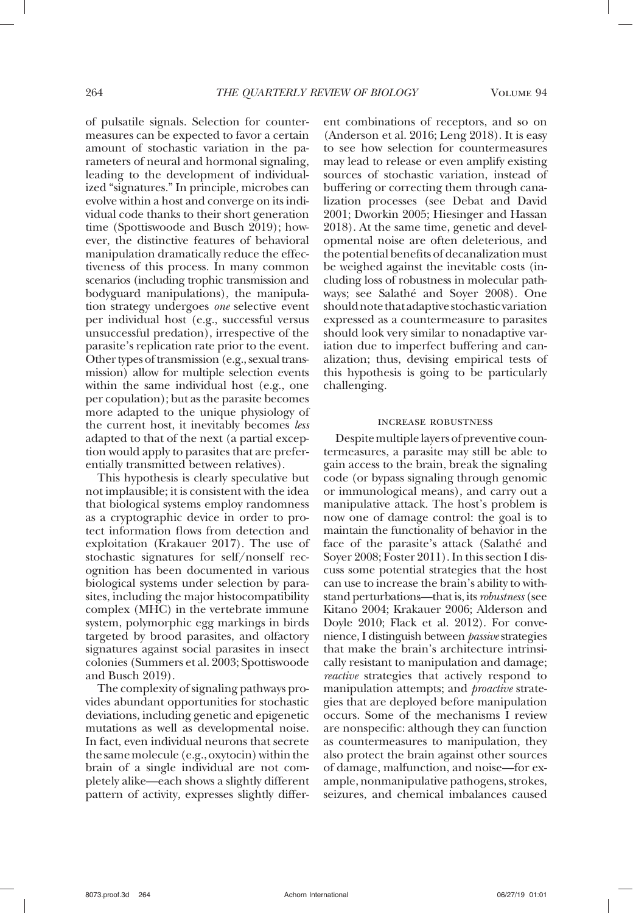of pulsatile signals. Selection for countermeasures can be expected to favor a certain amount of stochastic variation in the parameters of neural and hormonal signaling, leading to the development of individualized "signatures." In principle, microbes can evolve within a host and converge on its individual code thanks to their short generation time (Spottiswoode and Busch 2019); however, the distinctive features of behavioral manipulation dramatically reduce the effectiveness of this process. In many common scenarios (including trophic transmission and bodyguard manipulations), the manipulation strategy undergoes *one* selective event per individual host (e.g., successful versus unsuccessful predation), irrespective of the parasite's replication rate prior to the event. Other types of transmission (e.g., sexual transmission) allow for multiple selection events within the same individual host (e.g., one per copulation); but as the parasite becomes more adapted to the unique physiology of the current host, it inevitably becomes *less* adapted to that of the next (a partial exception would apply to parasites that are preferentially transmitted between relatives).

This hypothesis is clearly speculative but not implausible; it is consistent with the idea that biological systems employ randomness as a cryptographic device in order to protect information flows from detection and exploitation (Krakauer 2017). The use of stochastic signatures for self/nonself recognition has been documented in various biological systems under selection by parasites, including the major histocompatibility complex (MHC) in the vertebrate immune system, polymorphic egg markings in birds targeted by brood parasites, and olfactory signatures against social parasites in insect colonies (Summers et al. 2003; Spottiswoode and Busch 2019).

The complexity of signaling pathways provides abundant opportunities for stochastic deviations, including genetic and epigenetic mutations as well as developmental noise. In fact, even individual neurons that secrete the same molecule (e.g., oxytocin) within the brain of a single individual are not completely alike—each shows a slightly different pattern of activity, expresses slightly different combinations of receptors, and so on (Anderson et al. 2016; Leng 2018). It is easy to see how selection for countermeasures may lead to release or even amplify existing sources of stochastic variation, instead of buffering or correcting them through canalization processes (see Debat and David 2001; Dworkin 2005; Hiesinger and Hassan 2018). At the same time, genetic and developmental noise are often deleterious, and the potential benefits of decanalization must be weighed against the inevitable costs (including loss of robustness in molecular pathways; see Salathé and Soyer 2008). One should note that adaptive stochastic variation expressed as a countermeasure to parasites should look very similar to nonadaptive variation due to imperfect buffering and canalization; thus, devising empirical tests of this hypothesis is going to be particularly challenging.

## Increase Robustness

Despite multiple layers of preventive countermeasures, a parasite may still be able to gain access to the brain, break the signaling code (or bypass signaling through genomic or immunological means), and carry out a manipulative attack. The host's problem is now one of damage control: the goal is to maintain the functionality of behavior in the face of the parasite's attack (Salathé and Soyer 2008; Foster 2011). In this section I discuss some potential strategies that the host can use to increase the brain's ability to withstand perturbations—that is, its *robustness* (see Kitano 2004; Krakauer 2006; Alderson and Doyle 2010; Flack et al. 2012). For convenience, I distinguish between *passive* strategies that make the brain's architecture intrinsically resistant to manipulation and damage; *reactive* strategies that actively respond to manipulation attempts; and *proactive* strategies that are deployed before manipulation occurs. Some of the mechanisms I review are nonspecific: although they can function as countermeasures to manipulation, they also protect the brain against other sources of damage, malfunction, and noise—for example, nonmanipulative pathogens, strokes, seizures, and chemical imbalances caused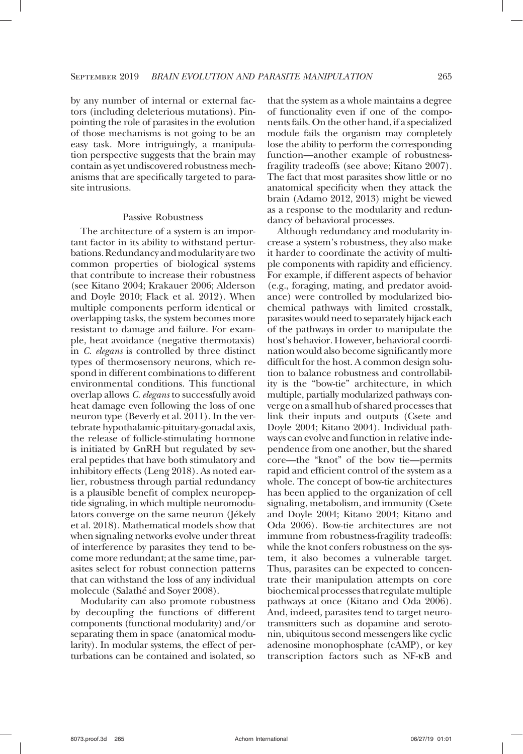by any number of internal or external factors (including deleterious mutations). Pinpointing the role of parasites in the evolution of those mechanisms is not going to be an easy task. More intriguingly, a manipulation perspective suggests that the brain may contain as yet undiscovered robustness mechanisms that are specifically targeted to parasite intrusions.

### Passive Robustness

The architecture of a system is an important factor in its ability to withstand perturbations. Redundancy and modularity are two common properties of biological systems that contribute to increase their robustness (see Kitano 2004; Krakauer 2006; Alderson and Doyle 2010; Flack et al. 2012). When multiple components perform identical or overlapping tasks, the system becomes more resistant to damage and failure. For example, heat avoidance (negative thermotaxis) in *C. elegans* is controlled by three distinct types of thermosensory neurons, which respond in different combinations to different environmental conditions. This functional overlap allows *C. elegans* to successfully avoid heat damage even following the loss of one neuron type (Beverly et al. 2011). In the vertebrate hypothalamic-pituitary-gonadal axis, the release of follicle-stimulating hormone is initiated by GnRH but regulated by several peptides that have both stimulatory and inhibitory effects (Leng 2018). As noted earlier, robustness through partial redundancy is a plausible benefit of complex neuropeptide signaling, in which multiple neuromodulators converge on the same neuron (Jékely et al. 2018). Mathematical models show that when signaling networks evolve under threat of interference by parasites they tend to become more redundant; at the same time, parasites select for robust connection patterns that can withstand the loss of any individual molecule (Salathé and Soyer 2008).

Modularity can also promote robustness by decoupling the functions of different components (functional modularity) and/or separating them in space (anatomical modularity). In modular systems, the effect of perturbations can be contained and isolated, so that the system as a whole maintains a degree of functionality even if one of the components fails. On the other hand, if a specialized module fails the organism may completely lose the ability to perform the corresponding function—another example of robustness-fragility tradeoffs (see above; Kitano 2007). The fact that most parasites show little or no anatomical specificity when they attack the brain (Adamo 2012, 2013) might be viewed as a response to the modularity and redundancy of behavioral processes.

Although redundancy and modularity increase a system's robustness, they also make it harder to coordinate the activity of multiple components with rapidity and efficiency. For example, if different aspects of behavior (e.g., foraging, mating, and predator avoidance) were controlled by modularized biochemical pathways with limited crosstalk, parasites would need to separately hijack each of the pathways in order to manipulate the host's behavior. However, behavioral coordination would also become significantly more difficult for the host. A common design solution to balance robustness and controllability is the "bow-tie" architecture, in which multiple, partially modularized pathways converge on a small hub of shared processes that link their inputs and outputs (Csete and Doyle 2004; Kitano 2004). Individual pathways can evolve and function in relative independence from one another, but the shared core—the "knot" of the bow tie—permits rapid and efficient control of the system as a whole. The concept of bow-tie architectures has been applied to the organization of cell signaling, metabolism, and immunity (Csete and Doyle 2004; Kitano 2004; Kitano and Oda 2006). Bow-tie architectures are not immune from robustness-fragility tradeoffs: while the knot confers robustness on the system, it also becomes a vulnerable target. Thus, parasites can be expected to concentrate their manipulation attempts on core biochemical processes that regulate multiple pathways at once (Kitano and Oda 2006). And, indeed, parasites tend to target neurotransmitters such as dopamine and serotonin, ubiquitous second messengers like cyclic adenosine monophosphate (cAMP), or key transcription factors such as NF-κB and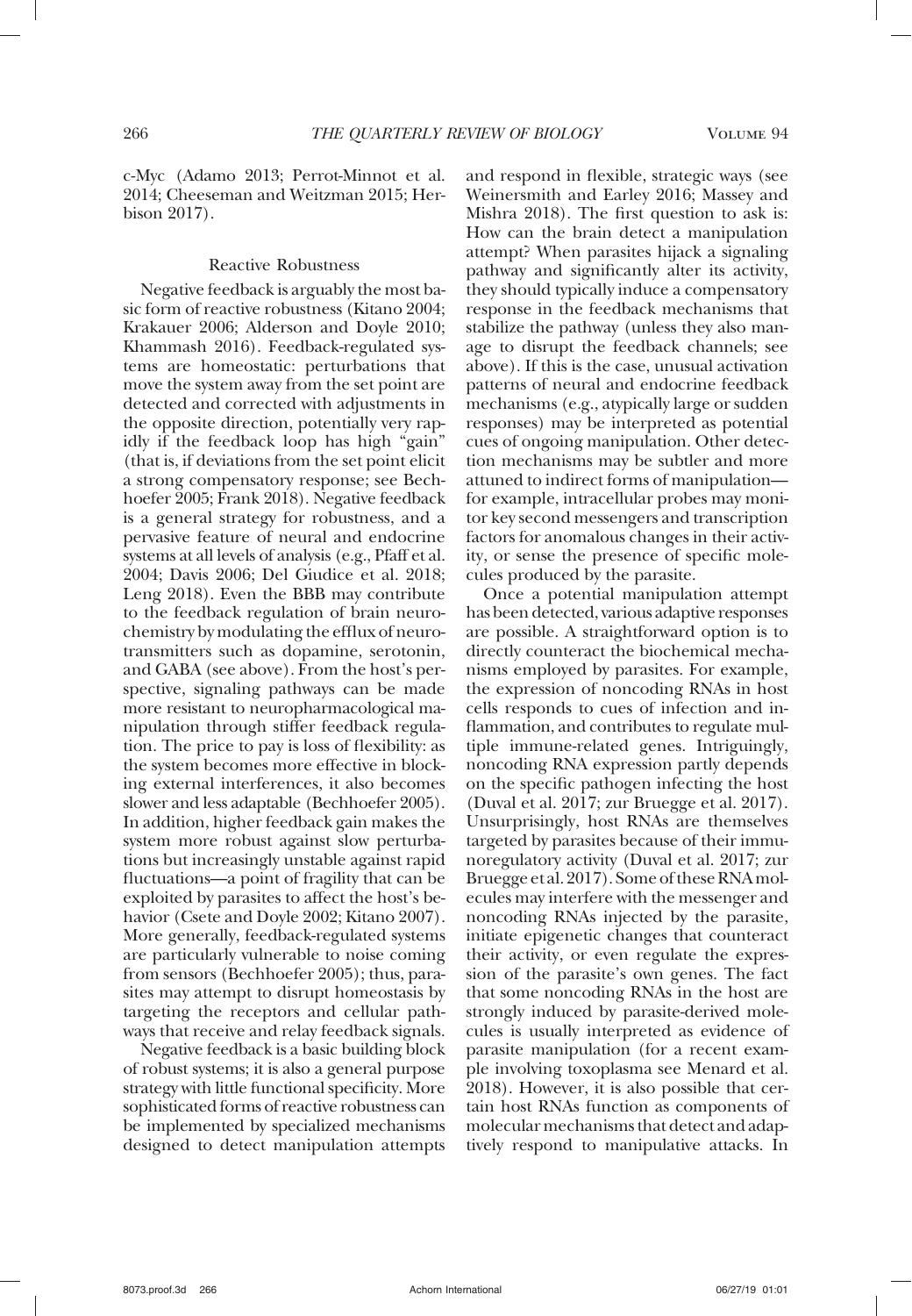c-Myc (Adamo 2013; Perrot-Minnot et al. 2014; Cheeseman and Weitzman 2015; Herbison 2017).

### Reactive Robustness

Negative feedback is arguably the most basic form of reactive robustness (Kitano 2004; Krakauer 2006; Alderson and Doyle 2010; Khammash 2016). Feedback-regulated systems are homeostatic: perturbations that move the system away from the set point are detected and corrected with adjustments in the opposite direction, potentially very rapidly if the feedback loop has high "gain" (that is, if deviations from the set point elicit a strong compensatory response; see Bechhoefer 2005; Frank 2018). Negative feedback is a general strategy for robustness, and a pervasive feature of neural and endocrine systems at all levels of analysis (e.g., Pfaff et al. 2004; Davis 2006; Del Giudice et al. 2018; Leng 2018). Even the BBB may contribute to the feedback regulation of brain neurochemistry by modulating the efflux of neurotransmitters such as dopamine, serotonin, and GABA (see above). From the host's perspective, signaling pathways can be made more resistant to neuropharmacological manipulation through stiffer feedback regulation. The price to pay is loss of flexibility: as the system becomes more effective in blocking external interferences, it also becomes slower and less adaptable (Bechhoefer 2005). In addition, higher feedback gain makes the system more robust against slow perturbations but increasingly unstable against rapid fluctuations—a point of fragility that can be exploited by parasites to affect the host's behavior (Csete and Doyle 2002; Kitano 2007). More generally, feedback-regulated systems are particularly vulnerable to noise coming from sensors (Bechhoefer 2005); thus, parasites may attempt to disrupt homeostasis by targeting the receptors and cellular pathways that receive and relay feedback signals.

Negative feedback is a basic building block of robust systems; it is also a general purpose strategy with little functional specificity. More sophisticated forms of reactive robustness can be implemented by specialized mechanisms designed to detect manipulation attempts and respond in flexible, strategic ways (see Weinersmith and Earley 2016; Massey and Mishra 2018). The first question to ask is: How can the brain detect a manipulation attempt? When parasites hijack a signaling pathway and significantly alter its activity, they should typically induce a compensatory response in the feedback mechanisms that stabilize the pathway (unless they also manage to disrupt the feedback channels; see above). If this is the case, unusual activation patterns of neural and endocrine feedback mechanisms (e.g., atypically large or sudden responses) may be interpreted as potential cues of ongoing manipulation. Other detection mechanisms may be subtler and more attuned to indirect forms of manipulation—for example, intracellular probes may monitor key second messengers and transcription factors for anomalous changes in their activity, or sense the presence of specific molecules produced by the parasite.

Once a potential manipulation attempt has been detected, various adaptive responses are possible. A straightforward option is to directly counteract the biochemical mechanisms employed by parasites. For example, the expression of noncoding RNAs in host cells responds to cues of infection and inflammation, and contributes to regulate multiple immune-related genes. Intriguingly, noncoding RNA expression partly depends on the specific pathogen infecting the host (Duval et al. 2017; zur Bruegge et al. 2017). Unsurprisingly, host RNAs are themselves targeted by parasites because of their immunoregulatory activity (Duval et al. 2017; zur Bruegge et al. 2017). Some of these RNA molecules may interfere with the messenger and noncoding RNAs injected by the parasite, initiate epigenetic changes that counteract their activity, or even regulate the expression of the parasite's own genes. The fact that some noncoding RNAs in the host are strongly induced by parasite-derived molecules is usually interpreted as evidence of parasite manipulation (for a recent example involving toxoplasma see Menard et al. 2018). However, it is also possible that certain host RNAs function as components of molecular mechanisms that detect and adaptively respond to manipulative attacks. In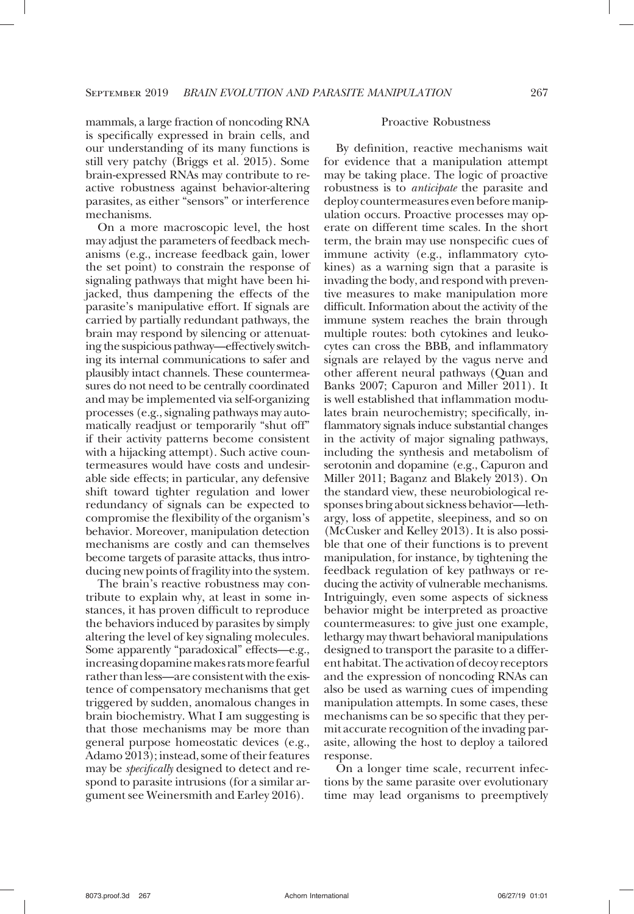mammals, a large fraction of noncoding RNA is specifically expressed in brain cells, and our understanding of its many functions is still very patchy (Briggs et al. 2015). Some brain-expressed RNAs may contribute to reactive robustness against behavior-altering parasites, as either "sensors" or interference mechanisms.

On a more macroscopic level, the host may adjust the parameters of feedback mechanisms (e.g., increase feedback gain, lower the set point) to constrain the response of signaling pathways that might have been hijacked, thus dampening the effects of the parasite's manipulative effort. If signals are carried by partially redundant pathways, the brain may respond by silencing or attenuating the suspicious pathway—effectively switching its internal communications to safer and plausibly intact channels. These countermeasures do not need to be centrally coordinated and may be implemented via self-organizing processes (e.g., signaling pathways may automatically readjust or temporarily "shut off" if their activity patterns become consistent with a hijacking attempt). Such active countermeasures would have costs and undesirable side effects; in particular, any defensive shift toward tighter regulation and lower redundancy of signals can be expected to compromise the flexibility of the organism's behavior. Moreover, manipulation detection mechanisms are costly and can themselves become targets of parasite attacks, thus introducing new points of fragility into the system.

The brain's reactive robustness may contribute to explain why, at least in some instances, it has proven difficult to reproduce the behaviors induced by parasites by simply altering the level of key signaling molecules. Some apparently "paradoxical" effects—e.g., increasing dopamine makes rats more fearful rather than less—are consistent with the existence of compensatory mechanisms that get triggered by sudden, anomalous changes in brain biochemistry. What I am suggesting is that those mechanisms may be more than general purpose homeostatic devices (e.g., Adamo 2013); instead, some of their features may be *specifically* designed to detect and respond to parasite intrusions (for a similar argument see Weinersmith and Earley 2016).

## Proactive Robustness

By definition, reactive mechanisms wait for evidence that a manipulation attempt may be taking place. The logic of proactive robustness is to *anticipate* the parasite and deploy countermeasures even before manipulation occurs. Proactive processes may operate on different time scales. In the short term, the brain may use nonspecific cues of immune activity (e.g., inflammatory cytokines) as a warning sign that a parasite is invading the body, and respond with preventive measures to make manipulation more difficult. Information about the activity of the immune system reaches the brain through multiple routes: both cytokines and leukocytes can cross the BBB, and inflammatory signals are relayed by the vagus nerve and other afferent neural pathways (Quan and Banks 2007; Capuron and Miller 2011). It is well established that inflammation modulates brain neurochemistry; specifically, inflammatory signals induce substantial changes in the activity of major signaling pathways, including the synthesis and metabolism of serotonin and dopamine (e.g., Capuron and Miller 2011; Baganz and Blakely 2013). On the standard view, these neurobiological responses bring about sickness behavior—lethargy, loss of appetite, sleepiness, and so on (McCusker and Kelley 2013). It is also possible that one of their functions is to prevent manipulation, for instance, by tightening the feedback regulation of key pathways or reducing the activity of vulnerable mechanisms. Intriguingly, even some aspects of sickness behavior might be interpreted as proactive countermeasures: to give just one example, lethargy may thwart behavioral manipulations designed to transport the parasite to a different habitat. The activation of decoy receptors and the expression of noncoding RNAs can also be used as warning cues of impending manipulation attempts. In some cases, these mechanisms can be so specific that they permit accurate recognition of the invading parasite, allowing the host to deploy a tailored response.

On a longer time scale, recurrent infections by the same parasite over evolutionary time may lead organisms to preemptively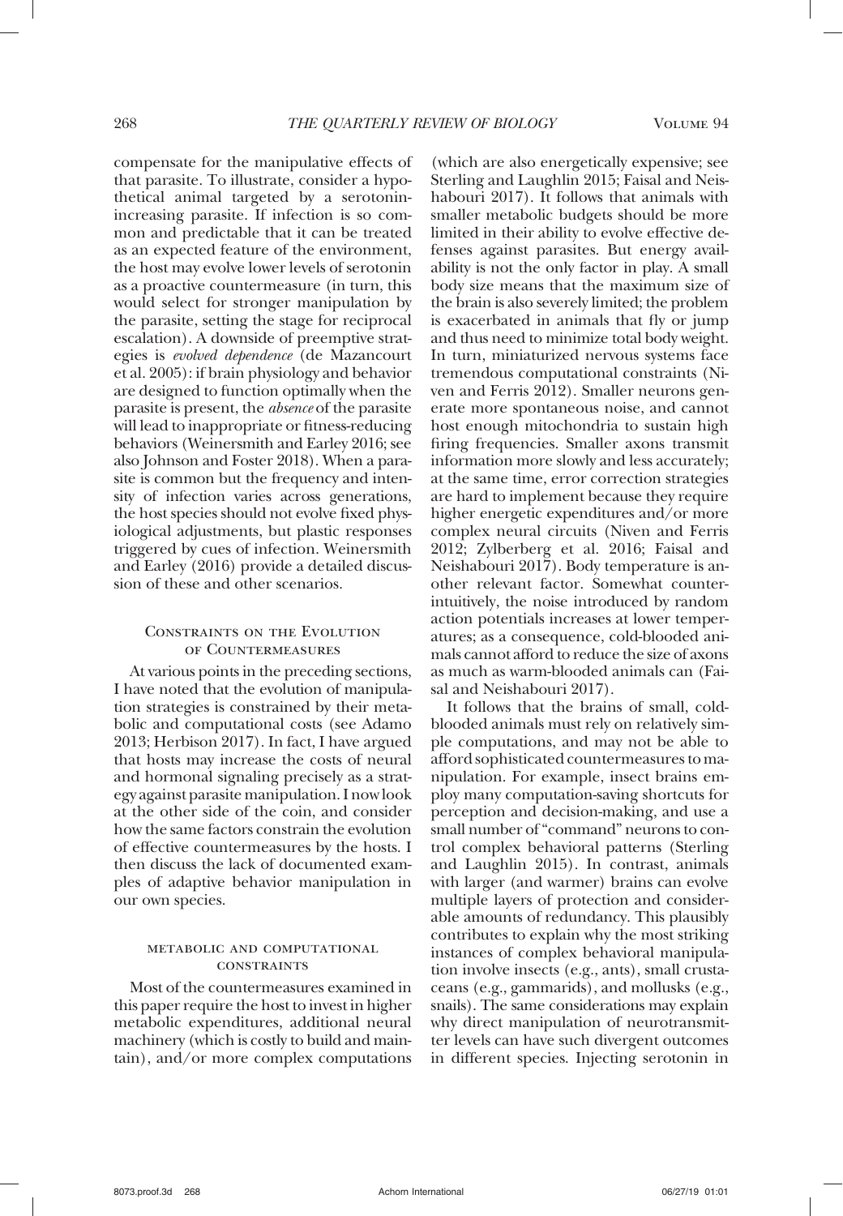compensate for the manipulative effects of that parasite. To illustrate, consider a hypothetical animal targeted by a serotonin-increasing parasite. If infection is so common and predictable that it can be treated as an expected feature of the environment, the host may evolve lower levels of serotonin as a proactive countermeasure (in turn, this would select for stronger manipulation by the parasite, setting the stage for reciprocal escalation). A downside of preemptive strategies is *evolved dependence* (de Mazancourt et al. 2005): if brain physiology and behavior are designed to function optimally when the parasite is present, the *absence* of the parasite will lead to inappropriate or fitness-reducing behaviors (Weinersmith and Earley 2016; see also Johnson and Foster 2018). When a parasite is common but the frequency and intensity of infection varies across generations, the host species should not evolve fixed physiological adjustments, but plastic responses triggered by cues of infection. Weinersmith and Earley (2016) provide a detailed discussion of these and other scenarios.

## Constraints on the Evolution of Countermeasures

At various points in the preceding sections, I have noted that the evolution of manipulation strategies is constrained by their metabolic and computational costs (see Adamo 2013; Herbison 2017). In fact, I have argued that hosts may increase the costs of neural and hormonal signaling precisely as a strategy against parasite manipulation. I now look at the other side of the coin, and consider how the same factors constrain the evolution of effective countermeasures by the hosts. I then discuss the lack of documented examples of adaptive behavior manipulation in our own species.

### metabolic and computational constraints

Most of the countermeasures examined in this paper require the host to invest in higher metabolic expenditures, additional neural machinery (which is costly to build and maintain), and/or more complex computations (which are also energetically expensive; see Sterling and Laughlin 2015; Faisal and Neishabouri 2017). It follows that animals with smaller metabolic budgets should be more limited in their ability to evolve effective defenses against parasites. But energy availability is not the only factor in play. A small body size means that the maximum size of the brain is also severely limited; the problem is exacerbated in animals that fly or jump and thus need to minimize total body weight. In turn, miniaturized nervous systems face tremendous computational constraints (Niven and Ferris 2012). Smaller neurons generate more spontaneous noise, and cannot host enough mitochondria to sustain high firing frequencies. Smaller axons transmit information more slowly and less accurately; at the same time, error correction strategies are hard to implement because they require higher energetic expenditures and/or more complex neural circuits (Niven and Ferris 2012; Zylberberg et al. 2016; Faisal and Neishabouri 2017). Body temperature is another relevant factor. Somewhat counterintuitively, the noise introduced by random action potentials increases at lower temperatures; as a consequence, cold-blooded animals cannot afford to reduce the size of axons as much as warm-blooded animals can (Faisal and Neishabouri 2017).

It follows that the brains of small, cold-blooded animals must rely on relatively simple computations, and may not be able to afford sophisticated countermeasures to manipulation. For example, insect brains employ many computation-saving shortcuts for perception and decision-making, and use a small number of "command" neurons to control complex behavioral patterns (Sterling and Laughlin 2015). In contrast, animals with larger (and warmer) brains can evolve multiple layers of protection and considerable amounts of redundancy. This plausibly contributes to explain why the most striking instances of complex behavioral manipulation involve insects (e.g., ants), small crustaceans (e.g., gammarids), and mollusks (e.g., snails). The same considerations may explain why direct manipulation of neurotransmitter levels can have such divergent outcomes in different species. Injecting serotonin in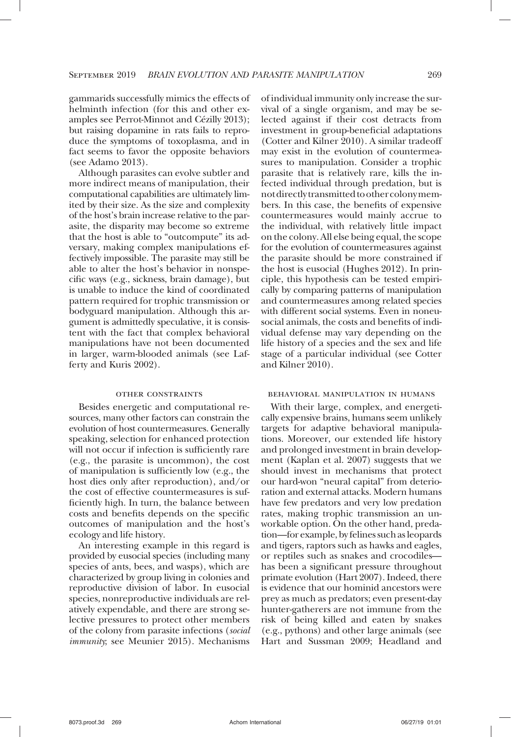gammarids successfully mimics the effects of helminth infection (for this and other examples see Perrot-Minnot and Cézilly 2013); but raising dopamine in rats fails to reproduce the symptoms of toxoplasma, and in fact seems to favor the opposite behaviors (see Adamo 2013).

Although parasites can evolve subtler and more indirect means of manipulation, their computational capabilities are ultimately limited by their size. As the size and complexity of the host's brain increase relative to the parasite, the disparity may become so extreme that the host is able to "outcompute" its adversary, making complex manipulations effectively impossible. The parasite may still be able to alter the host's behavior in nonspecific ways (e.g., sickness, brain damage), but is unable to induce the kind of coordinated pattern required for trophic transmission or bodyguard manipulation. Although this argument is admittedly speculative, it is consistent with the fact that complex behavioral manipulations have not been documented in larger, warm-blooded animals (see Lafferty and Kuris 2002).

### other constraints

Besides energetic and computational resources, many other factors can constrain the evolution of host countermeasures. Generally speaking, selection for enhanced protection will not occur if infection is sufficiently rare (e.g., the parasite is uncommon), the cost of manipulation is sufficiently low (e.g., the host dies only after reproduction), and/or the cost of effective countermeasures is sufficiently high. In turn, the balance between costs and benefits depends on the specific outcomes of manipulation and the host's ecology and life history.

An interesting example in this regard is provided by eusocial species (including many species of ants, bees, and wasps), which are characterized by group living in colonies and reproductive division of labor. In eusocial species, nonreproductive individuals are relatively expendable, and there are strong selective pressures to protect other members of the colony from parasite infections (*social immunity*; see Meunier 2015). Mechanisms of individual immunity only increase the survival of a single organism, and may be selected against if their cost detracts from investment in group-beneficial adaptations (Cotter and Kilner 2010). A similar tradeoff may exist in the evolution of countermeasures to manipulation. Consider a trophic parasite that is relatively rare, kills the infected individual through predation, but is not directly transmitted to other colony members. In this case, the benefits of expensive countermeasures would mainly accrue to the individual, with relatively little impact on the colony. All else being equal, the scope for the evolution of countermeasures against the parasite should be more constrained if the host is eusocial (Hughes 2012). In principle, this hypothesis can be tested empirically by comparing patterns of manipulation and countermeasures among related species with different social systems. Even in noneusocial animals, the costs and benefits of individual defense may vary depending on the life history of a species and the sex and life stage of a particular individual (see Cotter and Kilner 2010).

### behavioral manipulation in humans

With their large, complex, and energetically expensive brains, humans seem unlikely targets for adaptive behavioral manipulations. Moreover, our extended life history and prolonged investment in brain development (Kaplan et al. 2007) suggests that we should invest in mechanisms that protect our hard-won "neural capital" from deterioration and external attacks. Modern humans have few predators and very low predation rates, making trophic transmission an unworkable option. On the other hand, predation—for example, by felines such as leopards and tigers, raptors such as hawks and eagles, or reptiles such as snakes and crocodiles—has been a significant pressure throughout primate evolution (Hart 2007). Indeed, there is evidence that our hominid ancestors were prey as much as predators; even present-day hunter-gatherers are not immune from the risk of being killed and eaten by snakes (e.g., pythons) and other large animals (see Hart and Sussman 2009; Headland and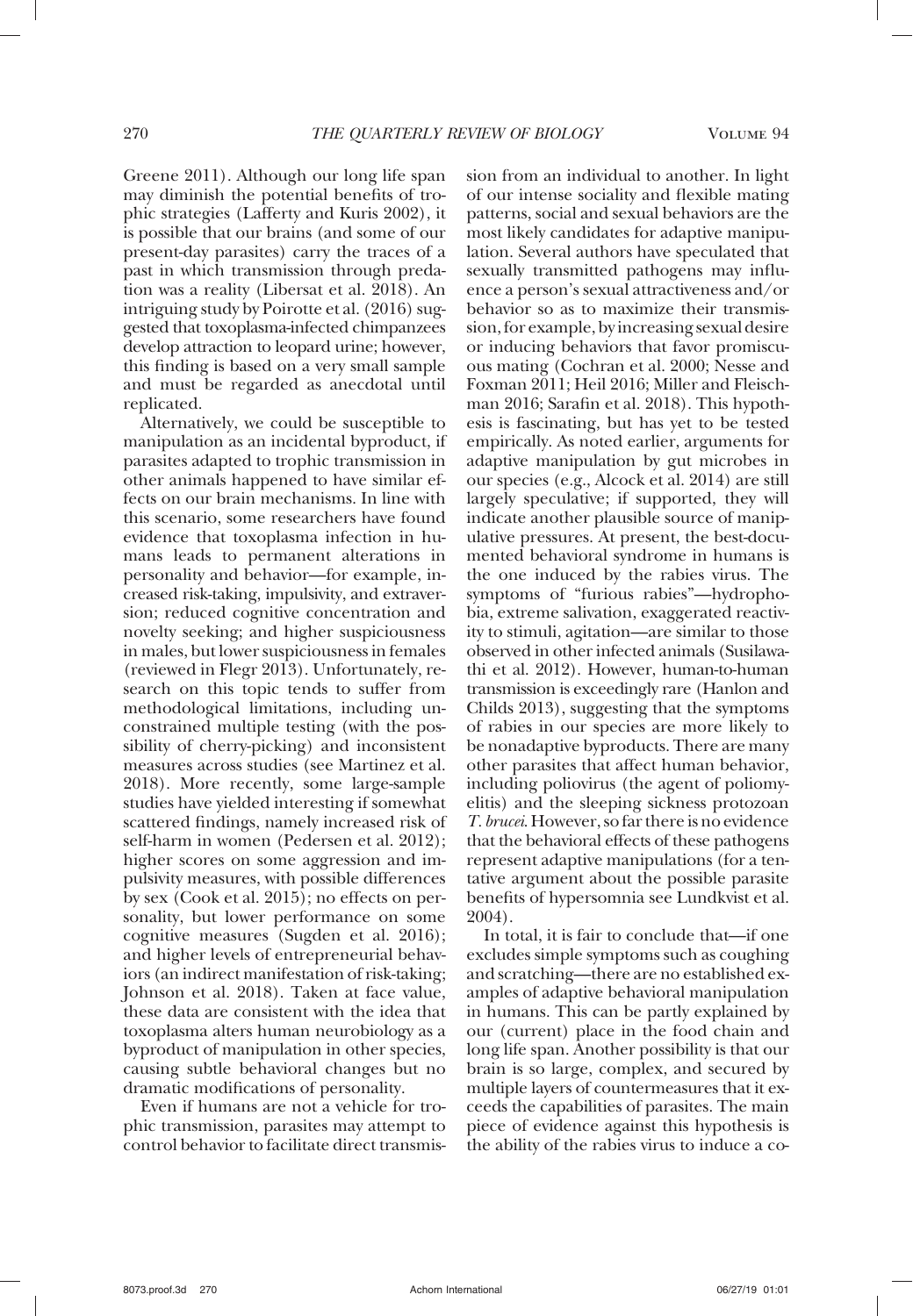Greene 2011). Although our long life span may diminish the potential benefits of trophic strategies (Lafferty and Kuris 2002), it is possible that our brains (and some of our present-day parasites) carry the traces of a past in which transmission through predation was a reality (Libersat et al. 2018). An intriguing study by Poirotte et al. (2016) suggested that toxoplasma-infected chimpanzees develop attraction to leopard urine; however, this finding is based on a very small sample and must be regarded as anecdotal until replicated.

Alternatively, we could be susceptible to manipulation as an incidental byproduct, if parasites adapted to trophic transmission in other animals happened to have similar effects on our brain mechanisms. In line with this scenario, some researchers have found evidence that toxoplasma infection in humans leads to permanent alterations in personality and behavior—for example, increased risk-taking, impulsivity, and extraversion; reduced cognitive concentration and novelty seeking; and higher suspiciousness in males, but lower suspiciousness in females (reviewed in Flegr 2013). Unfortunately, research on this topic tends to suffer from methodological limitations, including unconstrained multiple testing (with the possibility of cherry-picking) and inconsistent measures across studies (see Martinez et al. 2018). More recently, some large-sample studies have yielded interesting if somewhat scattered findings, namely increased risk of self-harm in women (Pedersen et al. 2012); higher scores on some aggression and impulsivity measures, with possible differences by sex (Cook et al. 2015); no effects on personality, but lower performance on some cognitive measures (Sugden et al. 2016); and higher levels of entrepreneurial behaviors (an indirect manifestation of risk-taking; Johnson et al. 2018). Taken at face value, these data are consistent with the idea that toxoplasma alters human neurobiology as a byproduct of manipulation in other species, causing subtle behavioral changes but no dramatic modifications of personality.

Even if humans are not a vehicle for trophic transmission, parasites may attempt to control behavior to facilitate direct transmission from an individual to another. In light of our intense sociality and flexible mating patterns, social and sexual behaviors are the most likely candidates for adaptive manipulation. Several authors have speculated that sexually transmitted pathogens may influence a person's sexual attractiveness and/or behavior so as to maximize their transmission, for example, by increasing sexual desire or inducing behaviors that favor promiscuous mating (Cochran et al. 2000; Nesse and Foxman 2011; Heil 2016; Miller and Fleischman 2016; Sarafin et al. 2018). This hypothesis is fascinating, but has yet to be tested empirically. As noted earlier, arguments for adaptive manipulation by gut microbes in our species (e.g., Alcock et al. 2014) are still largely speculative; if supported, they will indicate another plausible source of manipulative pressures. At present, the best-documented behavioral syndrome in humans is the one induced by the rabies virus. The symptoms of "furious rabies"—hydrophobia, extreme salivation, exaggerated reactivity to stimuli, agitation—are similar to those observed in other infected animals (Susilawathi et al. 2012). However, human-to-human transmission is exceedingly rare (Hanlon and Childs 2013), suggesting that the symptoms of rabies in our species are more likely to be nonadaptive byproducts. There are many other parasites that affect human behavior, including poliovirus (the agent of poliomyelitis) and the sleeping sickness protozoan *T. brucei*. However, so far there is no evidence that the behavioral effects of these pathogens represent adaptive manipulations (for a tentative argument about the possible parasite benefits of hypersomnia see Lundkvist et al. 2004).

In total, it is fair to conclude that—if one excludes simple symptoms such as coughing and scratching—there are no established examples of adaptive behavioral manipulation in humans. This can be partly explained by our (current) place in the food chain and long life span. Another possibility is that our brain is so large, complex, and secured by multiple layers of countermeasures that it exceeds the capabilities of parasites. The main piece of evidence against this hypothesis is the ability of the rabies virus to induce a co-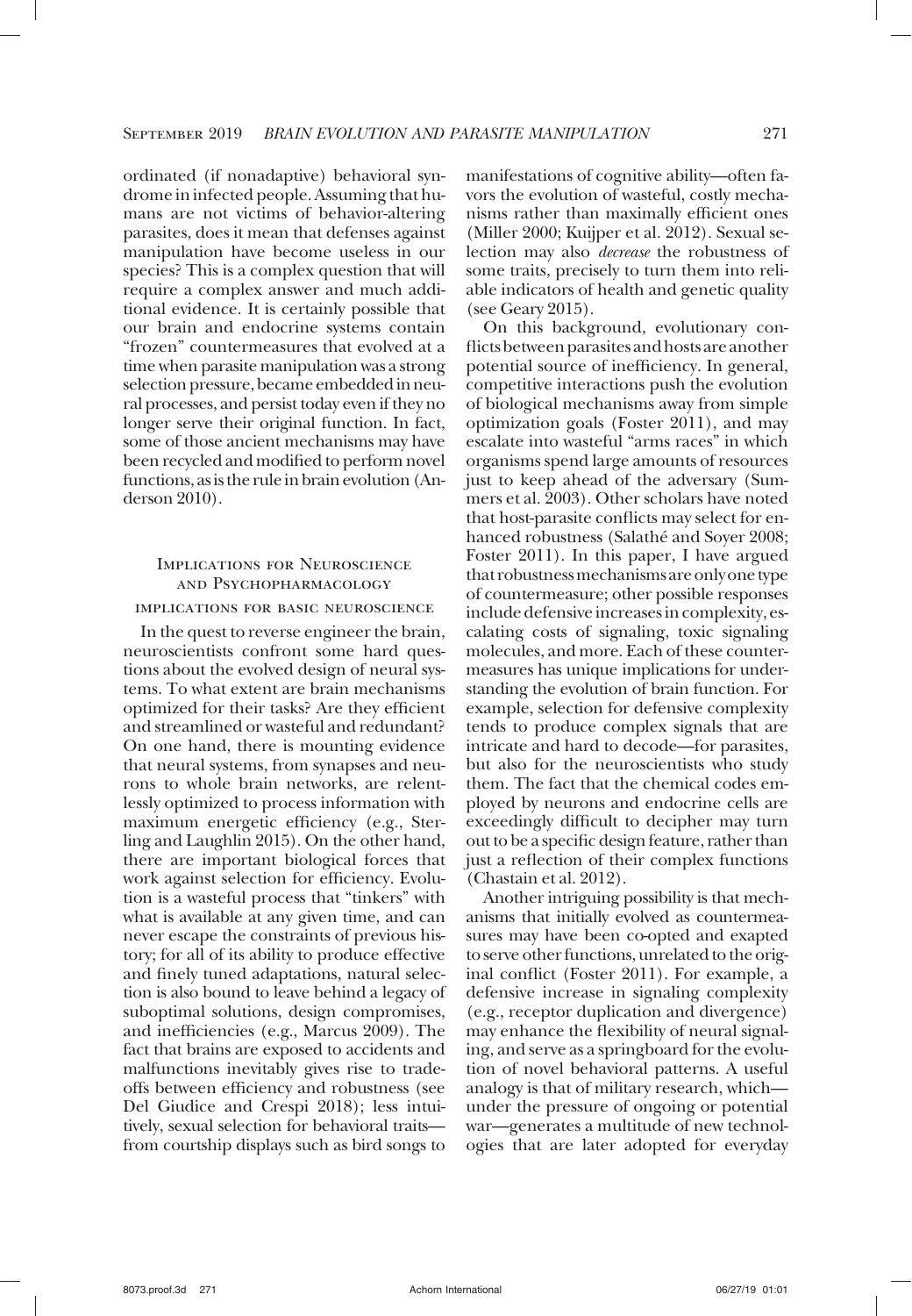ordinated (if nonadaptive) behavioral syndrome in infected people. Assuming that humans are not victims of behavior-altering parasites, does it mean that defenses against manipulation have become useless in our species? This is a complex question that will require a complex answer and much additional evidence. It is certainly possible that our brain and endocrine systems contain "frozen" countermeasures that evolved at a time when parasite manipulation was a strong selection pressure, became embedded in neural processes, and persist today even if they no longer serve their original function. In fact, some of those ancient mechanisms may have been recycled and modified to perform novel functions, as is the rule in brain evolution (Anderson 2010).

## Implications for Neuroscience and Psychopharmacology

### implications for basic neuroscience

In the quest to reverse engineer the brain, neuroscientists confront some hard questions about the evolved design of neural systems. To what extent are brain mechanisms optimized for their tasks? Are they efficient and streamlined or wasteful and redundant? On one hand, there is mounting evidence that neural systems, from synapses and neurons to whole brain networks, are relentlessly optimized to process information with maximum energetic efficiency (e.g., Sterling and Laughlin 2015). On the other hand, there are important biological forces that work against selection for efficiency. Evolution is a wasteful process that "tinkers" with what is available at any given time, and can never escape the constraints of previous history; for all of its ability to produce effective and finely tuned adaptations, natural selection is also bound to leave behind a legacy of suboptimal solutions, design compromises, and inefficiencies (e.g., Marcus 2009). The fact that brains are exposed to accidents and malfunctions inevitably gives rise to trade-offs between efficiency and robustness (see Del Giudice and Crespi 2018); less intuitively, sexual selection for behavioral traits—from courtship displays such as bird songs to manifestations of cognitive ability—often favors the evolution of wasteful, costly mechanisms rather than maximally efficient ones (Miller 2000; Kuijper et al. 2012). Sexual selection may also *decrease* the robustness of some traits, precisely to turn them into reliable indicators of health and genetic quality (see Geary 2015).

On this background, evolutionary conflicts between parasites and hosts are another potential source of inefficiency. In general, competitive interactions push the evolution of biological mechanisms away from simple optimization goals (Foster 2011), and may escalate into wasteful "arms races" in which organisms spend large amounts of resources just to keep ahead of the adversary (Summers et al. 2003). Other scholars have noted that host-parasite conflicts may select for enhanced robustness (Salathé and Soyer 2008; Foster 2011). In this paper, I have argued that robustness mechanisms are only one type of countermeasure; other possible responses include defensive increases in complexity, escalating costs of signaling, toxic signaling molecules, and more. Each of these countermeasures has unique implications for understanding the evolution of brain function. For example, selection for defensive complexity tends to produce complex signals that are intricate and hard to decode—for parasites, but also for the neuroscientists who study them. The fact that the chemical codes employed by neurons and endocrine cells are exceedingly difficult to decipher may turn out to be a specific design feature, rather than just a reflection of their complex functions (Chastain et al. 2012).

Another intriguing possibility is that mechanisms that initially evolved as countermeasures may have been co-opted and exapted to serve other functions, unrelated to the original conflict (Foster 2011). For example, a defensive increase in signaling complexity (e.g., receptor duplication and divergence) may enhance the flexibility of neural signaling, and serve as a springboard for the evolution of novel behavioral patterns. A useful analogy is that of military research, which—under the pressure of ongoing or potential war—generates a multitude of new technologies that are later adopted for everyday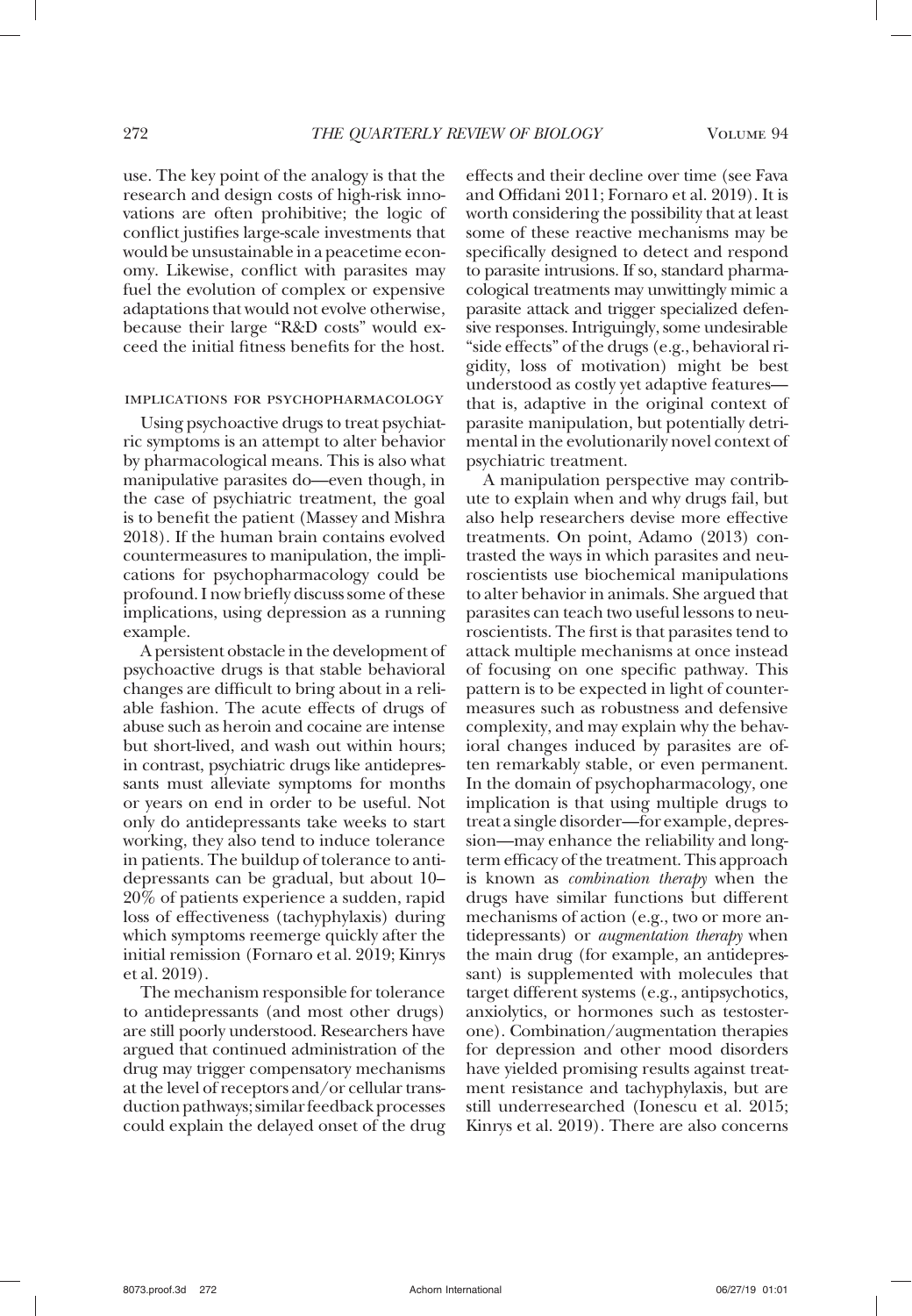use. The key point of the analogy is that the research and design costs of high-risk innovations are often prohibitive; the logic of conflict justifies large-scale investments that would be unsustainable in a peacetime economy. Likewise, conflict with parasites may fuel the evolution of complex or expensive adaptations that would not evolve otherwise, because their large "R&D costs" would exceed the initial fitness benefits for the host.

## Implications for Psychopharmacology

Using psychoactive drugs to treat psychiatric symptoms is an attempt to alter behavior by pharmacological means. This is also what manipulative parasites do—even though, in the case of psychiatric treatment, the goal is to benefit the patient (Massey and Mishra 2018). If the human brain contains evolved countermeasures to manipulation, the implications for psychopharmacology could be profound. I now briefly discuss some of these implications, using depression as a running example.

A persistent obstacle in the development of psychoactive drugs is that stable behavioral changes are difficult to bring about in a reliable fashion. The acute effects of drugs of abuse such as heroin and cocaine are intense but short-lived, and wash out within hours; in contrast, psychiatric drugs like antidepressants must alleviate symptoms for months or years on end in order to be useful. Not only do antidepressants take weeks to start working, they also tend to induce tolerance in patients. The buildup of tolerance to antidepressants can be gradual, but about 10–20% of patients experience a sudden, rapid loss of effectiveness (tachyphylaxis) during which symptoms reemerge quickly after the initial remission (Fornaro et al. 2019; Kinrys et al. 2019).

The mechanism responsible for tolerance to antidepressants (and most other drugs) are still poorly understood. Researchers have argued that continued administration of the drug may trigger compensatory mechanisms at the level of receptors and/or cellular transduction pathways; similar feedback processes could explain the delayed onset of the drug effects and their decline over time (see Fava and Offidani 2011; Fornaro et al. 2019). It is worth considering the possibility that at least some of these reactive mechanisms may be specifically designed to detect and respond to parasite intrusions. If so, standard pharmacological treatments may unwittingly mimic a parasite attack and trigger specialized defensive responses. Intriguingly, some undesirable "side effects" of the drugs (e.g., behavioral rigidity, loss of motivation) might be best understood as costly yet adaptive features—that is, adaptive in the original context of parasite manipulation, but potentially detrimental in the evolutionarily novel context of psychiatric treatment.

A manipulation perspective may contribute to explain when and why drugs fail, but also help researchers devise more effective treatments. On point, Adamo (2013) contrasted the ways in which parasites and neuroscientists use biochemical manipulations to alter behavior in animals. She argued that parasites can teach two useful lessons to neuroscientists. The first is that parasites tend to attack multiple mechanisms at once instead of focusing on one specific pathway. This pattern is to be expected in light of countermeasures such as robustness and defensive complexity, and may explain why the behavioral changes induced by parasites are often remarkably stable, or even permanent. In the domain of psychopharmacology, one implication is that using multiple drugs to treat a single disorder—for example, depression—may enhance the reliability and long-term efficacy of the treatment. This approach is known as *combination therapy* when the drugs have similar functions but different mechanisms of action (e.g., two or more antidepressants) or *augmentation therapy* when the main drug (for example, an antidepressant) is supplemented with molecules that target different systems (e.g., antipsychotics, anxiolytics, or hormones such as testosterone). Combination/augmentation therapies for depression and other mood disorders have yielded promising results against treatment resistance and tachyphylaxis, but are still underresearched (Ionescu et al. 2015; Kinrys et al. 2019). There are also concerns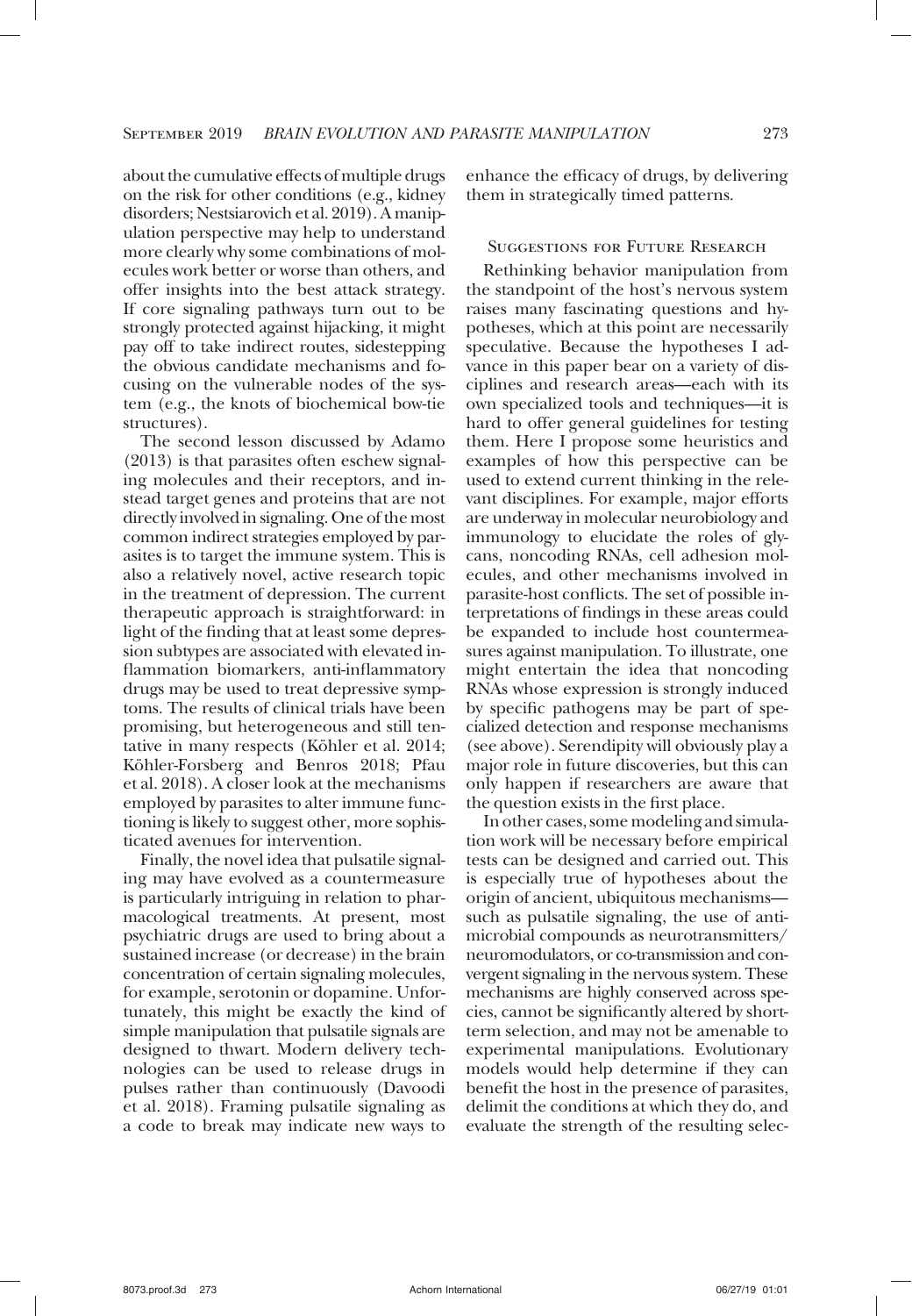about the cumulative effects of multiple drugs on the risk for other conditions (e.g., kidney disorders; Nestsiarovich et al. 2019). A manipulation perspective may help to understand more clearly why some combinations of molecules work better or worse than others, and offer insights into the best attack strategy. If core signaling pathways turn out to be strongly protected against hijacking, it might pay off to take indirect routes, sidestepping the obvious candidate mechanisms and focusing on the vulnerable nodes of the system (e.g., the knots of biochemical bow-tie structures).

The second lesson discussed by Adamo (2013) is that parasites often eschew signaling molecules and their receptors, and instead target genes and proteins that are not directly involved in signaling. One of the most common indirect strategies employed by parasites is to target the immune system. This is also a relatively novel, active research topic in the treatment of depression. The current therapeutic approach is straightforward: in light of the finding that at least some depression subtypes are associated with elevated inflammation biomarkers, anti-inflammatory drugs may be used to treat depressive symptoms. The results of clinical trials have been promising, but heterogeneous and still tentative in many respects (Köhler et al. 2014; Köhler-Forsberg and Benros 2018; Pfau et al. 2018). A closer look at the mechanisms employed by parasites to alter immune functioning is likely to suggest other, more sophisticated avenues for intervention.

Finally, the novel idea that pulsatile signaling may have evolved as a countermeasure is particularly intriguing in relation to pharmacological treatments. At present, most psychiatric drugs are used to bring about a sustained increase (or decrease) in the brain concentration of certain signaling molecules, for example, serotonin or dopamine. Unfortunately, this might be exactly the kind of simple manipulation that pulsatile signals are designed to thwart. Modern delivery technologies can be used to release drugs in pulses rather than continuously (Davoodi et al. 2018). Framing pulsatile signaling as a code to break may indicate new ways to enhance the efficacy of drugs, by delivering them in strategically timed patterns.

## Suggestions for Future Research

Rethinking behavior manipulation from the standpoint of the host's nervous system raises many fascinating questions and hypotheses, which at this point are necessarily speculative. Because the hypotheses I advance in this paper bear on a variety of disciplines and research areas—each with its own specialized tools and techniques—it is hard to offer general guidelines for testing them. Here I propose some heuristics and examples of how this perspective can be used to extend current thinking in the relevant disciplines. For example, major efforts are underway in molecular neurobiology and immunology to elucidate the roles of glycans, noncoding RNAs, cell adhesion molecules, and other mechanisms involved in parasite-host conflicts. The set of possible interpretations of findings in these areas could be expanded to include host countermeasures against manipulation. To illustrate, one might entertain the idea that noncoding RNAs whose expression is strongly induced by specific pathogens may be part of specialized detection and response mechanisms (see above). Serendipity will obviously play a major role in future discoveries, but this can only happen if researchers are aware that the question exists in the first place.

In other cases, some modeling and simulation work will be necessary before empirical tests can be designed and carried out. This is especially true of hypotheses about the origin of ancient, ubiquitous mechanisms—such as pulsatile signaling, the use of antimicrobial compounds as neurotransmitters/neuromodulators, or co-transmission and convergent signaling in the nervous system. These mechanisms are highly conserved across species, cannot be significantly altered by short-term selection, and may not be amenable to experimental manipulations. Evolutionary models would help determine if they can benefit the host in the presence of parasites, delimit the conditions at which they do, and evaluate the strength of the resulting selec-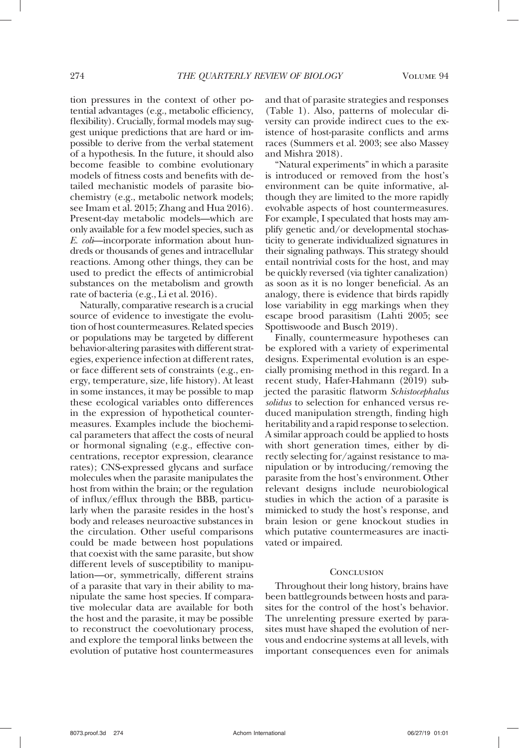tion pressures in the context of other potential advantages (e.g., metabolic efficiency, flexibility). Crucially, formal models may suggest unique predictions that are hard or impossible to derive from the verbal statement of a hypothesis. In the future, it should also become feasible to combine evolutionary models of fitness costs and benefits with detailed mechanistic models of parasite biochemistry (e.g., metabolic network models; see Imam et al. 2015; Zhang and Hua 2016). Present-day metabolic models—which are only available for a few model species, such as *E. coli*—incorporate information about hundreds or thousands of genes and intracellular reactions. Among other things, they can be used to predict the effects of antimicrobial substances on the metabolism and growth rate of bacteria (e.g., Li et al. 2016).

Naturally, comparative research is a crucial source of evidence to investigate the evolution of host countermeasures. Related species or populations may be targeted by different behavior-altering parasites with different strategies, experience infection at different rates, or face different sets of constraints (e.g., energy, temperature, size, life history). At least in some instances, it may be possible to map these ecological variables onto differences in the expression of hypothetical countermeasures. Examples include the biochemical parameters that affect the costs of neural or hormonal signaling (e.g., effective concentrations, receptor expression, clearance rates); CNS-expressed glycans and surface molecules when the parasite manipulates the host from within the brain; or the regulation of influx/efflux through the BBB, particularly when the parasite resides in the host's body and releases neuroactive substances in the circulation. Other useful comparisons could be made between host populations that coexist with the same parasite, but show different levels of susceptibility to manipulation—or, symmetrically, different strains of a parasite that vary in their ability to manipulate the same host species. If comparative molecular data are available for both the host and the parasite, it may be possible to reconstruct the coevolutionary process, and explore the temporal links between the evolution of putative host countermeasures and that of parasite strategies and responses (Table 1). Also, patterns of molecular diversity can provide indirect cues to the existence of host-parasite conflicts and arms races (Summers et al. 2003; see also Massey and Mishra 2018).

"Natural experiments" in which a parasite is introduced or removed from the host's environment can be quite informative, although they are limited to the more rapidly evolvable aspects of host countermeasures. For example, I speculated that hosts may amplify genetic and/or developmental stochasticity to generate individualized signatures in their signaling pathways. This strategy should entail nontrivial costs for the host, and may be quickly reversed (via tighter canalization) as soon as it is no longer beneficial. As an analogy, there is evidence that birds rapidly lose variability in egg markings when they escape brood parasitism (Lahti 2005; see Spottiswoode and Busch 2019).

Finally, countermeasure hypotheses can be explored with a variety of experimental designs. Experimental evolution is an especially promising method in this regard. In a recent study, Hafer-Hahmann (2019) subjected the parasitic flatworm *Schistocephalus solidus* to selection for enhanced versus reduced manipulation strength, finding high heritability and a rapid response to selection. A similar approach could be applied to hosts with short generation times, either by directly selecting for/against resistance to manipulation or by introducing/removing the parasite from the host's environment. Other relevant designs include neurobiological studies in which the action of a parasite is mimicked to study the host's response, and brain lesion or gene knockout studies in which putative countermeasures are inactivated or impaired.

## Conclusion

Throughout their long history, brains have been battlegrounds between hosts and parasites for the control of the host's behavior. The unrelenting pressure exerted by parasites must have shaped the evolution of nervous and endocrine systems at all levels, with important consequences even for animals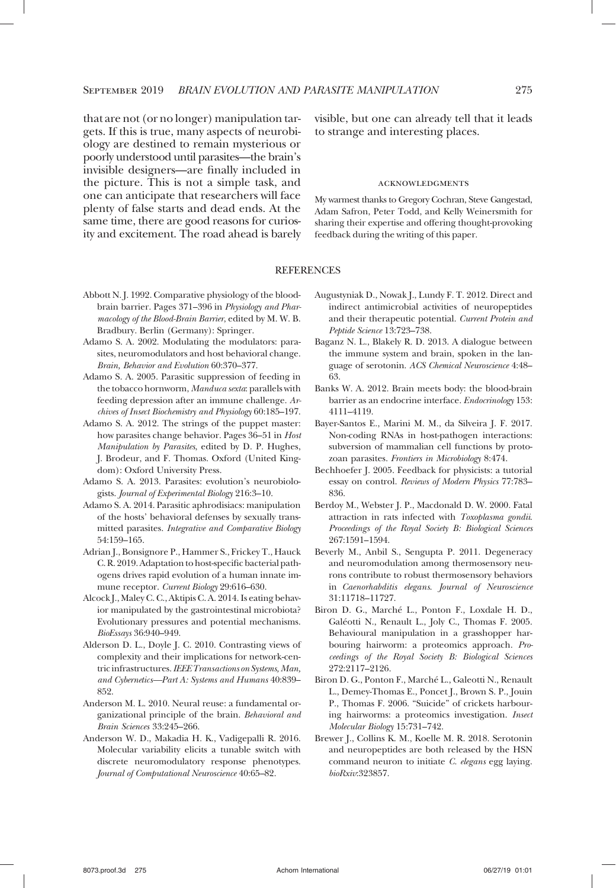that are not (or no longer) manipulation targets. If this is true, many aspects of neurobiology are destined to remain mysterious or poorly understood until parasites—the brain's invisible designers—are finally included in the picture. This is not a simple task, and one can anticipate that researchers will face plenty of false starts and dead ends. At the same time, there are good reasons for curiosity and excitement. The road ahead is barely visible, but one can already tell that it leads to strange and interesting places.

## ACKNOWLEDGMENTS

My warmest thanks to Gregory Cochran, Steve Gangestad, Adam Safron, Peter Todd, and Kelly Weinersmith for sharing their expertise and offering thought-provoking feedback during the writing of this paper.

## REFERENCES

Abbott N. J. 1992. Comparative physiology of the blood-brain barrier. Pages 371–396 in *Physiology and Pharmacology of the Blood-Brain Barrier*, edited by M. W. B. Bradbury. Berlin (Germany): Springer.

Adamo S. A. 2002. Modulating the modulators: parasites, neuromodulators and host behavioral change. *Brain, Behavior and Evolution* 60:370–377.

Adamo S. A. 2005. Parasitic suppression of feeding in the tobacco hornworm, *Manduca sexta*: parallels with feeding depression after an immune challenge. *Archives of Insect Biochemistry and Physiology* 60:185–197.

Adamo S. A. 2012. The strings of the puppet master: how parasites change behavior. Pages 36–51 in *Host Manipulation by Parasites*, edited by D. P. Hughes, J. Brodeur, and F. Thomas. Oxford (United Kingdom): Oxford University Press.

Adamo S. A. 2013. Parasites: evolution's neurobiologists. *Journal of Experimental Biology* 216:3–10.

Adamo S. A. 2014. Parasitic aphrodisiacs: manipulation of the hosts' behavioral defenses by sexually transmitted parasites. *Integrative and Comparative Biology* 54:159–165.

Adrian J., Bonsignore P., Hammer S., Frickey T., Hauck C. R. 2019. Adaptation to host-specific bacterial pathogens drives rapid evolution of a human innate immune receptor. *Current Biology* 29:616–630.

Alcock J., Maley C. C., Aktipis C. A. 2014. Is eating behavior manipulated by the gastrointestinal microbiota? Evolutionary pressures and potential mechanisms. *BioEssays* 36:940–949.

Alderson D. L., Doyle J. C. 2010. Contrasting views of complexity and their implications for network-centric infrastructures. *IEEE Transactions on Systems, Man, and Cybernetics—Part A: Systems and Humans* 40:839–852.

Anderson M. L. 2010. Neural reuse: a fundamental organizational principle of the brain. *Behavioral and Brain Sciences* 33:245–266.

Anderson W. D., Makadia H. K., Vadigepalli R. 2016. Molecular variability elicits a tunable switch with discrete neuromodulatory response phenotypes. *Journal of Computational Neuroscience* 40:65–82.

Augustyniak D., Nowak J., Lundy F. T. 2012. Direct and indirect antimicrobial activities of neuropeptides and their therapeutic potential. *Current Protein and Peptide Science* 13:723–738.

Baganz N. L., Blakely R. D. 2013. A dialogue between the immune system and brain, spoken in the language of serotonin. *ACS Chemical Neuroscience* 4:48–63.

Banks W. A. 2012. Brain meets body: the blood-brain barrier as an endocrine interface. *Endocrinology* 153:4111–4119.

Bayer-Santos E., Marini M. M., da Silveira J. F. 2017. Non-coding RNAs in host-pathogen interactions: subversion of mammalian cell functions by protozoan parasites. *Frontiers in Microbiology* 8:474.

Bechhoefer J. 2005. Feedback for physicists: a tutorial essay on control. *Reviews of Modern Physics* 77:783–836.

Berdoy M., Webster J. P., Macdonald D. W. 2000. Fatal attraction in rats infected with *Toxoplasma gondii*. *Proceedings of the Royal Society B: Biological Sciences* 267:1591–1594.

Beverly M., Anbil S., Sengupta P. 2011. Degeneracy and neuromodulation among thermosensory neurons contribute to robust thermosensory behaviors in *Caenorhabditis elegans*. *Journal of Neuroscience* 31:11718–11727.

Biron D. G., Marché L., Ponton F., Loxdale H. D., Galéotti N., Renault L., Joly C., Thomas F. 2005. Behavioural manipulation in a grasshopper harbouring hairworm: a proteomics approach. *Proceedings of the Royal Society B: Biological Sciences* 272:2117–2126.

Biron D. G., Ponton F., Marché L., Galeotti N., Renault L., Demey-Thomas E., Poncet J., Brown S. P., Jouin P., Thomas F. 2006. "Suicide" of crickets harbouring hairworms: a proteomics investigation. *Insect Molecular Biology* 15:731–742.

Brewer J., Collins K. M., Koelle M. R. 2018. Serotonin and neuropeptides are both released by the HSN command neuron to initiate *C. elegans* egg laying. *bioRxiv*:323857.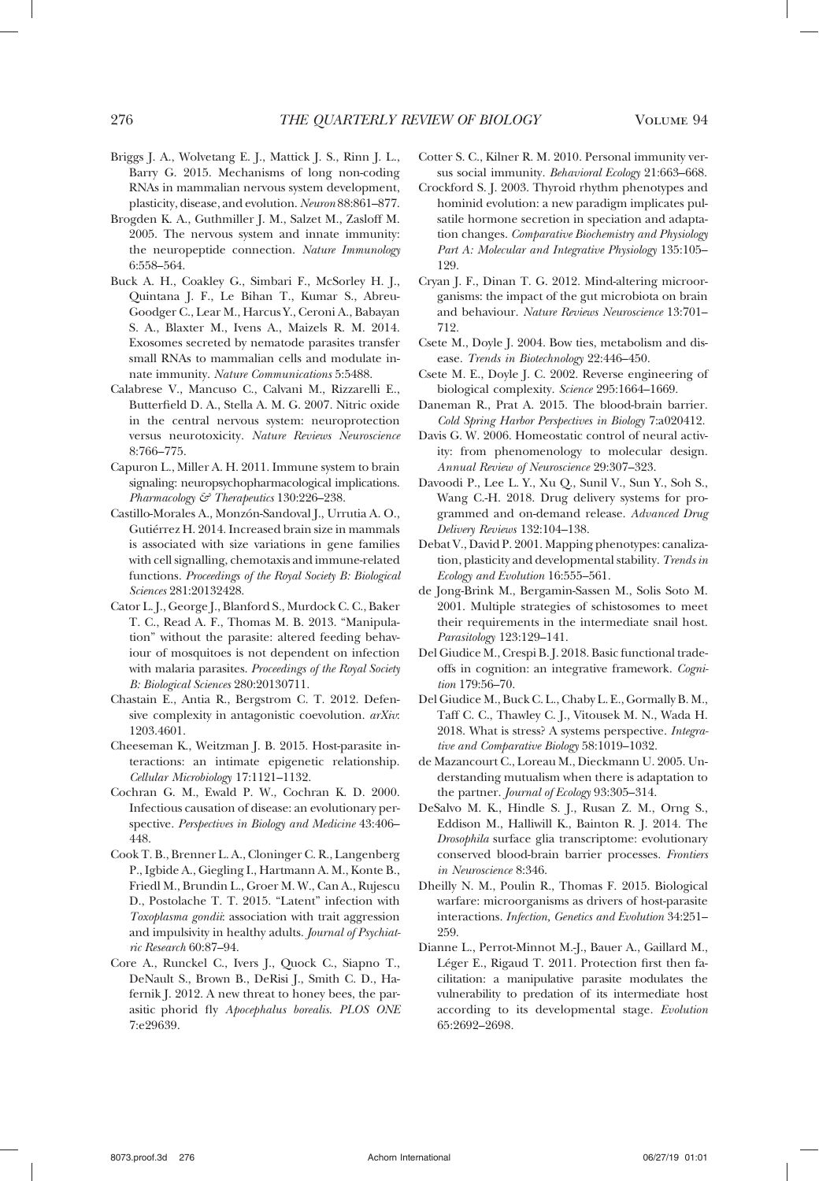Briggs J. A., Wolvetang E. J., Mattick J. S., Rinn J. L., Barry G. 2015. Mechanisms of long non-coding RNAs in mammalian nervous system development, plasticity, disease, and evolution. *Neuron* 88:861–877.

Brogden K. A., Guthmiller J. M., Salzet M., Zasloff M. 2005. The nervous system and innate immunity: the neuropeptide connection. *Nature Immunology* 6:558–564.

Buck A. H., Coakley G., Simbari F., McSorley H. J., Quintana J. F., Le Bihan T., Kumar S., Abreu-Goodger C., Lear M., Harcus Y., Ceroni A., Babayan S. A., Blaxter M., Ivens A., Maizels R. M. 2014. Exosomes secreted by nematode parasites transfer small RNAs to mammalian cells and modulate innate immunity. *Nature Communications* 5:5488.

Calabrese V., Mancuso C., Calvani M., Rizzarelli E., Butterfield D. A., Stella A. M. G. 2007. Nitric oxide in the central nervous system: neuroprotection versus neurotoxicity. *Nature Reviews Neuroscience* 8:766–775.

Capuron L., Miller A. H. 2011. Immune system to brain signaling: neuropsychopharmacological implications. *Pharmacology & Therapeutics* 130:226–238.

Castillo-Morales A., Monzón-Sandoval J., Urrutia A. O., Gutiérrez H. 2014. Increased brain size in mammals is associated with size variations in gene families with cell signalling, chemotaxis and immune-related functions. *Proceedings of the Royal Society B: Biological Sciences* 281:20132428.

Cator L. J., George J., Blanford S., Murdock C. C., Baker T. C., Read A. F., Thomas M. B. 2013. "Manipulation" without the parasite: altered feeding behaviour of mosquitoes is not dependent on infection with malaria parasites. *Proceedings of the Royal Society B: Biological Sciences* 280:20130711.

Chastain E., Antia R., Bergstrom C. T. 2012. Defensive complexity in antagonistic coevolution. *arXiv*: 1203.4601.

Cheeseman K., Weitzman J. B. 2015. Host-parasite interactions: an intimate epigenetic relationship. *Cellular Microbiology* 17:1121–1132.

Cochran G. M., Ewald P. W., Cochran K. D. 2000. Infectious causation of disease: an evolutionary perspective. *Perspectives in Biology and Medicine* 43:406–448.

Cook T. B., Brenner L. A., Cloninger C. R., Langenberg P., Igbide A., Giegling I., Hartmann A. M., Konte B., Friedl M., Brundin L., Groer M. W., Can A., Rujescu D., Postolache T. T. 2015. "Latent" infection with *Toxoplasma gondii*: association with trait aggression and impulsivity in healthy adults. *Journal of Psychiatric Research* 60:87–94.

Core A., Runckel C., Ivers J., Quock C., Siapno T., DeNault S., Brown B., DeRisi J., Smith C. D., Hafernik J. 2012. A new threat to honey bees, the parasitic phorid fly *Apocephalus borealis*. *PLOS ONE* 7:e29639.

Cotter S. C., Kilner R. M. 2010. Personal immunity versus social immunity. *Behavioral Ecology* 21:663–668.

Crockford S. J. 2003. Thyroid rhythm phenotypes and hominid evolution: a new paradigm implicates pulsatile hormone secretion in speciation and adaptation changes. *Comparative Biochemistry and Physiology Part A: Molecular and Integrative Physiology* 135:105–129.

Cryan J. F., Dinan T. G. 2012. Mind-altering microorganisms: the impact of the gut microbiota on brain and behaviour. *Nature Reviews Neuroscience* 13:701–712.

Csete M., Doyle J. 2004. Bow ties, metabolism and disease. *Trends in Biotechnology* 22:446–450.

Csete M. E., Doyle J. C. 2002. Reverse engineering of biological complexity. *Science* 295:1664–1669.

Daneman R., Prat A. 2015. The blood-brain barrier. *Cold Spring Harbor Perspectives in Biology* 7:a020412.

Davis G. W. 2006. Homeostatic control of neural activity: from phenomenology to molecular design. *Annual Review of Neuroscience* 29:307–323.

Davoodi P., Lee L. Y., Xu Q., Sunil V., Sun Y., Soh S., Wang C.-H. 2018. Drug delivery systems for programmed and on-demand release. *Advanced Drug Delivery Reviews* 132:104–138.

Debat V., David P. 2001. Mapping phenotypes: canalization, plasticity and developmental stability. *Trends in Ecology and Evolution* 16:555–561.

de Jong-Brink M., Bergamin-Sassen M., Solis Soto M. 2001. Multiple strategies of schistosomes to meet their requirements in the intermediate snail host. *Parasitology* 123:129–141.

Del Giudice M., Crespi B. J. 2018. Basic functional tradeoffs in cognition: an integrative framework. *Cognition* 179:56–70.

Del Giudice M., Buck C. L., Chaby L. E., Gormally B. M., Taff C. C., Thawley C. J., Vitousek M. N., Wada H. 2018. What is stress? A systems perspective. *Integrative and Comparative Biology* 58:1019–1032.

de Mazancourt C., Loreau M., Dieckmann U. 2005. Understanding mutualism when there is adaptation to the partner. *Journal of Ecology* 93:305–314.

DeSalvo M. K., Hindle S. J., Rusan Z. M., Orng S., Eddison M., Halliwill K., Bainton R. J. 2014. The *Drosophila* surface glia transcriptome: evolutionary conserved blood-brain barrier processes. *Frontiers in Neuroscience* 8:346.

Dheilly N. M., Poulin R., Thomas F. 2015. Biological warfare: microorganisms as drivers of host-parasite interactions. *Infection, Genetics and Evolution* 34:251–259.

Dianne L., Perrot-Minnot M.-J., Bauer A., Gaillard M., Léger E., Rigaud T. 2011. Protection first then facilitation: a manipulative parasite modulates the vulnerability to predation of its intermediate host according to its developmental stage. *Evolution* 65:2692–2698.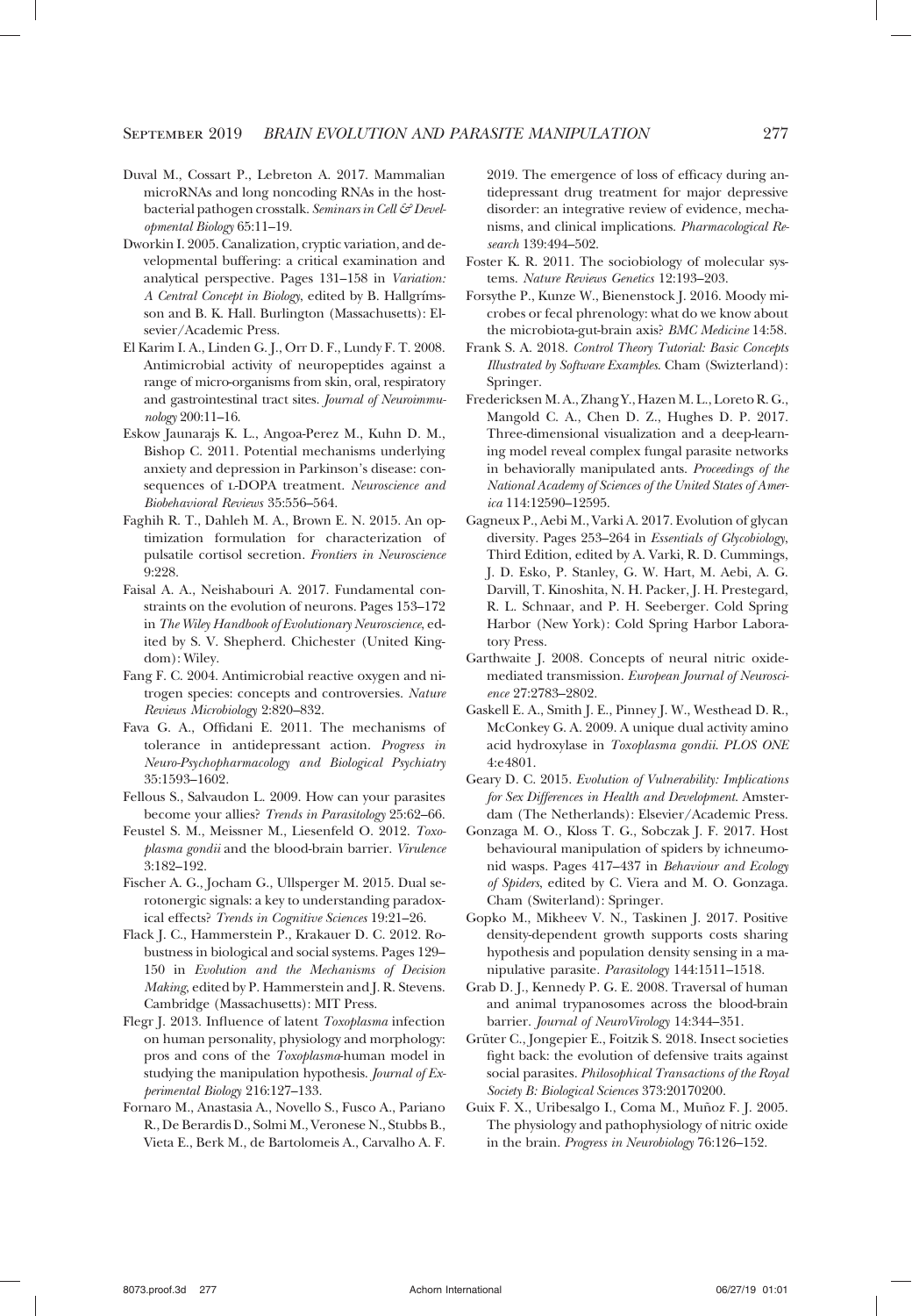Duval M., Cossart P., Lebreton A. 2017. Mammalian microRNAs and long noncoding RNAs in the host-bacterial pathogen crosstalk. *Seminars in Cell & Developmental Biology* 65:11–19.

Dworkin I. 2005. Canalization, cryptic variation, and developmental buffering: a critical examination and analytical perspective. Pages 131–158 in *Variation: A Central Concept in Biology*, edited by B. Hallgrímsson and B. K. Hall. Burlington (Massachusetts): Elsevier/Academic Press.

El Karim I. A., Linden G. J., Orr D. F., Lundy F. T. 2008. Antimicrobial activity of neuropeptides against a range of micro-organisms from skin, oral, respiratory and gastrointestinal tract sites. *Journal of Neuroimmunology* 200:11–16.

Eskow Jaunarajs K. L., Angoa-Perez M., Kuhn D. M., Bishop C. 2011. Potential mechanisms underlying anxiety and depression in Parkinson's disease: consequences of L-DOPA treatment. *Neuroscience and Biobehavioral Reviews* 35:556–564.

Faghih R. T., Dahleh M. A., Brown E. N. 2015. An optimization formulation for characterization of pulsatile cortisol secretion. *Frontiers in Neuroscience* 9:228.

Faisal A. A., Neishabouri A. 2017. Fundamental constraints on the evolution of neurons. Pages 153–172 in *The Wiley Handbook of Evolutionary Neuroscience*, edited by S. V. Shepherd. Chichester (United Kingdom): Wiley.

Fang F. C. 2004. Antimicrobial reactive oxygen and nitrogen species: concepts and controversies. *Nature Reviews Microbiology* 2:820–832.

Fava G. A., Offidani E. 2011. The mechanisms of tolerance in antidepressant action. *Progress in Neuro-Psychopharmacology and Biological Psychiatry* 35:1593–1602.

Fellous S., Salvaudon L. 2009. How can your parasites become your allies? *Trends in Parasitology* 25:62–66.

Feustel S. M., Meissner M., Liesenfeld O. 2012. *Toxoplasma gondii* and the blood-brain barrier. *Virulence* 3:182–192.

Fischer A. G., Jocham G., Ullsperger M. 2015. Dual serotonergic signals: a key to understanding paradoxical effects? *Trends in Cognitive Sciences* 19:21–26.

Flack J. C., Hammerstein P., Krakauer D. C. 2012. Robustness in biological and social systems. Pages 129–150 in *Evolution and the Mechanisms of Decision Making*, edited by P. Hammerstein and J. R. Stevens. Cambridge (Massachusetts): MIT Press.

Flegr J. 2013. Influence of latent *Toxoplasma* infection on human personality, physiology and morphology: pros and cons of the *Toxoplasma*-human model in studying the manipulation hypothesis. *Journal of Experimental Biology* 216:127–133.

Fornaro M., Anastasia A., Novello S., Fusco A., Pariano R., De Berardis D., Solmi M., Veronese N., Stubbs B., Vieta E., Berk M., de Bartolomeis A., Carvalho A. F. 2019. The emergence of loss of efficacy during antidepressant drug treatment for major depressive disorder: an integrative review of evidence, mechanisms, and clinical implications. *Pharmacological Research* 139:494–502.

Foster K. R. 2011. The sociobiology of molecular systems. *Nature Reviews Genetics* 12:193–203.

Forsythe P., Kunze W., Bienenstock J. 2016. Moody microbes or fecal phrenology: what do we know about the microbiota-gut-brain axis? *BMC Medicine* 14:58.

Frank S. A. 2018. *Control Theory Tutorial: Basic Concepts Illustrated by Software Examples*. Cham (Swizterland): Springer.

Fredericksen M. A., Zhang Y., Hazen M. L., Loreto R. G., Mangold C. A., Chen D. Z., Hughes D. P. 2017. Three-dimensional visualization and a deep-learning model reveal complex fungal parasite networks in behaviorally manipulated ants. *Proceedings of the National Academy of Sciences of the United States of America* 114:12590–12595.

Gagneux P., Aebi M., Varki A. 2017. Evolution of glycan diversity. Pages 253–264 in *Essentials of Glycobiology*, Third Edition, edited by A. Varki, R. D. Cummings, J. D. Esko, P. Stanley, G. W. Hart, M. Aebi, A. G. Darvill, T. Kinoshita, N. H. Packer, J. H. Prestegard, R. L. Schnaar, and P. H. Seeberger. Cold Spring Harbor (New York): Cold Spring Harbor Laboratory Press.

Garthwaite J. 2008. Concepts of neural nitric oxide-mediated transmission. *European Journal of Neuroscience* 27:2783–2802.

Gaskell E. A., Smith J. E., Pinney J. W., Westhead D. R., McConkey G. A. 2009. A unique dual activity amino acid hydroxylase in *Toxoplasma gondii*. *PLOS ONE* 4:e4801.

Geary D. C. 2015. *Evolution of Vulnerability: Implications for Sex Differences in Health and Development*. Amsterdam (The Netherlands): Elsevier/Academic Press.

Gonzaga M. O., Kloss T. G., Sobczak J. F. 2017. Host behavioural manipulation of spiders by ichneumonid wasps. Pages 417–437 in *Behaviour and Ecology of Spiders*, edited by C. Viera and M. O. Gonzaga. Cham (Switerland): Springer.

Gopko M., Mikheev V. N., Taskinen J. 2017. Positive density-dependent growth supports costs sharing hypothesis and population density sensing in a manipulative parasite. *Parasitology* 144:1511–1518.

Grab D. J., Kennedy P. G. E. 2008. Traversal of human and animal trypanosomes across the blood-brain barrier. *Journal of NeuroVirology* 14:344–351.

Grüter C., Jongepier E., Foitzik S. 2018. Insect societies fight back: the evolution of defensive traits against social parasites. *Philosophical Transactions of the Royal Society B: Biological Sciences* 373:20170200.

Guix F. X., Uribesalgo I., Coma M., Muñoz F. J. 2005. The physiology and pathophysiology of nitric oxide in the brain. *Progress in Neurobiology* 76:126–152.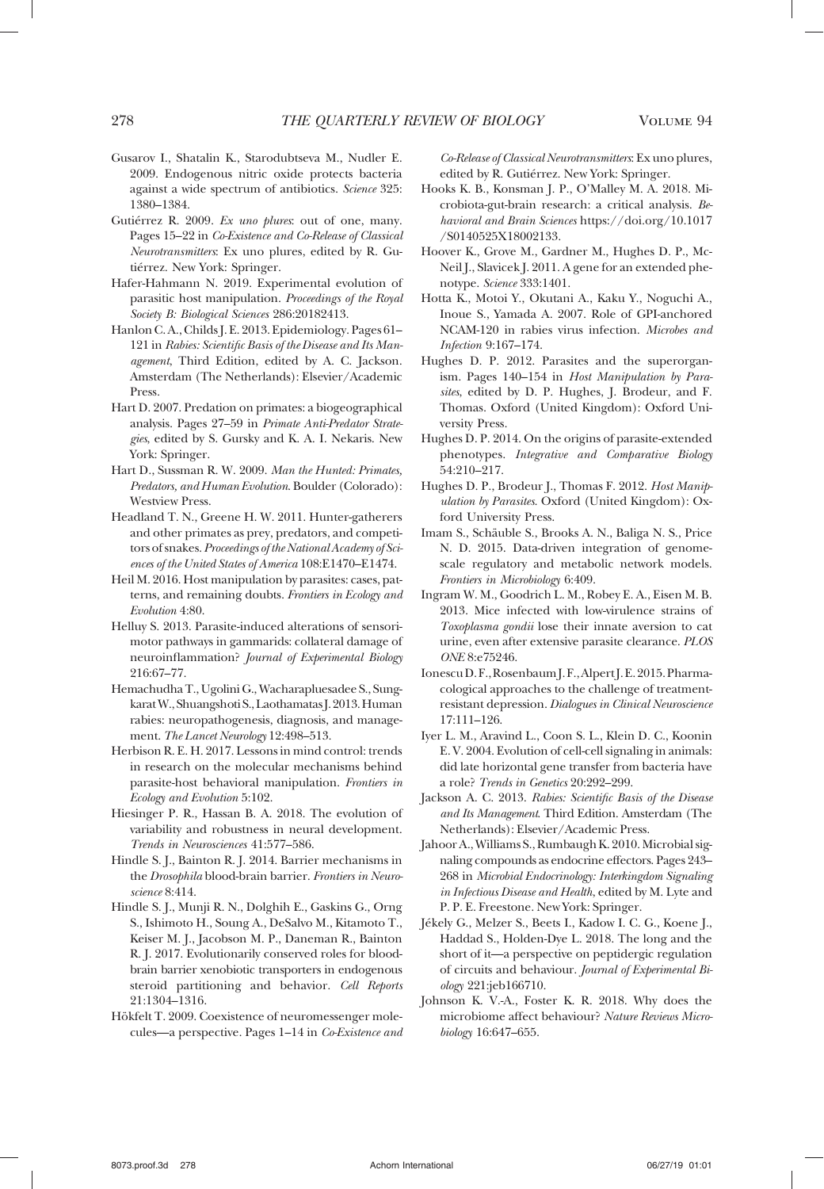Gusarov I., Shatalin K., Starodubtseva M., Nudler E. 2009. Endogenous nitric oxide protects bacteria against a wide spectrum of antibiotics. *Science* 325: 1380–1384.

Gutiérrez R. 2009. *Ex uno plures*: out of one, many. Pages 15–22 in *Co-Existence and Co-Release of Classical Neurotransmitters*: Ex uno plures, edited by R. Gutiérrez. New York: Springer.

Hafer-Hahmann N. 2019. Experimental evolution of parasitic host manipulation. *Proceedings of the Royal Society B: Biological Sciences* 286:20182413.

Hanlon C. A., Childs J. E. 2013. Epidemiology. Pages 61–121 in *Rabies: Scientific Basis of the Disease and Its Management*, Third Edition, edited by A. C. Jackson. Amsterdam (The Netherlands): Elsevier/Academic Press.

Hart D. 2007. Predation on primates: a biogeographical analysis. Pages 27–59 in *Primate Anti-Predator Strategies*, edited by S. Gursky and K. A. I. Nekaris. New York: Springer.

Hart D., Sussman R. W. 2009. *Man the Hunted: Primates, Predators, and Human Evolution*. Boulder (Colorado): Westview Press.

Headland T. N., Greene H. W. 2011. Hunter-gatherers and other primates as prey, predators, and competitors of snakes. *Proceedings of the National Academy of Sciences of the United States of America* 108:E1470–E1474.

Heil M. 2016. Host manipulation by parasites: cases, patterns, and remaining doubts. *Frontiers in Ecology and Evolution* 4:80.

Helluy S. 2013. Parasite-induced alterations of sensorimotor pathways in gammarids: collateral damage of neuroinflammation? *Journal of Experimental Biology* 216:67–77.

Hemachudha T., Ugolini G., Wacharapluesadee S., Sungkarat W., Shuangshoti S., Laothamatas J. 2013. Human rabies: neuropathogenesis, diagnosis, and management. *The Lancet Neurology* 12:498–513.

Herbison R. E. H. 2017. Lessons in mind control: trends in research on the molecular mechanisms behind parasite-host behavioral manipulation. *Frontiers in Ecology and Evolution* 5:102.

Hiesinger P. R., Hassan B. A. 2018. The evolution of variability and robustness in neural development. *Trends in Neurosciences* 41:577–586.

Hindle S. J., Bainton R. J. 2014. Barrier mechanisms in the *Drosophila* blood-brain barrier. *Frontiers in Neuroscience* 8:414.

Hindle S. J., Munji R. N., Dolghih E., Gaskins G., Orng S., Ishimoto H., Soung A., DeSalvo M., Kitamoto T., Keiser M. J., Jacobson M. P., Daneman R., Bainton R. J. 2017. Evolutionarily conserved roles for blood-brain barrier xenobiotic transporters in endogenous steroid partitioning and behavior. *Cell Reports* 21:1304–1316.

Hökfelt T. 2009. Coexistence of neuromessenger molecules—a perspective. Pages 1–14 in *Co-Existence and Co-Release of Classical Neurotransmitters*: Ex uno plures, edited by R. Gutiérrez. New York: Springer.

Hooks K. B., Konsman J. P., O'Malley M. A. 2018. Microbiota-gut-brain research: a critical analysis. *Behavioral and Brain Sciences* https://doi.org/10.1017/S0140525X18002133.

Hoover K., Grove M., Gardner M., Hughes D. P., McNeil J., Slavicek J. 2011. A gene for an extended phenotype. *Science* 333:1401.

Hotta K., Motoi Y., Okutani A., Kaku Y., Noguchi A., Inoue S., Yamada A. 2007. Role of GPI-anchored NCAM-120 in rabies virus infection. *Microbes and Infection* 9:167–174.

Hughes D. P. 2012. Parasites and the superorganism. Pages 140–154 in *Host Manipulation by Parasites*, edited by D. P. Hughes, J. Brodeur, and F. Thomas. Oxford (United Kingdom): Oxford University Press.

Hughes D. P. 2014. On the origins of parasite-extended phenotypes. *Integrative and Comparative Biology* 54:210–217.

Hughes D. P., Brodeur J., Thomas F. 2012. *Host Manipulation by Parasites*. Oxford (United Kingdom): Oxford University Press.

Imam S., Schäuble S., Brooks A. N., Baliga N. S., Price N. D. 2015. Data-driven integration of genome-scale regulatory and metabolic network models. *Frontiers in Microbiology* 6:409.

Ingram W. M., Goodrich L. M., Robey E. A., Eisen M. B. 2013. Mice infected with low-virulence strains of *Toxoplasma gondii* lose their innate aversion to cat urine, even after extensive parasite clearance. *PLOS ONE* 8:e75246.

Ionescu D. F., Rosenbaum J. F., Alpert J. E. 2015. Pharmacological approaches to the challenge of treatment-resistant depression. *Dialogues in Clinical Neuroscience* 17:111–126.

Iyer L. M., Aravind L., Coon S. L., Klein D. C., Koonin E. V. 2004. Evolution of cell-cell signaling in animals: did late horizontal gene transfer from bacteria have a role? *Trends in Genetics* 20:292–299.

Jackson A. C. 2013. *Rabies: Scientific Basis of the Disease and Its Management*. Third Edition. Amsterdam (The Netherlands): Elsevier/Academic Press.

Jahoor A., Williams S., Rumbaugh K. 2010. Microbial signaling compounds as endocrine effectors. Pages 243–268 in *Microbial Endocrinology: Interkingdom Signaling in Infectious Disease and Health*, edited by M. Lyte and P. P. E. Freestone. New York: Springer.

Jékely G., Melzer S., Beets I., Kadow I. C. G., Koene J., Haddad S., Holden-Dye L. 2018. The long and the short of it—a perspective on peptidergic regulation of circuits and behaviour. *Journal of Experimental Biology* 221:jeb166710.

Johnson K. V.-A., Foster K. R. 2018. Why does the microbiome affect behaviour? *Nature Reviews Microbiology* 16:647–655.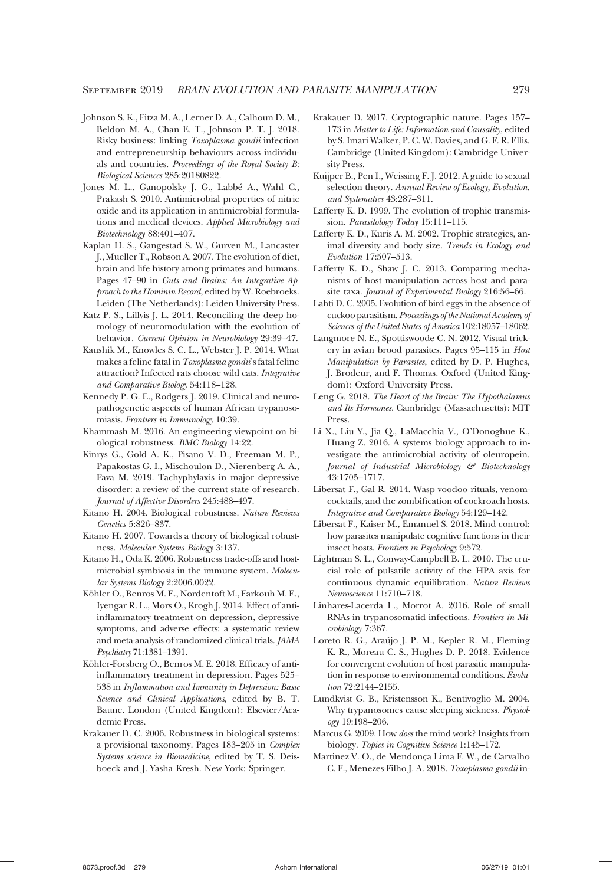Johnson S. K., Fitza M. A., Lerner D. A., Calhoun D. M., Beldon M. A., Chan E. T., Johnson P. T. J. 2018. Risky business: linking *Toxoplasma gondii* infection and entrepreneurship behaviours across individuals and countries. *Proceedings of the Royal Society B: Biological Sciences* 285:20180822.

Jones M. L., Ganopolsky J. G., Labbé A., Wahl C., Prakash S. 2010. Antimicrobial properties of nitric oxide and its application in antimicrobial formulations and medical devices. *Applied Microbiology and Biotechnology* 88:401–407.

Kaplan H. S., Gangestad S. W., Gurven M., Lancaster J., Mueller T., Robson A. 2007. The evolution of diet, brain and life history among primates and humans. Pages 47–90 in *Guts and Brains: An Integrative Approach to the Hominin Record*, edited by W. Roebroeks. Leiden (The Netherlands): Leiden University Press.

Katz P. S., Lillvis J. L. 2014. Reconciling the deep homology of neuromodulation with the evolution of behavior. *Current Opinion in Neurobiology* 29:39–47.

Kaushik M., Knowles S. C. L., Webster J. P. 2014. What makes a feline fatal in *Toxoplasma gondii*'s fatal feline attraction? Infected rats choose wild cats. *Integrative and Comparative Biology* 54:118–128.

Kennedy P. G. E., Rodgers J. 2019. Clinical and neuropathogenetic aspects of human African trypanosomiasis. *Frontiers in Immunology* 10:39.

Khammash M. 2016. An engineering viewpoint on biological robustness. *BMC Biology* 14:22.

Kinrys G., Gold A. K., Pisano V. D., Freeman M. P., Papakostas G. I., Mischoulon D., Nierenberg A. A., Fava M. 2019. Tachyphylaxis in major depressive disorder: a review of the current state of research. *Journal of Affective Disorders* 245:488–497.

Kitano H. 2004. Biological robustness. *Nature Reviews Genetics* 5:826–837.

Kitano H. 2007. Towards a theory of biological robustness. *Molecular Systems Biology* 3:137.

Kitano H., Oda K. 2006. Robustness trade-offs and host-microbial symbiosis in the immune system. *Molecular Systems Biology* 2:2006.0022.

Köhler O., Benros M. E., Nordentoft M., Farkouh M. E., Iyengar R. L., Mors O., Krogh J. 2014. Effect of anti-inflammatory treatment on depression, depressive symptoms, and adverse effects: a systematic review and meta-analysis of randomized clinical trials. *JAMA Psychiatry* 71:1381–1391.

Köhler-Forsberg O., Benros M. E. 2018. Efficacy of anti-inflammatory treatment in depression. Pages 525–538 in *Inflammation and Immunity in Depression: Basic Science and Clinical Applications*, edited by B. T. Baune. London (United Kingdom): Elsevier/Academic Press.

Krakauer D. C. 2006. Robustness in biological systems: a provisional taxonomy. Pages 183–205 in *Complex Systems science in Biomedicine*, edited by T. S. Deisboeck and J. Yasha Kresh. New York: Springer.

Krakauer D. 2017. Cryptographic nature. Pages 157–173 in *Matter to Life: Information and Causality*, edited by S. Imari Walker, P. C. W. Davies, and G. F. R. Ellis. Cambridge (United Kingdom): Cambridge University Press.

Kuijper B., Pen I., Weissing F. J. 2012. A guide to sexual selection theory. *Annual Review of Ecology, Evolution, and Systematics* 43:287–311.

Lafferty K. D. 1999. The evolution of trophic transmission. *Parasitology Today* 15:111–115.

Lafferty K. D., Kuris A. M. 2002. Trophic strategies, animal diversity and body size. *Trends in Ecology and Evolution* 17:507–513.

Lafferty K. D., Shaw J. C. 2013. Comparing mechanisms of host manipulation across host and parasite taxa. *Journal of Experimental Biology* 216:56–66.

Lahti D. C. 2005. Evolution of bird eggs in the absence of cuckoo parasitism. *Proceedings of the National Academy of Sciences of the United States of America* 102:18057–18062.

Langmore N. E., Spottiswoode C. N. 2012. Visual trickery in avian brood parasites. Pages 95–115 in *Host Manipulation by Parasites*, edited by D. P. Hughes, J. Brodeur, and F. Thomas. Oxford (United Kingdom): Oxford University Press.

Leng G. 2018. *The Heart of the Brain: The Hypothalamus and Its Hormones*. Cambridge (Massachusetts): MIT Press.

Li X., Liu Y., Jia Q., LaMacchia V., O'Donoghue K., Huang Z. 2016. A systems biology approach to investigate the antimicrobial activity of oleuropein. *Journal of Industrial Microbiology & Biotechnology* 43:1705–1717.

Libersat F., Gal R. 2014. Wasp voodoo rituals, venom-cocktails, and the zombification of cockroach hosts. *Integrative and Comparative Biology* 54:129–142.

Libersat F., Kaiser M., Emanuel S. 2018. Mind control: how parasites manipulate cognitive functions in their insect hosts. *Frontiers in Psychology* 9:572.

Lightman S. L., Conway-Campbell B. L. 2010. The crucial role of pulsatile activity of the HPA axis for continuous dynamic equilibration. *Nature Reviews Neuroscience* 11:710–718.

Linhares-Lacerda L., Morrot A. 2016. Role of small RNAs in trypanosomatid infections. *Frontiers in Microbiology* 7:367.

Loreto R. G., Araújo J. P. M., Kepler R. M., Fleming K. R., Moreau C. S., Hughes D. P. 2018. Evidence for convergent evolution of host parasitic manipulation in response to environmental conditions. *Evolution* 72:2144–2155.

Lundkvist G. B., Kristensson K., Bentivoglio M. 2004. Why trypanosomes cause sleeping sickness. *Physiology* 19:198–206.

Marcus G. 2009. How *does* the mind work? Insights from biology. *Topics in Cognitive Science* 1:145–172.

Martinez V. O., de Mendonça Lima F. W., de Carvalho C. F., Menezes-Filho J. A. 2018. *Toxoplasma gondii* in-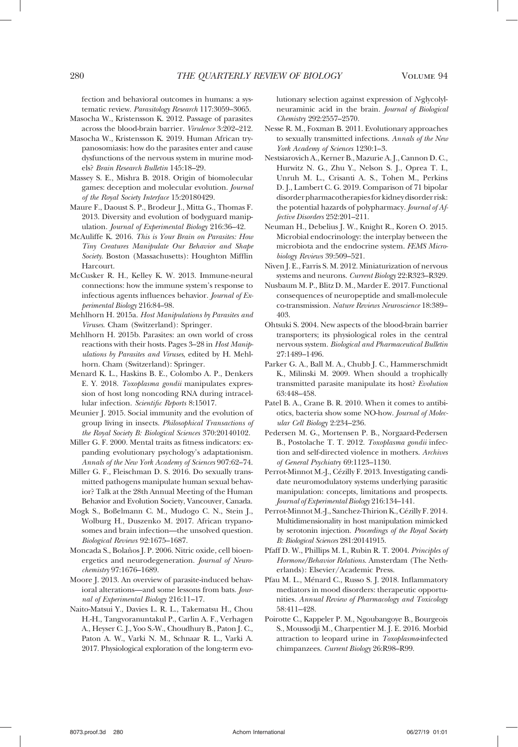fection and behavioral outcomes in humans: a systematic review. *Parasitology Research* 117:3059–3065.

Masocha W., Kristensson K. 2012. Passage of parasites across the blood-brain barrier. *Virulence* 3:202–212.

Masocha W., Kristensson K. 2019. Human African trypanosomiasis: how do the parasites enter and cause dysfunctions of the nervous system in murine models? *Brain Research Bulletin* 145:18–29.

Massey S. E., Mishra B. 2018. Origin of biomolecular games: deception and molecular evolution. *Journal of the Royal Society Interface* 15:20180429.

Maure F., Daoust S. P., Brodeur J., Mitta G., Thomas F. 2013. Diversity and evolution of bodyguard manipulation. *Journal of Experimental Biology* 216:36–42.

McAuliffe K. 2016. *This is Your Brain on Parasites: How Tiny Creatures Manipulate Our Behavior and Shape Society*. Boston (Massachusetts): Houghton Mifflin Harcourt.

McCusker R. H., Kelley K. W. 2013. Immune-neural connections: how the immune system's response to infectious agents influences behavior. *Journal of Experimental Biology* 216:84–98.

Mehlhorn H. 2015a. *Host Manipulations by Parasites and Viruses*. Cham (Switzerland): Springer.

Mehlhorn H. 2015b. Parasites: an own world of cross reactions with their hosts. Pages 3–28 in *Host Manipulations by Parasites and Viruses*, edited by H. Mehlhorn. Cham (Switzerland): Springer.

Menard K. L., Haskins B. E., Colombo A. P., Denkers E. Y. 2018. *Toxoplasma gondii* manipulates expression of host long noncoding RNA during intracellular infection. *Scientific Reports* 8:15017.

Meunier J. 2015. Social immunity and the evolution of group living in insects. *Philosophical Transactions of the Royal Society B: Biological Sciences* 370:20140102.

Miller G. F. 2000. Mental traits as fitness indicators: expanding evolutionary psychology's adaptationism. *Annals of the New York Academy of Sciences* 907:62–74.

Miller G. F., Fleischman D. S. 2016. Do sexually transmitted pathogens manipulate human sexual behavior? Talk at the 28th Annual Meeting of the Human Behavior and Evolution Society, Vancouver, Canada.

Mogk S., Boßelmann C. M., Mudogo C. N., Stein J., Wolburg H., Duszenko M. 2017. African trypanosomes and brain infection—the unsolved question. *Biological Reviews* 92:1675–1687.

Moncada S., Bolaños J. P. 2006. Nitric oxide, cell bioenergetics and neurodegeneration. *Journal of Neurochemistry* 97:1676–1689.

Moore J. 2013. An overview of parasite-induced behavioral alterations—and some lessons from bats. *Journal of Experimental Biology* 216:11–17.

Naito-Matsui Y., Davies L. R. L., Takematsu H., Chou H.-H., Tangvoranuntakul P., Carlin A. F., Verhagen A., Heyser C. J., Yoo S.-W., Choudhury B., Paton J. C., Paton A. W., Varki N. M., Schnaar R. L., Varki A. 2017. Physiological exploration of the long-term evolutionary selection against expression of *N*-glycolylneuraminic acid in the brain. *Journal of Biological Chemistry* 292:2557–2570.

Nesse R. M., Foxman B. 2011. Evolutionary approaches to sexually transmitted infections. *Annals of the New York Academy of Sciences* 1230:1–3.

Nestsiarovich A., Kerner B., Mazurie A. J., Cannon D. C., Hurwitz N. G., Zhu Y., Nelson S. J., Oprea T. I., Unruh M. L., Crisanti A. S., Tohen M., Perkins D. J., Lambert C. G. 2019. Comparison of 71 bipolar disorder pharmacotherapies for kidney disorder risk: the potential hazards of polypharmacy. *Journal of Affective Disorders* 252:201–211.

Neuman H., Debelius J. W., Knight R., Koren O. 2015. Microbial endocrinology: the interplay between the microbiota and the endocrine system. *FEMS Microbiology Reviews* 39:509–521.

Niven J. E., Farris S. M. 2012. Miniaturization of nervous systems and neurons. *Current Biology* 22:R323–R329.

Nusbaum M. P., Blitz D. M., Marder E. 2017. Functional consequences of neuropeptide and small-molecule co-transmission. *Nature Reviews Neuroscience* 18:389–403.

Ohtsuki S. 2004. New aspects of the blood-brain barrier transporters; its physiological roles in the central nervous system. *Biological and Pharmaceutical Bulletin* 27:1489–1496.

Parker G. A., Ball M. A., Chubb J. C., Hammerschmidt K., Milinski M. 2009. When should a trophically transmitted parasite manipulate its host? *Evolution* 63:448–458.

Patel B. A., Crane B. R. 2010. When it comes to antibiotics, bacteria show some NO-how. *Journal of Molecular Cell Biology* 2:234–236.

Pedersen M. G., Mortensen P. B., Norgaard-Pedersen B., Postolache T. T. 2012. *Toxoplasma gondii* infection and self-directed violence in mothers. *Archives of General Psychiatry* 69:1123–1130.

Perrot-Minnot M.-J., Cézilly F. 2013. Investigating candidate neuromodulatory systems underlying parasitic manipulation: concepts, limitations and prospects. *Journal of Experimental Biology* 216:134–141.

Perrot-Minnot M.-J., Sanchez-Thirion K., Cézilly F. 2014. Multidimensionality in host manipulation mimicked by serotonin injection. *Proceedings of the Royal Society B: Biological Sciences* 281:20141915.

Pfaff D. W., Phillips M. I., Rubin R. T. 2004. *Principles of Hormone/Behavior Relations*. Amsterdam (The Netherlands): Elsevier/Academic Press.

Pfau M. L., Ménard C., Russo S. J. 2018. Inflammatory mediators in mood disorders: therapeutic opportunities. *Annual Review of Pharmacology and Toxicology* 58:411–428.

Poirotte C., Kappeler P. M., Ngoubangoye B., Bourgeois S., Moussodji M., Charpentier M. J. E. 2016. Morbid attraction to leopard urine in *Toxoplasma*-infected chimpanzees. *Current Biology* 26:R98–R99.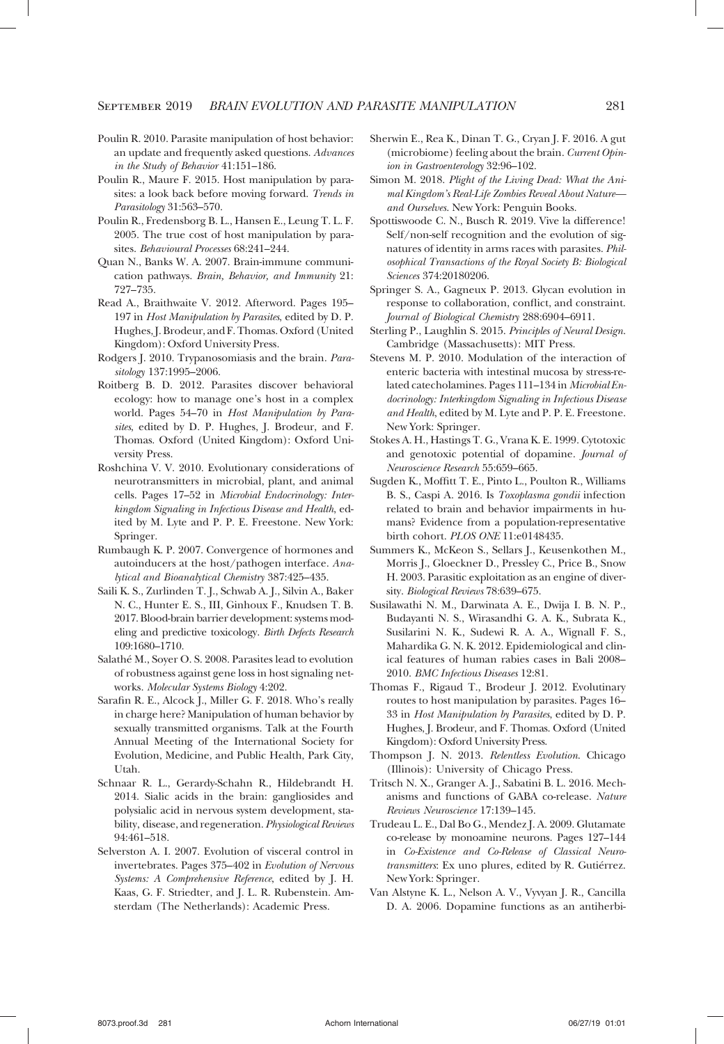Poulin R. 2010. Parasite manipulation of host behavior: an update and frequently asked questions. *Advances in the Study of Behavior* 41:151–186.

Poulin R., Maure F. 2015. Host manipulation by parasites: a look back before moving forward. *Trends in Parasitology* 31:563–570.

Poulin R., Fredensborg B. L., Hansen E., Leung T. L. F. 2005. The true cost of host manipulation by parasites. *Behavioural Processes* 68:241–244.

Quan N., Banks W. A. 2007. Brain-immune communication pathways. *Brain, Behavior, and Immunity* 21: 727–735.

Read A., Braithwaite V. 2012. Afterword. Pages 195–197 in *Host Manipulation by Parasites*, edited by D. P. Hughes, J. Brodeur, and F. Thomas. Oxford (United Kingdom): Oxford University Press.

Rodgers J. 2010. Trypanosomiasis and the brain. *Parasitology* 137:1995–2006.

Roitberg B. D. 2012. Parasites discover behavioral ecology: how to manage one's host in a complex world. Pages 54–70 in *Host Manipulation by Parasites*, edited by D. P. Hughes, J. Brodeur, and F. Thomas. Oxford (United Kingdom): Oxford University Press.

Roshchina V. V. 2010. Evolutionary considerations of neurotransmitters in microbial, plant, and animal cells. Pages 17–52 in *Microbial Endocrinology: Interkingdom Signaling in Infectious Disease and Health*, edited by M. Lyte and P. P. E. Freestone. New York: Springer.

Rumbaugh K. P. 2007. Convergence of hormones and autoinducers at the host/pathogen interface. *Analytical and Bioanalytical Chemistry* 387:425–435.

Saili K. S., Zurlinden T. J., Schwab A. J., Silvin A., Baker N. C., Hunter E. S., III, Ginhoux F., Knudsen T. B. 2017. Blood-brain barrier development: systems modeling and predictive toxicology. *Birth Defects Research* 109:1680–1710.

Salathé M., Soyer O. S. 2008. Parasites lead to evolution of robustness against gene loss in host signaling networks. *Molecular Systems Biology* 4:202.

Sarafin R. E., Alcock J., Miller G. F. 2018. Who's really in charge here? Manipulation of human behavior by sexually transmitted organisms. Talk at the Fourth Annual Meeting of the International Society for Evolution, Medicine, and Public Health, Park City, Utah.

Schnaar R. L., Gerardy-Schahn R., Hildebrandt H. 2014. Sialic acids in the brain: gangliosides and polysialic acid in nervous system development, stability, disease, and regeneration. *Physiological Reviews* 94:461–518.

Selverston A. I. 2007. Evolution of visceral control in invertebrates. Pages 375–402 in *Evolution of Nervous Systems: A Comprehensive Reference*, edited by J. H. Kaas, G. F. Striedter, and J. L. R. Rubenstein. Amsterdam (The Netherlands): Academic Press.

Sherwin E., Rea K., Dinan T. G., Cryan J. F. 2016. A gut (microbiome) feeling about the brain. *Current Opinion in Gastroenterology* 32:96–102.

Simon M. 2018. *Plight of the Living Dead: What the Animal Kingdom's Real-Life Zombies Reveal About Nature—and Ourselves*. New York: Penguin Books.

Spottiswoode C. N., Busch R. 2019. Vive la difference! Self/non-self recognition and the evolution of signatures of identity in arms races with parasites. *Philosophical Transactions of the Royal Society B: Biological Sciences* 374:20180206.

Springer S. A., Gagneux P. 2013. Glycan evolution in response to collaboration, conflict, and constraint. *Journal of Biological Chemistry* 288:6904–6911.

Sterling P., Laughlin S. 2015. *Principles of Neural Design*. Cambridge (Massachusetts): MIT Press.

Stevens M. P. 2010. Modulation of the interaction of enteric bacteria with intestinal mucosa by stress-related catecholamines. Pages 111–134 in *Microbial Endocrinology: Interkingdom Signaling in Infectious Disease and Health*, edited by M. Lyte and P. P. E. Freestone. New York: Springer.

Stokes A. H., Hastings T. G., Vrana K. E. 1999. Cytotoxic and genotoxic potential of dopamine. *Journal of Neuroscience Research* 55:659–665.

Sugden K., Moffitt T. E., Pinto L., Poulton R., Williams B. S., Caspi A. 2016. Is *Toxoplasma gondii* infection related to brain and behavior impairments in humans? Evidence from a population-representative birth cohort. *PLOS ONE* 11:e0148435.

Summers K., McKeon S., Sellars J., Keusenkothen M., Morris J., Gloeckner D., Pressley C., Price B., Snow H. 2003. Parasitic exploitation as an engine of diversity. *Biological Reviews* 78:639–675.

Susilawathi N. M., Darwinata A. E., Dwija I. B. N. P., Budayanti N. S., Wirasandhi G. A. K., Subrata K., Susilarini N. K., Sudewi R. A. A., Wignall F. S., Mahardika G. N. K. 2012. Epidemiological and clinical features of human rabies cases in Bali 2008–2010. *BMC Infectious Diseases* 12:81.

Thomas F., Rigaud T., Brodeur J. 2012. Evolutinary routes to host manipulation by parasites. Pages 16–33 in *Host Manipulation by Parasites*, edited by D. P. Hughes, J. Brodeur, and F. Thomas. Oxford (United Kingdom): Oxford University Press.

Thompson J. N. 2013. *Relentless Evolution*. Chicago (Illinois): University of Chicago Press.

Tritsch N. X., Granger A. J., Sabatini B. L. 2016. Mechanisms and functions of GABA co-release. *Nature Reviews Neuroscience* 17:139–145.

Trudeau L. E., Dal Bo G., Mendez J. A. 2009. Glutamate co-release by monoamine neurons. Pages 127–144 in *Co-Existence and Co-Release of Classical Neurotransmitters*: Ex uno plures, edited by R. Gutiérrez. New York: Springer.

Van Alstyne K. L., Nelson A. V., Vyvyan J. R., Cancilla D. A. 2006. Dopamine functions as an antiherbi-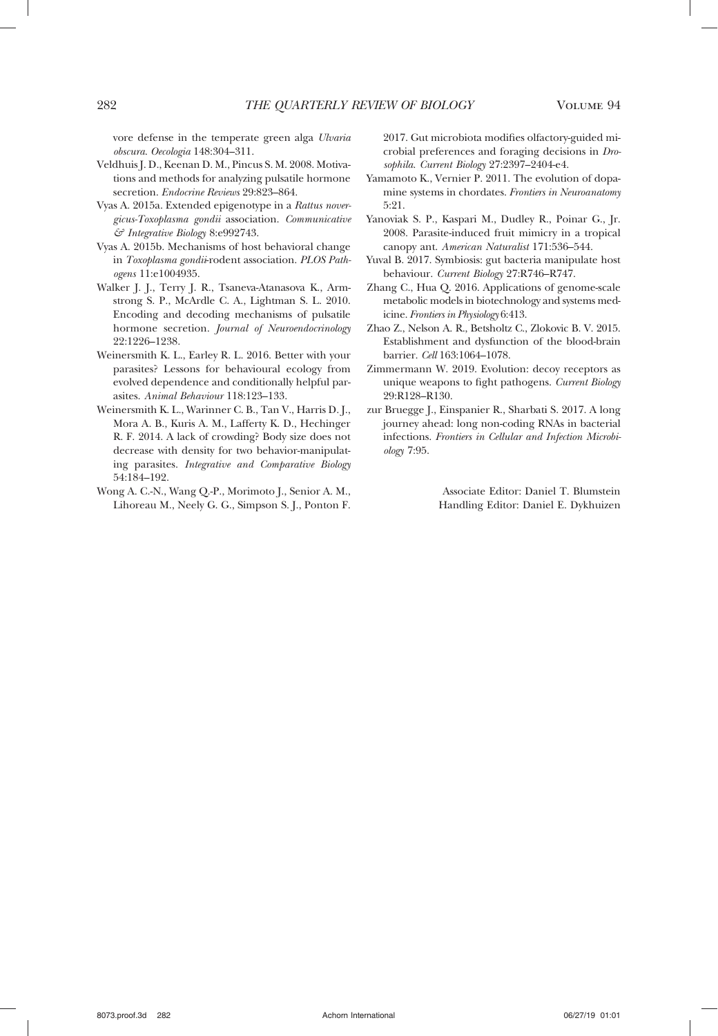vore defense in the temperate green alga *Ulvaria obscura*. *Oecologia* 148:304–311.

Veldhuis J. D., Keenan D. M., Pincus S. M. 2008. Motivations and methods for analyzing pulsatile hormone secretion. *Endocrine Reviews* 29:823–864.

Vyas A. 2015a. Extended epigenotype in a *Rattus novergicus-Toxoplasma gondii* association. *Communicative & Integrative Biology* 8:e992743.

Vyas A. 2015b. Mechanisms of host behavioral change in *Toxoplasma gondii*-rodent association. *PLOS Pathogens* 11:e1004935.

Walker J. J., Terry J. R., Tsaneva-Atanasova K., Armstrong S. P., McArdle C. A., Lightman S. L. 2010. Encoding and decoding mechanisms of pulsatile hormone secretion. *Journal of Neuroendocrinology* 22:1226–1238.

Weinersmith K. L., Earley R. L. 2016. Better with your parasites? Lessons for behavioural ecology from evolved dependence and conditionally helpful parasites. *Animal Behaviour* 118:123–133.

Weinersmith K. L., Warinner C. B., Tan V., Harris D. J., Mora A. B., Kuris A. M., Lafferty K. D., Hechinger R. F. 2014. A lack of crowding? Body size does not decrease with density for two behavior-manipulating parasites. *Integrative and Comparative Biology* 54:184–192.

Wong A. C.-N., Wang Q.-P., Morimoto J., Senior A. M., Lihoreau M., Neely G. G., Simpson S. J., Ponton F. 2017. Gut microbiota modifies olfactory-guided microbial preferences and foraging decisions in *Drosophila*. *Current Biology* 27:2397–2404-e4.

Yamamoto K., Vernier P. 2011. The evolution of dopamine systems in chordates. *Frontiers in Neuroanatomy* 5:21.

Yanoviak S. P., Kaspari M., Dudley R., Poinar G., Jr. 2008. Parasite-induced fruit mimicry in a tropical canopy ant. *American Naturalist* 171:536–544.

Yuval B. 2017. Symbiosis: gut bacteria manipulate host behaviour. *Current Biology* 27:R746–R747.

Zhang C., Hua Q. 2016. Applications of genome-scale metabolic models in biotechnology and systems medicine. *Frontiers in Physiology* 6:413.

Zhao Z., Nelson A. R., Betsholtz C., Zlokovic B. V. 2015. Establishment and dysfunction of the blood-brain barrier. *Cell* 163:1064–1078.

Zimmermann W. 2019. Evolution: decoy receptors as unique weapons to fight pathogens. *Current Biology* 29:R128–R130.

zur Bruegge J., Einspanier R., Sharbati S. 2017. A long journey ahead: long non-coding RNAs in bacterial infections. *Frontiers in Cellular and Infection Microbiology* 7:95.

Associate Editor: Daniel T. Blumstein
Handling Editor: Daniel E. Dykhuizen